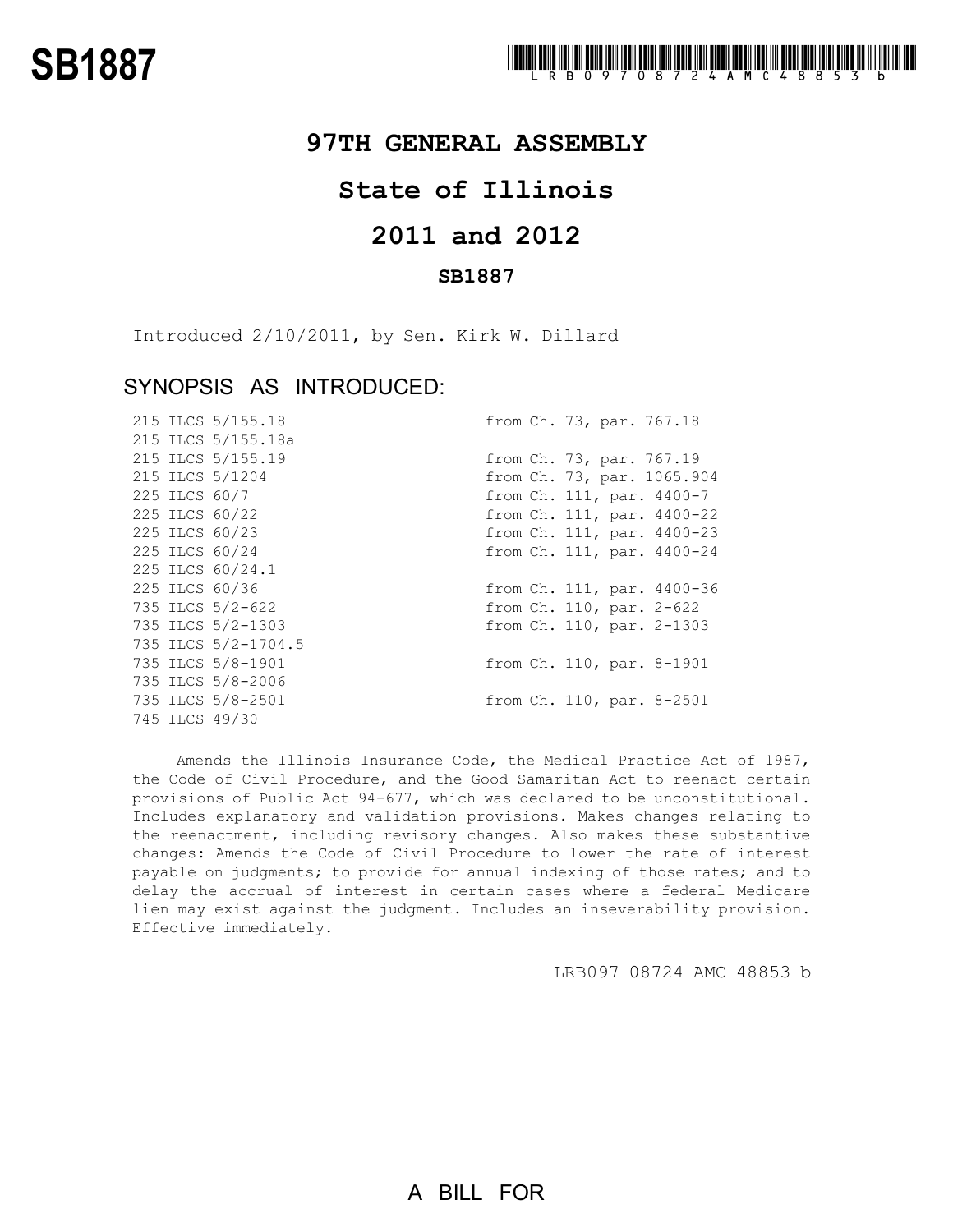# SB1887

LRB09708724AMC48853b

## 97TH GENERAL ASSEMBLY

## State of Illinois

## 2011 and 2012

### SB1887

Introduced 2/10/2011, by Sen. Kirk W. Dillard

### SYNOPSIS AS INTRODUCED:

| | |
|---|---|
| 215 ILCS 5/155.18 | from Ch. 73, par. 767.18 |
| 215 ILCS 5/155.18a | |
| 215 ILCS 5/155.19 | from Ch. 73, par. 767.19 |
| 215 ILCS 5/1204 | from Ch. 73, par. 1065.904 |
| 225 ILCS 60/7 | from Ch. 111, par. 4400-7 |
| 225 ILCS 60/22 | from Ch. 111, par. 4400-22 |
| 225 ILCS 60/23 | from Ch. 111, par. 4400-23 |
| 225 ILCS 60/24 | from Ch. 111, par. 4400-24 |
| 225 ILCS 60/24.1 | |
| 225 ILCS 60/36 | from Ch. 111, par. 4400-36 |
| 735 ILCS 5/2-622 | from Ch. 110, par. 2-622 |
| 735 ILCS 5/2-1303 | from Ch. 110, par. 2-1303 |
| 735 ILCS 5/2-1704.5 | |
| 735 ILCS 5/8-1901 | from Ch. 110, par. 8-1901 |
| 735 ILCS 5/8-2006 | |
| 735 ILCS 5/8-2501 | from Ch. 110, par. 8-2501 |
| 745 ILCS 49/30 | |

Amends the Illinois Insurance Code, the Medical Practice Act of 1987, the Code of Civil Procedure, and the Good Samaritan Act to reenact certain provisions of Public Act 94-677, which was declared to be unconstitutional. Includes explanatory and validation provisions. Makes changes relating to the reenactment, including revisory changes. Also makes these substantive changes: Amends the Code of Civil Procedure to lower the rate of interest payable on judgments; to provide for annual indexing of those rates; and to delay the accrual of interest in certain cases where a federal Medicare lien may exist against the judgment. Includes an inseverability provision. Effective immediately.

LRB097 08724 AMC 48853 b

A BILL FOR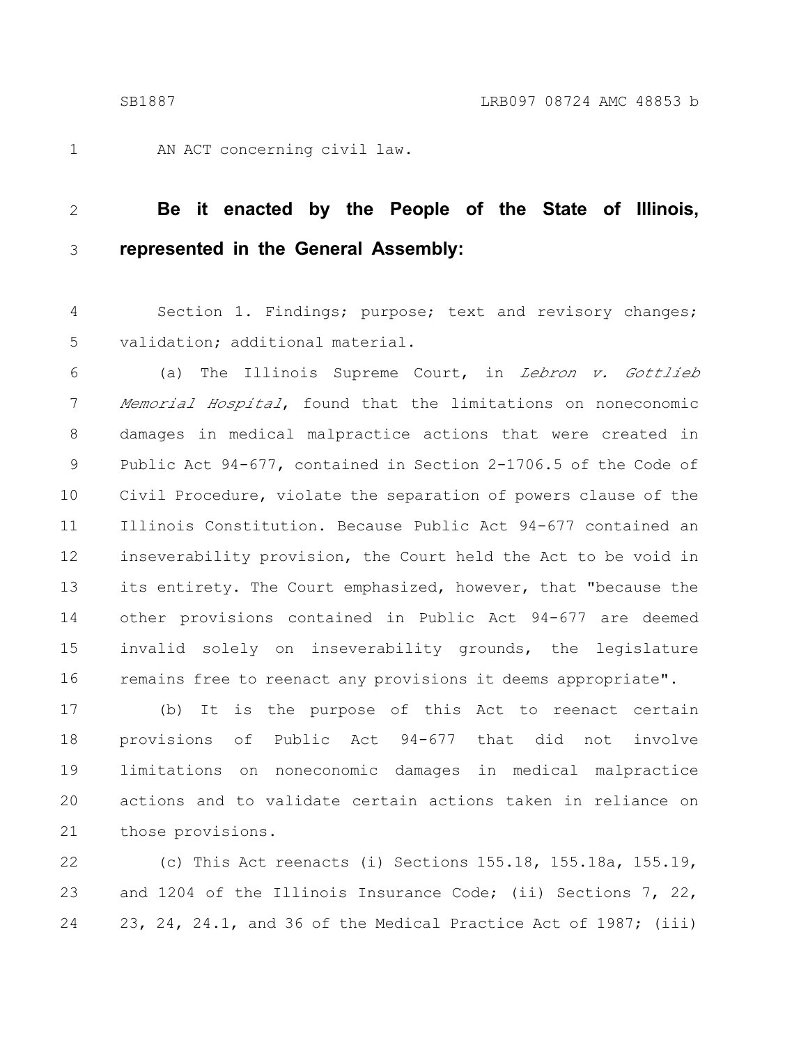AN ACT concerning civil law.

**Be it enacted by the People of the State of Illinois, represented in the General Assembly:**

Section 1. Findings; purpose; text and revisory changes; validation; additional material.

(a) The Illinois Supreme Court, in *Lebron v. Gottlieb Memorial Hospital*, found that the limitations on noneconomic damages in medical malpractice actions that were created in Public Act 94-677, contained in Section 2-1706.5 of the Code of Civil Procedure, violate the separation of powers clause of the Illinois Constitution. Because Public Act 94-677 contained an inseverability provision, the Court held the Act to be void in its entirety. The Court emphasized, however, that "because the other provisions contained in Public Act 94-677 are deemed invalid solely on inseverability grounds, the legislature remains free to reenact any provisions it deems appropriate".

(b) It is the purpose of this Act to reenact certain provisions of Public Act 94-677 that did not involve limitations on noneconomic damages in medical malpractice actions and to validate certain actions taken in reliance on those provisions.

(c) This Act reenacts (i) Sections 155.18, 155.18a, 155.19, and 1204 of the Illinois Insurance Code; (ii) Sections 7, 22, 23, 24, 24.1, and 36 of the Medical Practice Act of 1987; (iii)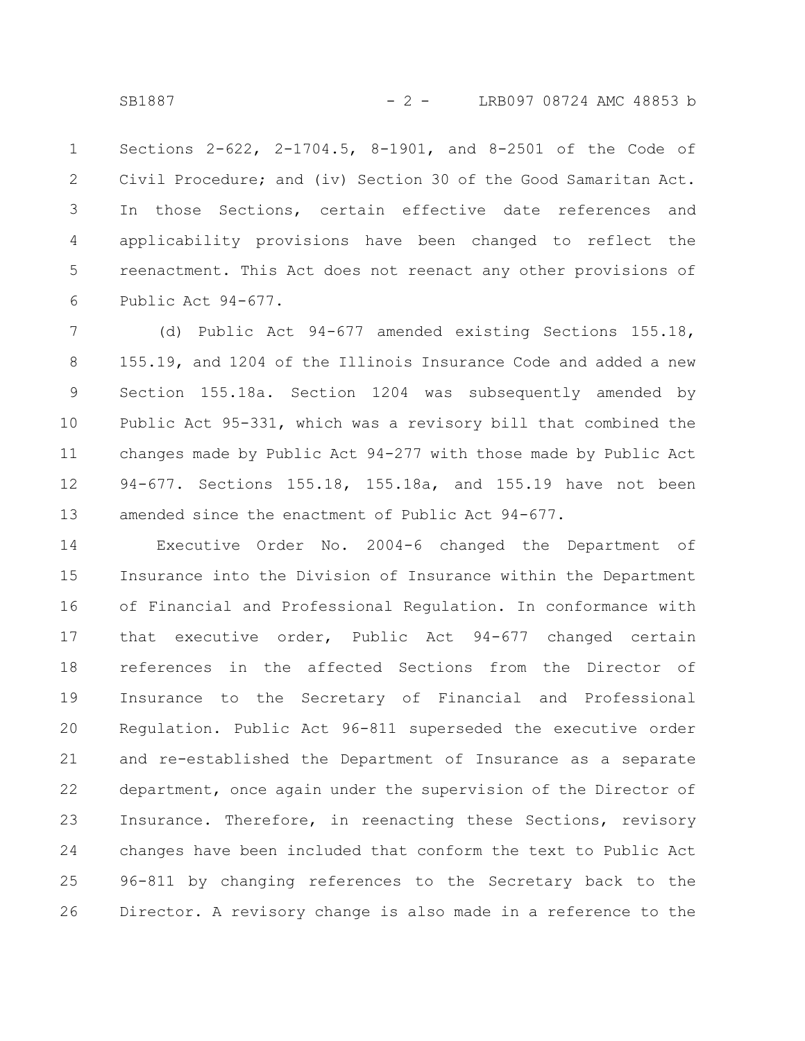Sections 2-622, 2-1704.5, 8-1901, and 8-2501 of the Code of Civil Procedure; and (iv) Section 30 of the Good Samaritan Act. In those Sections, certain effective date references and applicability provisions have been changed to reflect the reenactment. This Act does not reenact any other provisions of Public Act 94-677.

(d) Public Act 94-677 amended existing Sections 155.18, 155.19, and 1204 of the Illinois Insurance Code and added a new Section 155.18a. Section 1204 was subsequently amended by Public Act 95-331, which was a revisory bill that combined the changes made by Public Act 94-277 with those made by Public Act 94-677. Sections 155.18, 155.18a, and 155.19 have not been amended since the enactment of Public Act 94-677.

Executive Order No. 2004-6 changed the Department of Insurance into the Division of Insurance within the Department of Financial and Professional Regulation. In conformance with that executive order, Public Act 94-677 changed certain references in the affected Sections from the Director of Insurance to the Secretary of Financial and Professional Regulation. Public Act 96-811 superseded the executive order and re-established the Department of Insurance as a separate department, once again under the supervision of the Director of Insurance. Therefore, in reenacting these Sections, revisory changes have been included that conform the text to Public Act 96-811 by changing references to the Secretary back to the Director. A revisory change is also made in a reference to the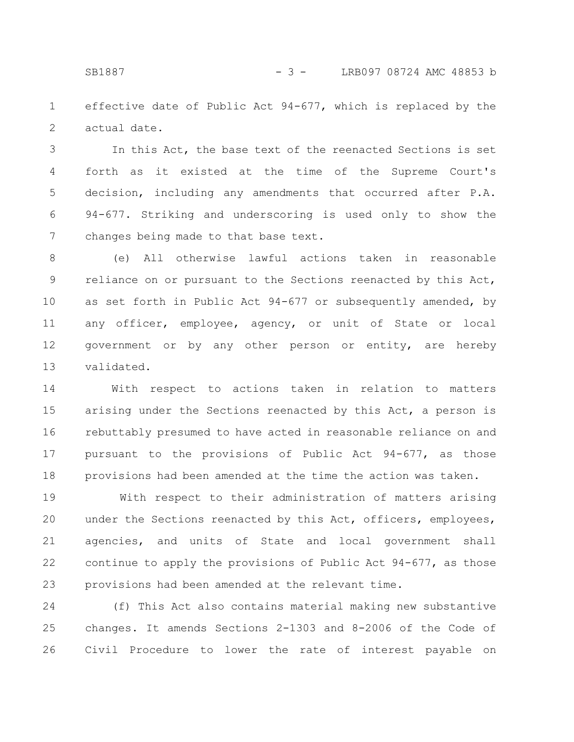effective date of Public Act 94-677, which is replaced by the actual date.

In this Act, the base text of the reenacted Sections is set forth as it existed at the time of the Supreme Court's decision, including any amendments that occurred after P.A. 94-677. Striking and underscoring is used only to show the changes being made to that base text.

(e) All otherwise lawful actions taken in reasonable reliance on or pursuant to the Sections reenacted by this Act, as set forth in Public Act 94-677 or subsequently amended, by any officer, employee, agency, or unit of State or local government or by any other person or entity, are hereby validated.

With respect to actions taken in relation to matters arising under the Sections reenacted by this Act, a person is rebuttably presumed to have acted in reasonable reliance on and pursuant to the provisions of Public Act 94-677, as those provisions had been amended at the time the action was taken.

With respect to their administration of matters arising under the Sections reenacted by this Act, officers, employees, agencies, and units of State and local government shall continue to apply the provisions of Public Act 94-677, as those provisions had been amended at the relevant time.

(f) This Act also contains material making new substantive changes. It amends Sections 2-1303 and 8-2006 of the Code of Civil Procedure to lower the rate of interest payable on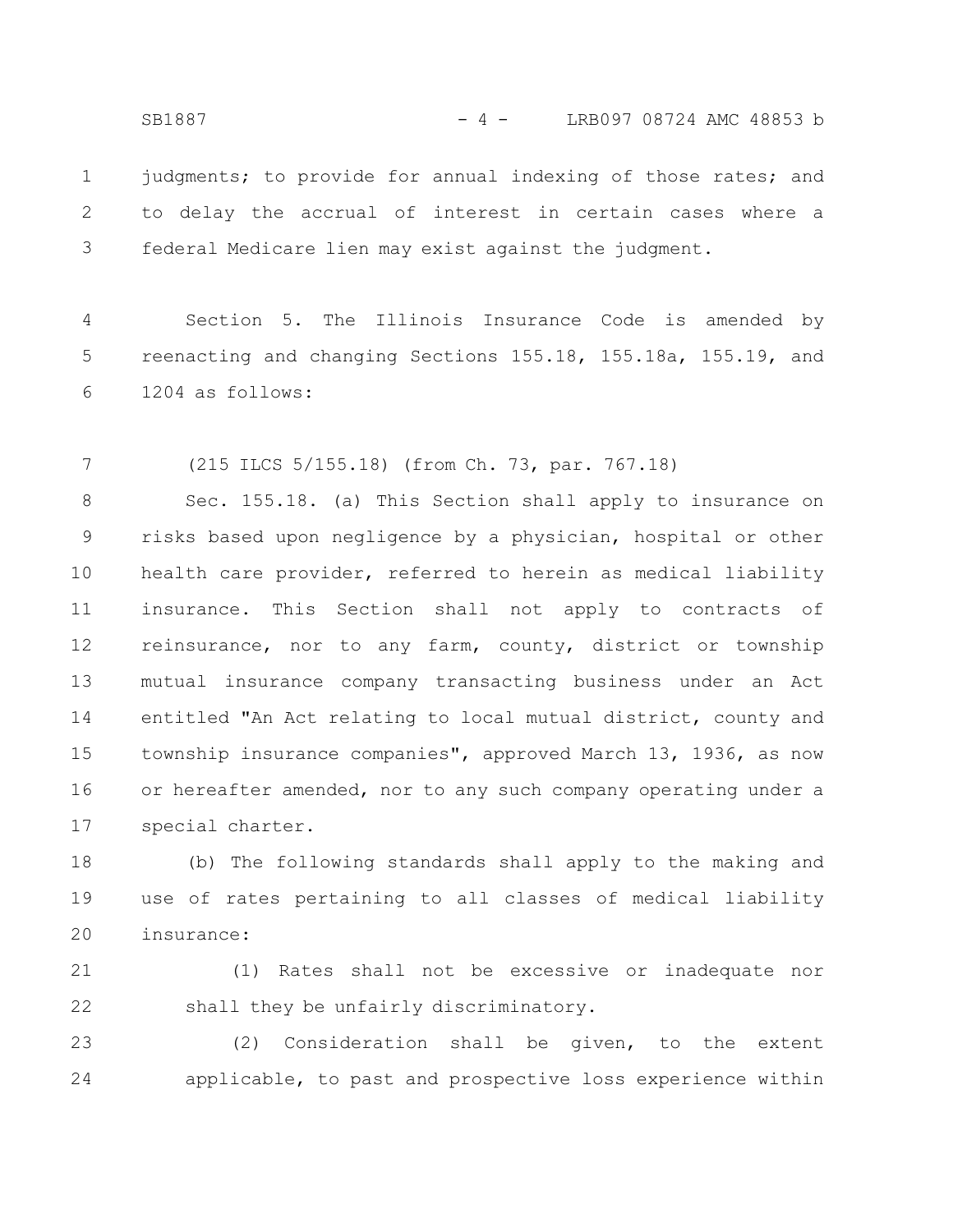judgments; to provide for annual indexing of those rates; and to delay the accrual of interest in certain cases where a federal Medicare lien may exist against the judgment.

Section 5. The Illinois Insurance Code is amended by reenacting and changing Sections 155.18, 155.18a, 155.19, and 1204 as follows:

(215 ILCS 5/155.18) (from Ch. 73, par. 767.18)

Sec. 155.18. (a) This Section shall apply to insurance on risks based upon negligence by a physician, hospital or other health care provider, referred to herein as medical liability insurance. This Section shall not apply to contracts of reinsurance, nor to any farm, county, district or township mutual insurance company transacting business under an Act entitled "An Act relating to local mutual district, county and township insurance companies", approved March 13, 1936, as now or hereafter amended, nor to any such company operating under a special charter.

(b) The following standards shall apply to the making and use of rates pertaining to all classes of medical liability insurance:

(1) Rates shall not be excessive or inadequate nor shall they be unfairly discriminatory.

(2) Consideration shall be given, to the extent applicable, to past and prospective loss experience within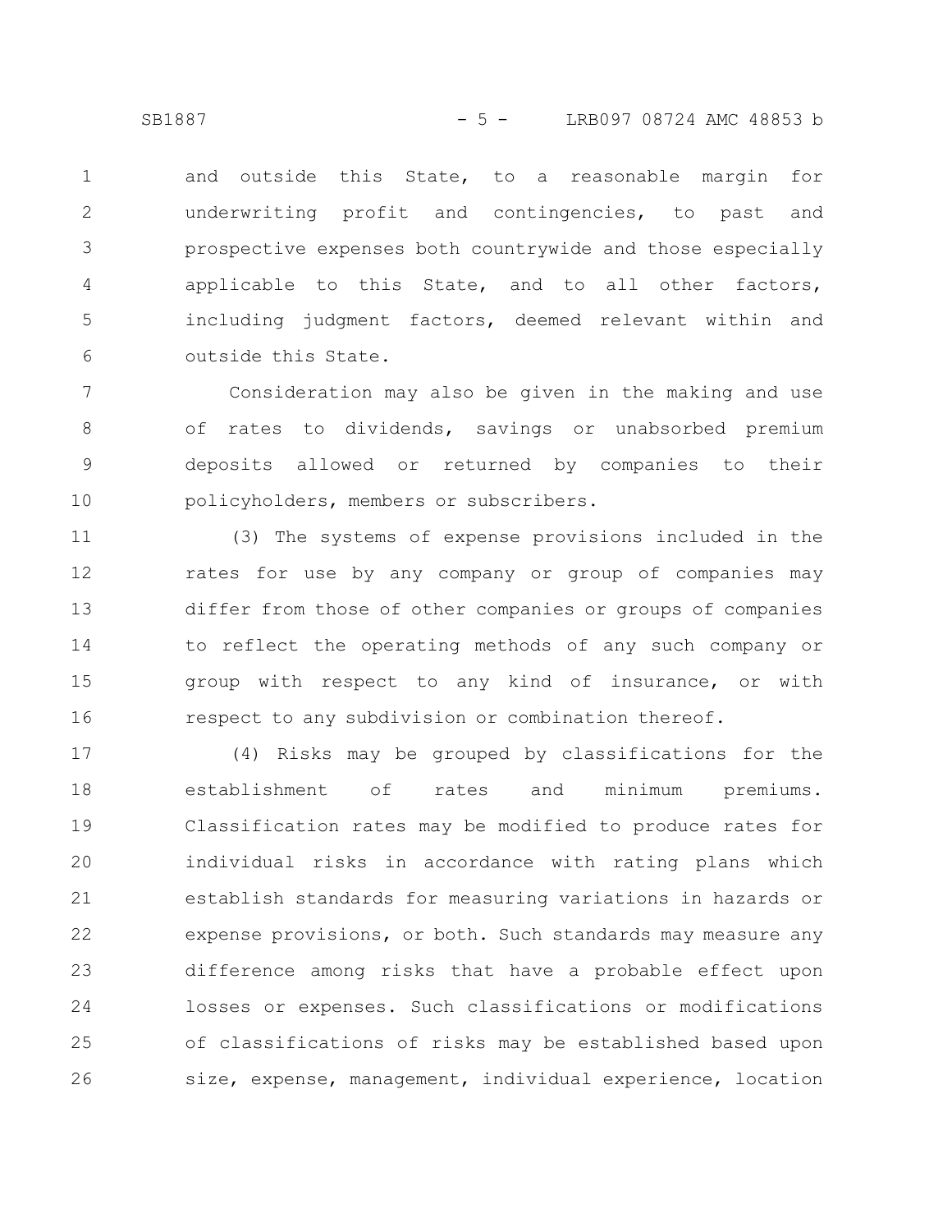and outside this State, to a reasonable margin for underwriting profit and contingencies, to past and prospective expenses both countrywide and those especially applicable to this State, and to all other factors, including judgment factors, deemed relevant within and outside this State.

Consideration may also be given in the making and use of rates to dividends, savings or unabsorbed premium deposits allowed or returned by companies to their policyholders, members or subscribers.

(3) The systems of expense provisions included in the rates for use by any company or group of companies may differ from those of other companies or groups of companies to reflect the operating methods of any such company or group with respect to any kind of insurance, or with respect to any subdivision or combination thereof.

(4) Risks may be grouped by classifications for the establishment of rates and minimum premiums. Classification rates may be modified to produce rates for individual risks in accordance with rating plans which establish standards for measuring variations in hazards or expense provisions, or both. Such standards may measure any difference among risks that have a probable effect upon losses or expenses. Such classifications or modifications of classifications of risks may be established based upon size, expense, management, individual experience, location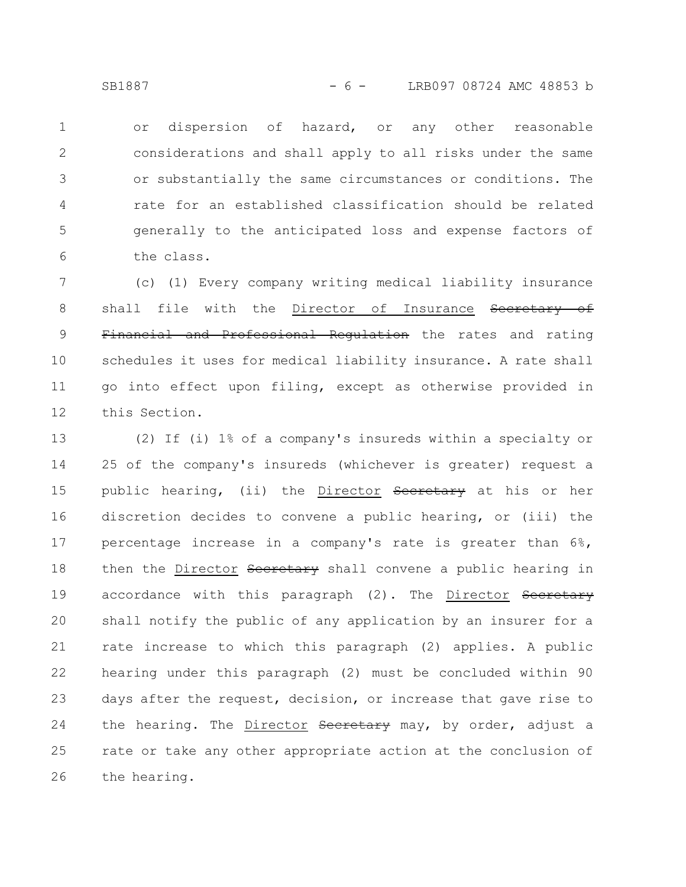or dispersion of hazard, or any other reasonable considerations and shall apply to all risks under the same or substantially the same circumstances or conditions. The rate for an established classification should be related generally to the anticipated loss and expense factors of the class.

(c) (1) Every company writing medical liability insurance shall file with the Director of Insurance ~~Secretary of Financial and Professional Regulation~~ the rates and rating schedules it uses for medical liability insurance. A rate shall go into effect upon filing, except as otherwise provided in this Section.

(2) If (i) 1% of a company's insureds within a specialty or 25 of the company's insureds (whichever is greater) request a public hearing, (ii) the Director ~~Secretary~~ at his or her discretion decides to convene a public hearing, or (iii) the percentage increase in a company's rate is greater than 6%, then the Director ~~Secretary~~ shall convene a public hearing in accordance with this paragraph (2). The Director ~~Secretary~~ shall notify the public of any application by an insurer for a rate increase to which this paragraph (2) applies. A public hearing under this paragraph (2) must be concluded within 90 days after the request, decision, or increase that gave rise to the hearing. The Director ~~Secretary~~ may, by order, adjust a rate or take any other appropriate action at the conclusion of the hearing.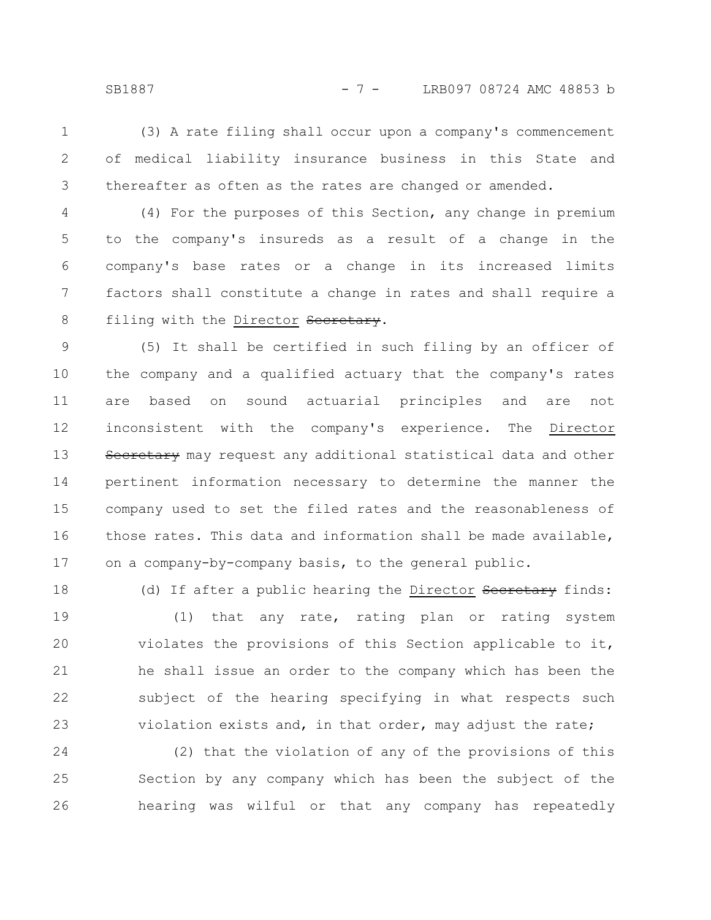(3) A rate filing shall occur upon a company's commencement of medical liability insurance business in this State and thereafter as often as the rates are changed or amended.

(4) For the purposes of this Section, any change in premium to the company's insureds as a result of a change in the company's base rates or a change in its increased limits factors shall constitute a change in rates and shall require a filing with the <u>Director</u> ~~Secretary~~.

(5) It shall be certified in such filing by an officer of the company and a qualified actuary that the company's rates are based on sound actuarial principles and are not inconsistent with the company's experience. The <u>Director</u> ~~Secretary~~ may request any additional statistical data and other pertinent information necessary to determine the manner the company used to set the filed rates and the reasonableness of those rates. This data and information shall be made available, on a company-by-company basis, to the general public.

(d) If after a public hearing the <u>Director</u> ~~Secretary~~ finds:

(1) that any rate, rating plan or rating system violates the provisions of this Section applicable to it, he shall issue an order to the company which has been the subject of the hearing specifying in what respects such violation exists and, in that order, may adjust the rate;

(2) that the violation of any of the provisions of this Section by any company which has been the subject of the hearing was wilful or that any company has repeatedly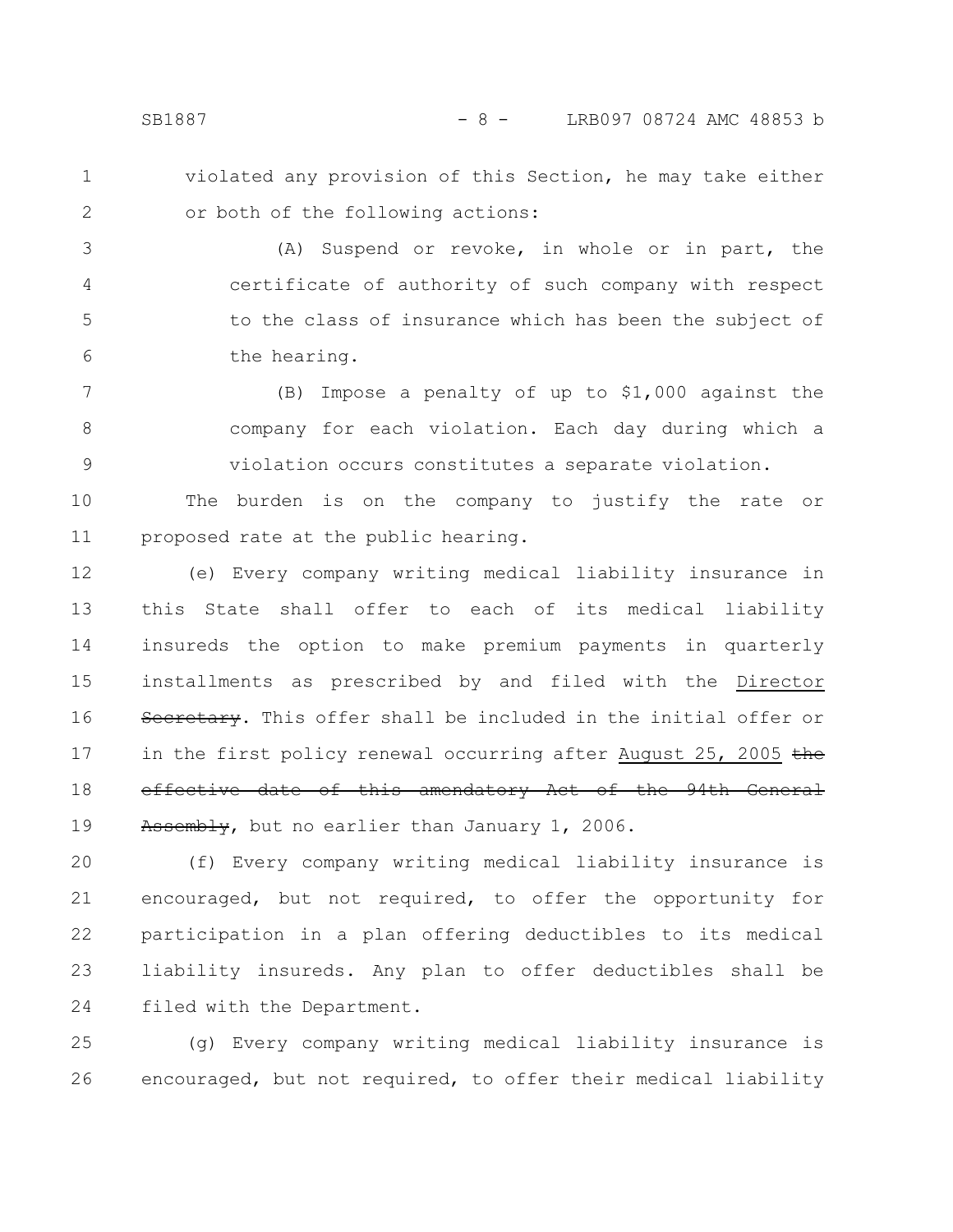violated any provision of this Section, he may take either or both of the following actions:

(A) Suspend or revoke, in whole or in part, the certificate of authority of such company with respect to the class of insurance which has been the subject of the hearing.

(B) Impose a penalty of up to $1,000 against the company for each violation. Each day during which a violation occurs constitutes a separate violation.

The burden is on the company to justify the rate or proposed rate at the public hearing.

(e) Every company writing medical liability insurance in this State shall offer to each of its medical liability insureds the option to make premium payments in quarterly installments as prescribed by and filed with the Director ~~Secretary~~. This offer shall be included in the initial offer or in the first policy renewal occurring after August 25, 2005 ~~the effective date of this amendatory Act of the 94th General Assembly~~, but no earlier than January 1, 2006.

(f) Every company writing medical liability insurance is encouraged, but not required, to offer the opportunity for participation in a plan offering deductibles to its medical liability insureds. Any plan to offer deductibles shall be filed with the Department.

(g) Every company writing medical liability insurance is encouraged, but not required, to offer their medical liability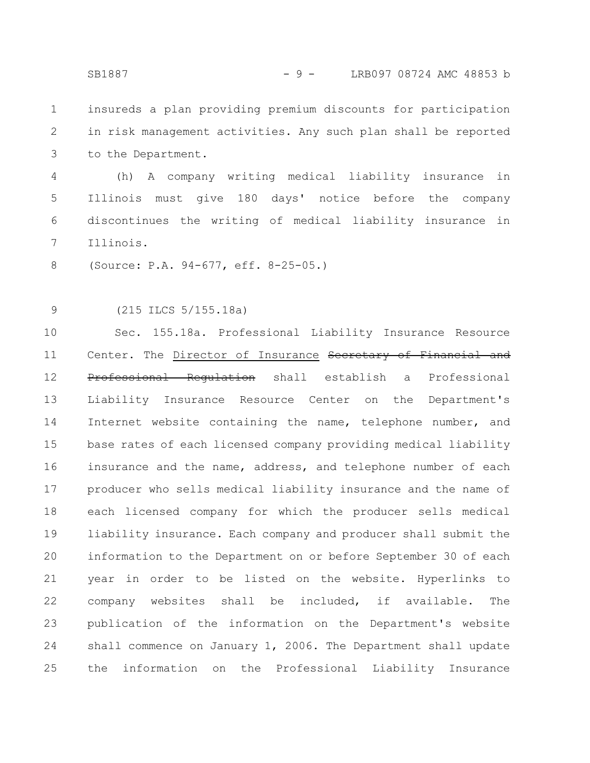insureds a plan providing premium discounts for participation in risk management activities. Any such plan shall be reported to the Department.

(h) A company writing medical liability insurance in Illinois must give 180 days' notice before the company discontinues the writing of medical liability insurance in Illinois.

(Source: P.A. 94-677, eff. 8-25-05.)

(215 ILCS 5/155.18a)

Sec. 155.18a. Professional Liability Insurance Resource Center. The Director of Insurance ~~Secretary of Financial and Professional Regulation~~ shall establish a Professional Liability Insurance Resource Center on the Department's Internet website containing the name, telephone number, and base rates of each licensed company providing medical liability insurance and the name, address, and telephone number of each producer who sells medical liability insurance and the name of each licensed company for which the producer sells medical liability insurance. Each company and producer shall submit the information to the Department on or before September 30 of each year in order to be listed on the website. Hyperlinks to company websites shall be included, if available. The publication of the information on the Department's website shall commence on January 1, 2006. The Department shall update the information on the Professional Liability Insurance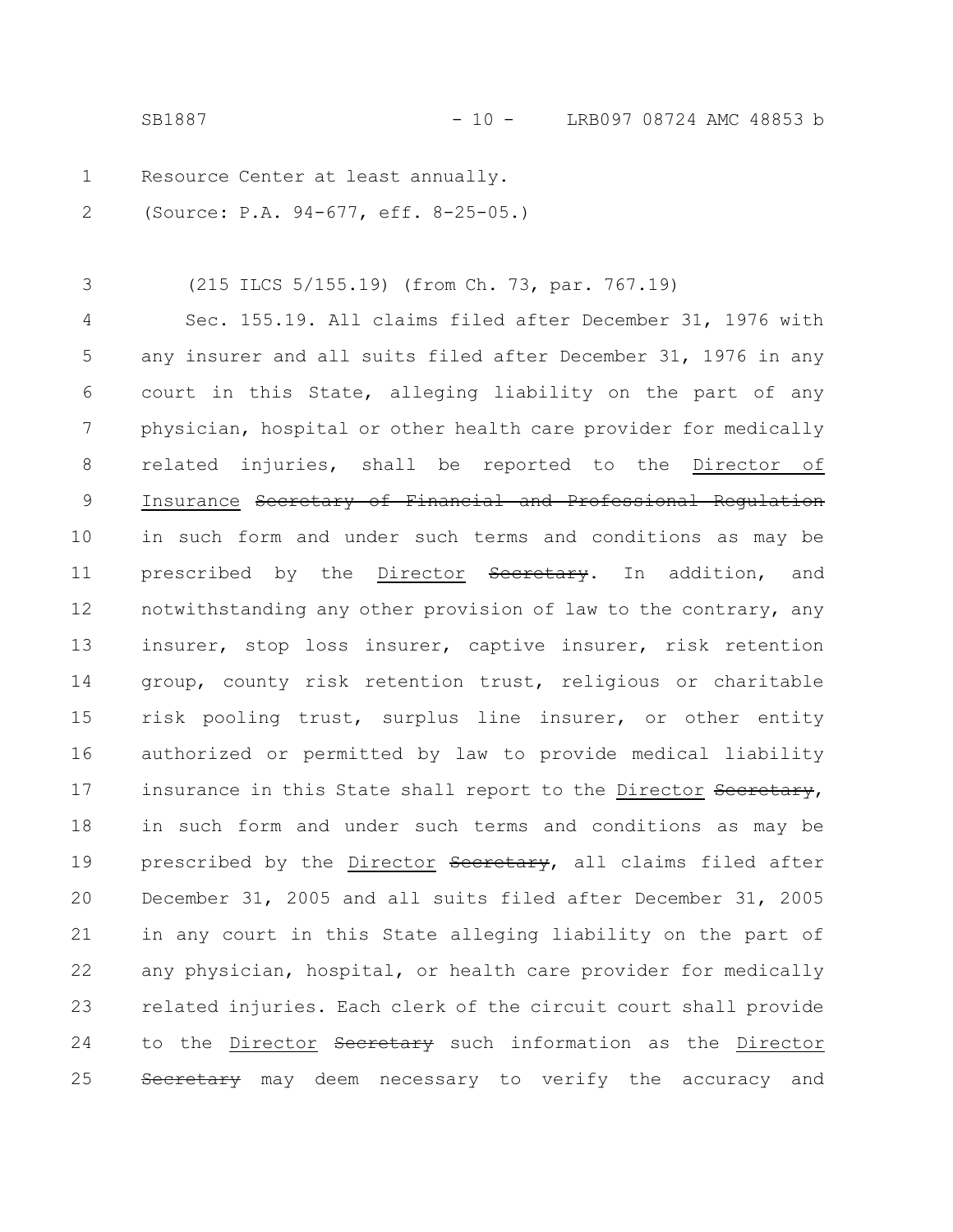Resource Center at least annually.

(Source: P.A. 94-677, eff. 8-25-05.)

(215 ILCS 5/155.19) (from Ch. 73, par. 767.19)

Sec. 155.19. All claims filed after December 31, 1976 with any insurer and all suits filed after December 31, 1976 in any court in this State, alleging liability on the part of any physician, hospital or other health care provider for medically related injuries, shall be reported to the <u>Director of Insurance</u> ~~Secretary of Financial and Professional Regulation~~ in such form and under such terms and conditions as may be prescribed by the <u>Director</u> ~~Secretary~~. In addition, and notwithstanding any other provision of law to the contrary, any insurer, stop loss insurer, captive insurer, risk retention group, county risk retention trust, religious or charitable risk pooling trust, surplus line insurer, or other entity authorized or permitted by law to provide medical liability insurance in this State shall report to the <u>Director</u> ~~Secretary~~, in such form and under such terms and conditions as may be prescribed by the <u>Director</u> ~~Secretary~~, all claims filed after December 31, 2005 and all suits filed after December 31, 2005 in any court in this State alleging liability on the part of any physician, hospital, or health care provider for medically related injuries. Each clerk of the circuit court shall provide to the <u>Director</u> ~~Secretary~~ such information as the <u>Director</u> ~~Secretary~~ may deem necessary to verify the accuracy and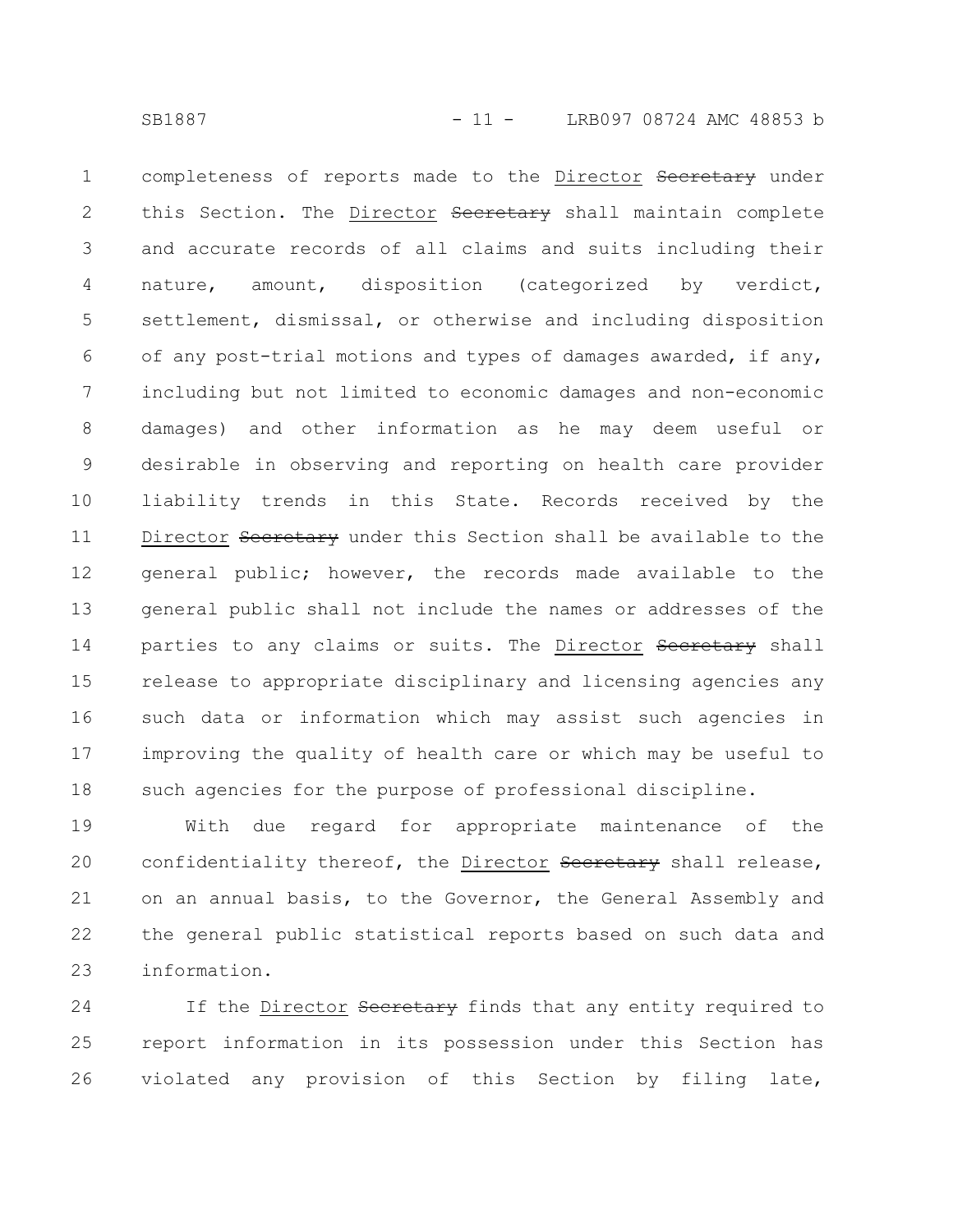completeness of reports made to the <u>Director</u> ~~Secretary~~ under this Section. The <u>Director</u> ~~Secretary~~ shall maintain complete and accurate records of all claims and suits including their nature, amount, disposition (categorized by verdict, settlement, dismissal, or otherwise and including disposition of any post-trial motions and types of damages awarded, if any, including but not limited to economic damages and non-economic damages) and other information as he may deem useful or desirable in observing and reporting on health care provider liability trends in this State. Records received by the <u>Director</u> ~~Secretary~~ under this Section shall be available to the general public; however, the records made available to the general public shall not include the names or addresses of the parties to any claims or suits. The <u>Director</u> ~~Secretary~~ shall release to appropriate disciplinary and licensing agencies any such data or information which may assist such agencies in improving the quality of health care or which may be useful to such agencies for the purpose of professional discipline.

With due regard for appropriate maintenance of the confidentiality thereof, the <u>Director</u> ~~Secretary~~ shall release, on an annual basis, to the Governor, the General Assembly and the general public statistical reports based on such data and information.

If the <u>Director</u> ~~Secretary~~ finds that any entity required to report information in its possession under this Section has violated any provision of this Section by filing late,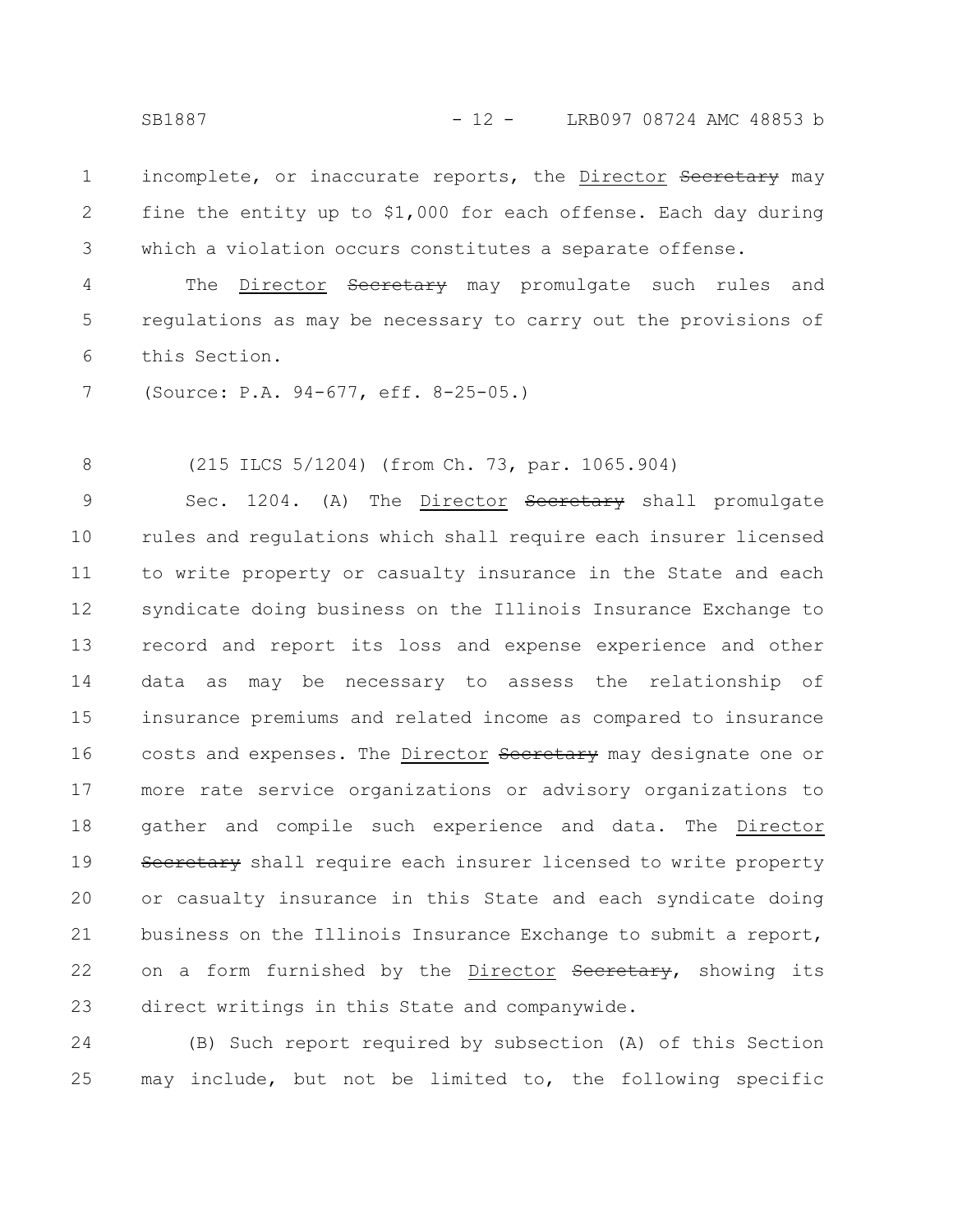incomplete, or inaccurate reports, the <u>Director</u> ~~Secretary~~ may fine the entity up to $1,000 for each offense. Each day during which a violation occurs constitutes a separate offense.

The <u>Director</u> ~~Secretary~~ may promulgate such rules and regulations as may be necessary to carry out the provisions of this Section.

(Source: P.A. 94-677, eff. 8-25-05.)

(215 ILCS 5/1204) (from Ch. 73, par. 1065.904)

Sec. 1204. (A) The <u>Director</u> ~~Secretary~~ shall promulgate rules and regulations which shall require each insurer licensed to write property or casualty insurance in the State and each syndicate doing business on the Illinois Insurance Exchange to record and report its loss and expense experience and other data as may be necessary to assess the relationship of insurance premiums and related income as compared to insurance costs and expenses. The <u>Director</u> ~~Secretary~~ may designate one or more rate service organizations or advisory organizations to gather and compile such experience and data. The <u>Director</u> ~~Secretary~~ shall require each insurer licensed to write property or casualty insurance in this State and each syndicate doing business on the Illinois Insurance Exchange to submit a report, on a form furnished by the <u>Director</u> ~~Secretary~~, showing its direct writings in this State and companywide.

(B) Such report required by subsection (A) of this Section may include, but not be limited to, the following specific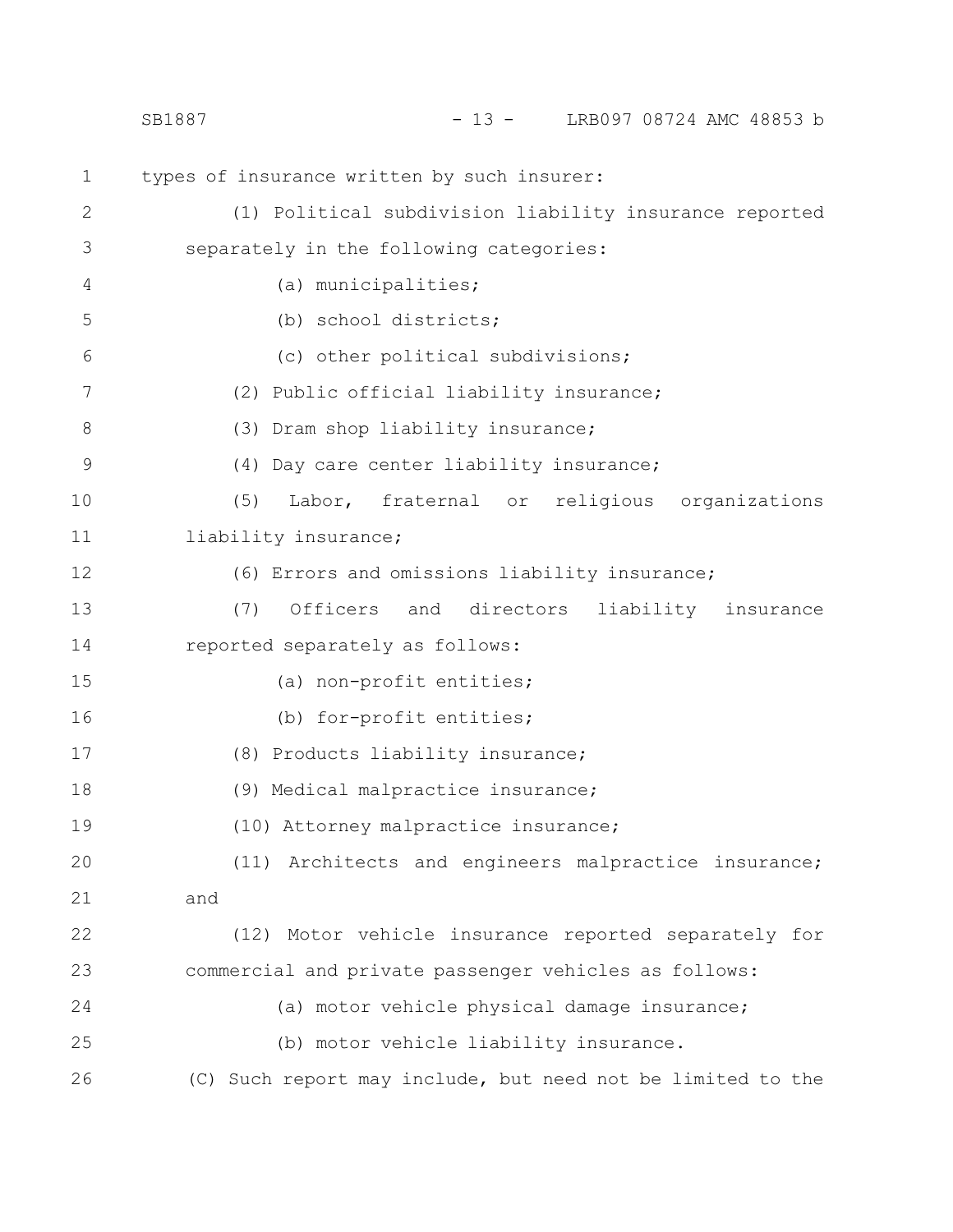types of insurance written by such insurer:

(1) Political subdivision liability insurance reported separately in the following categories:

(a) municipalities;

(b) school districts;

(c) other political subdivisions;

(2) Public official liability insurance;

(3) Dram shop liability insurance;

(4) Day care center liability insurance;

(5) Labor, fraternal or religious organizations liability insurance;

(6) Errors and omissions liability insurance;

(7) Officers and directors liability insurance reported separately as follows:

(a) non-profit entities;

(b) for-profit entities;

(8) Products liability insurance;

(9) Medical malpractice insurance;

(10) Attorney malpractice insurance;

(11) Architects and engineers malpractice insurance; and

(12) Motor vehicle insurance reported separately for commercial and private passenger vehicles as follows:

(a) motor vehicle physical damage insurance;

(b) motor vehicle liability insurance.

(C) Such report may include, but need not be limited to the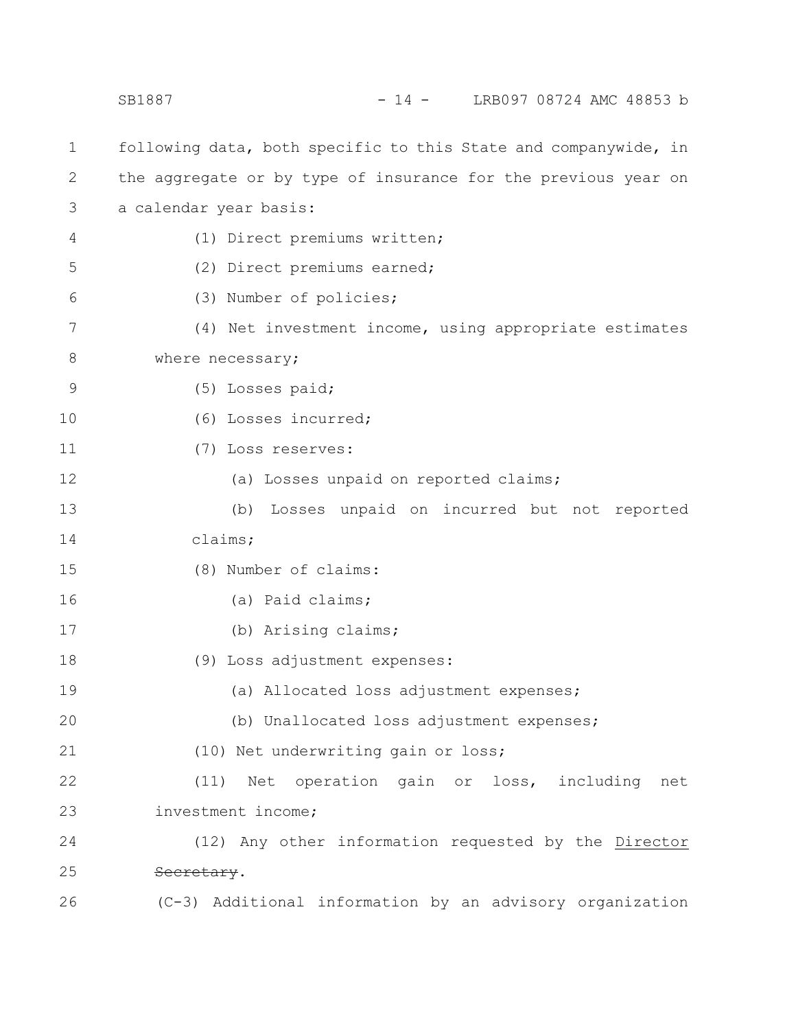following data, both specific to this State and companywide, in the aggregate or by type of insurance for the previous year on a calendar year basis:

(1) Direct premiums written;

(2) Direct premiums earned;

(3) Number of policies;

(4) Net investment income, using appropriate estimates where necessary;

(5) Losses paid;

(6) Losses incurred;

(7) Loss reserves:

(a) Losses unpaid on reported claims;

(b) Losses unpaid on incurred but not reported claims;

(8) Number of claims:

(a) Paid claims;

(b) Arising claims;

(9) Loss adjustment expenses:

(a) Allocated loss adjustment expenses;

(b) Unallocated loss adjustment expenses;

(10) Net underwriting gain or loss;

(11) Net operation gain or loss, including net investment income;

(12) Any other information requested by the Director ~~Secretary~~.

(C-3) Additional information by an advisory organization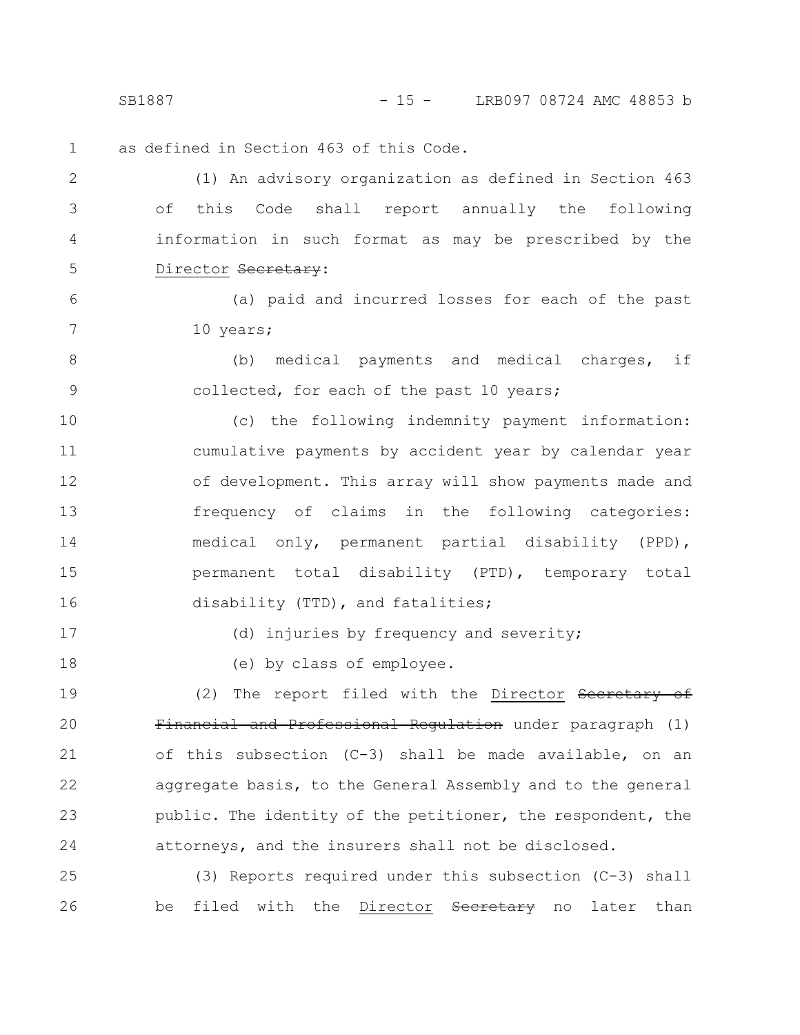as defined in Section 463 of this Code.

(1) An advisory organization as defined in Section 463 of this Code shall report annually the following information in such format as may be prescribed by the Director ~~Secretary~~:

(a) paid and incurred losses for each of the past 10 years;

(b) medical payments and medical charges, if collected, for each of the past 10 years;

(c) the following indemnity payment information: cumulative payments by accident year by calendar year of development. This array will show payments made and frequency of claims in the following categories: medical only, permanent partial disability (PPD), permanent total disability (PTD), temporary total disability (TTD), and fatalities;

(d) injuries by frequency and severity;

(e) by class of employee.

(2) The report filed with the Director ~~Secretary of Financial and Professional Regulation~~ under paragraph (1) of this subsection (C-3) shall be made available, on an aggregate basis, to the General Assembly and to the general public. The identity of the petitioner, the respondent, the attorneys, and the insurers shall not be disclosed.

(3) Reports required under this subsection (C-3) shall be filed with the Director ~~Secretary~~ no later than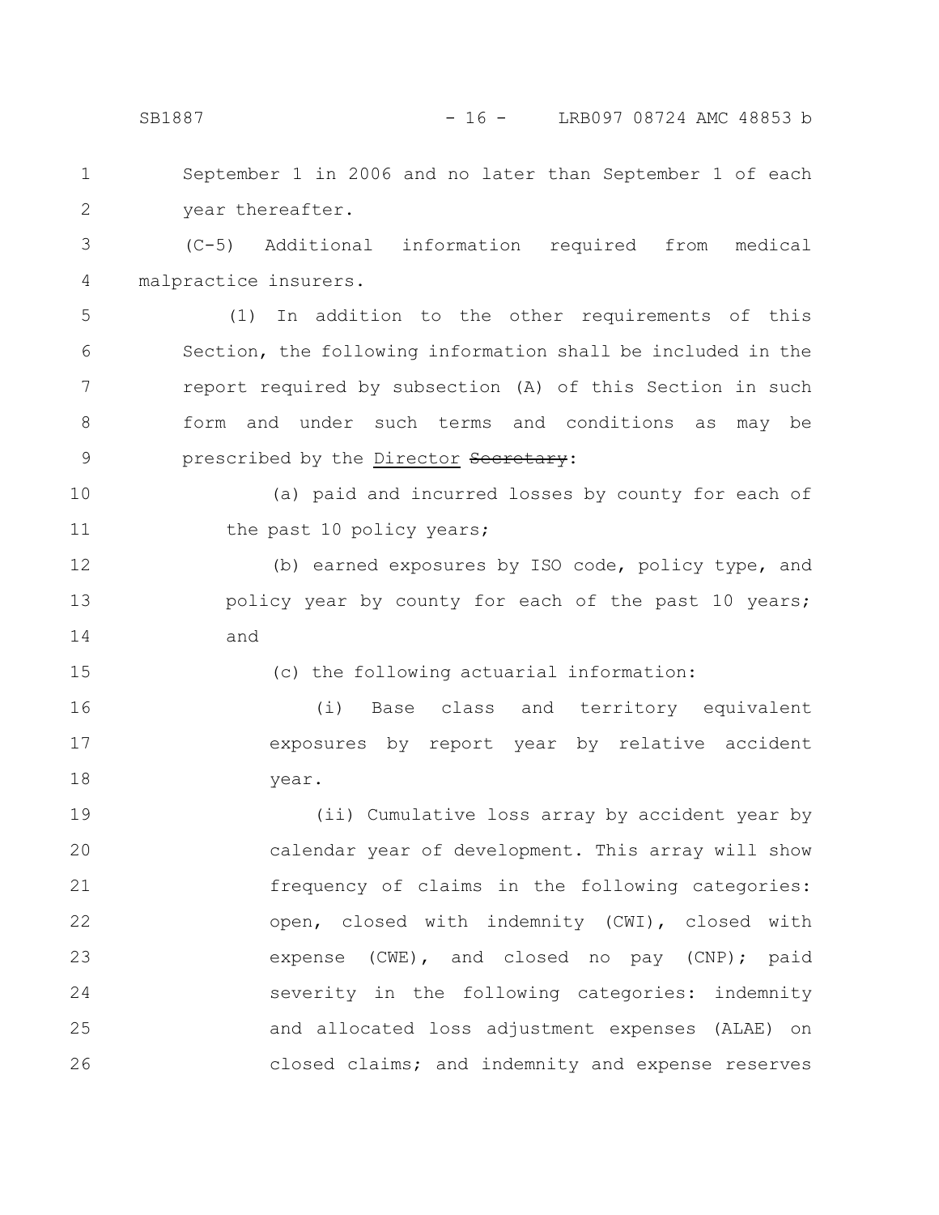September 1 in 2006 and no later than September 1 of each year thereafter.

(C-5) Additional information required from medical malpractice insurers.

(1) In addition to the other requirements of this Section, the following information shall be included in the report required by subsection (A) of this Section in such form and under such terms and conditions as may be prescribed by the Director ~~Secretary~~:

(a) paid and incurred losses by county for each of the past 10 policy years;

(b) earned exposures by ISO code, policy type, and policy year by county for each of the past 10 years; and

(c) the following actuarial information:

(i) Base class and territory equivalent exposures by report year by relative accident year.

(ii) Cumulative loss array by accident year by calendar year of development. This array will show frequency of claims in the following categories: open, closed with indemnity (CWI), closed with expense (CWE), and closed no pay (CNP); paid severity in the following categories: indemnity and allocated loss adjustment expenses (ALAE) on closed claims; and indemnity and expense reserves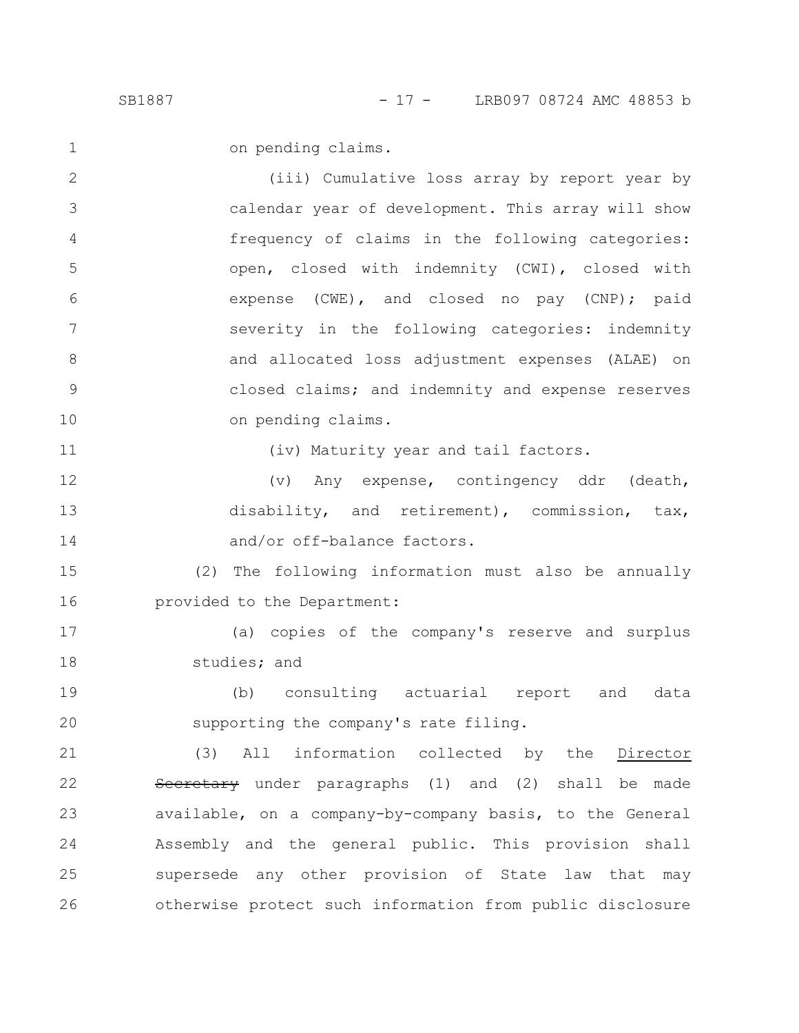on pending claims.

(iii) Cumulative loss array by report year by calendar year of development. This array will show frequency of claims in the following categories: open, closed with indemnity (CWI), closed with expense (CWE), and closed no pay (CNP); paid severity in the following categories: indemnity and allocated loss adjustment expenses (ALAE) on closed claims; and indemnity and expense reserves on pending claims.

(iv) Maturity year and tail factors.

(v) Any expense, contingency ddr (death, disability, and retirement), commission, tax, and/or off-balance factors.

(2) The following information must also be annually provided to the Department:

(a) copies of the company's reserve and surplus studies; and

(b) consulting actuarial report and data supporting the company's rate filing.

(3) All information collected by the <u>Director</u> ~~Secretary~~ under paragraphs (1) and (2) shall be made available, on a company-by-company basis, to the General Assembly and the general public. This provision shall supersede any other provision of State law that may otherwise protect such information from public disclosure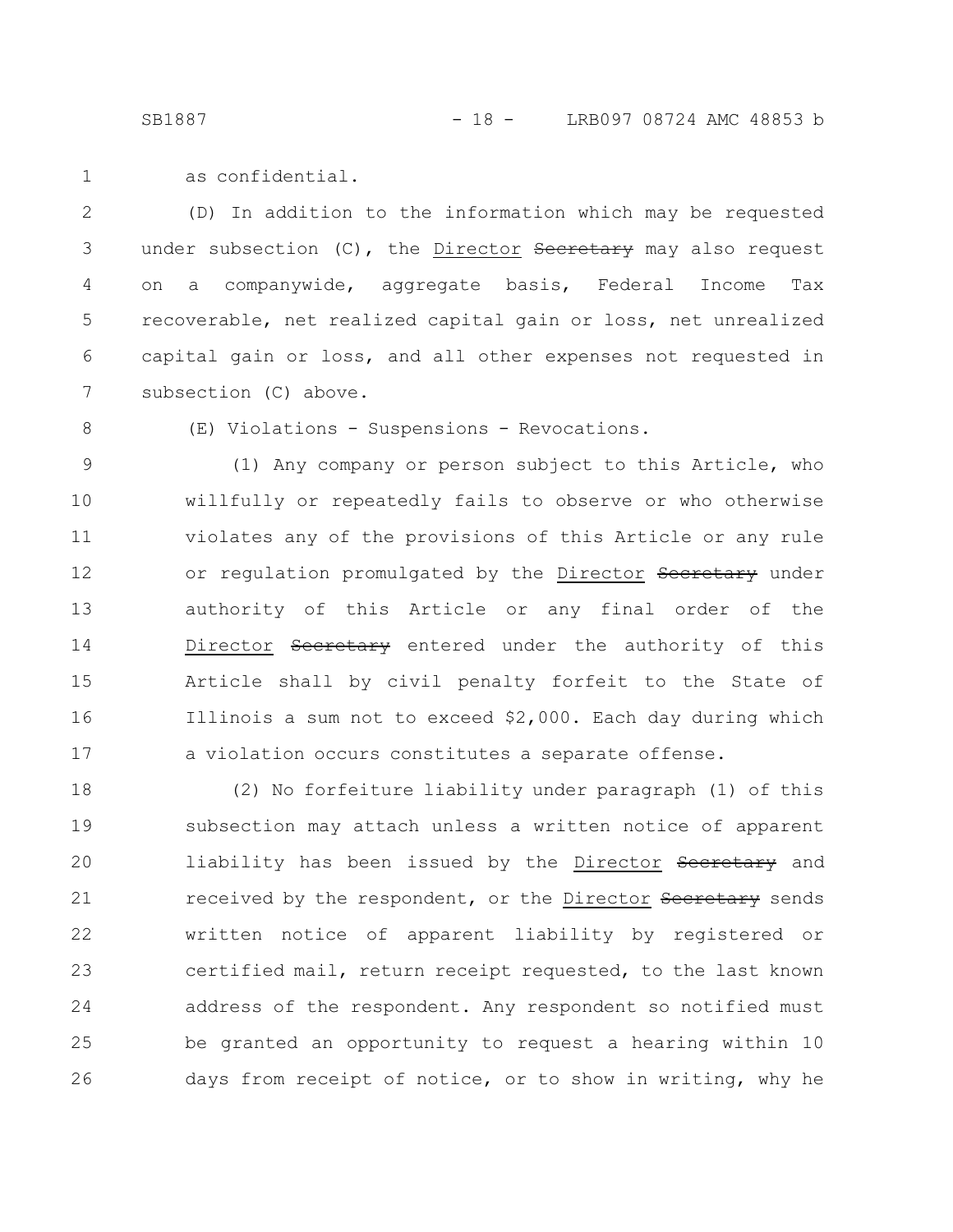as confidential.

(D) In addition to the information which may be requested under subsection (C), the <u>Director</u> ~~Secretary~~ may also request on a companywide, aggregate basis, Federal Income Tax recoverable, net realized capital gain or loss, net unrealized capital gain or loss, and all other expenses not requested in subsection (C) above.

(E) Violations - Suspensions - Revocations.

(1) Any company or person subject to this Article, who willfully or repeatedly fails to observe or who otherwise violates any of the provisions of this Article or any rule or regulation promulgated by the <u>Director</u> ~~Secretary~~ under authority of this Article or any final order of the <u>Director</u> ~~Secretary~~ entered under the authority of this Article shall by civil penalty forfeit to the State of Illinois a sum not to exceed $2,000. Each day during which a violation occurs constitutes a separate offense.

(2) No forfeiture liability under paragraph (1) of this subsection may attach unless a written notice of apparent liability has been issued by the <u>Director</u> ~~Secretary~~ and received by the respondent, or the <u>Director</u> ~~Secretary~~ sends written notice of apparent liability by registered or certified mail, return receipt requested, to the last known address of the respondent. Any respondent so notified must be granted an opportunity to request a hearing within 10 days from receipt of notice, or to show in writing, why he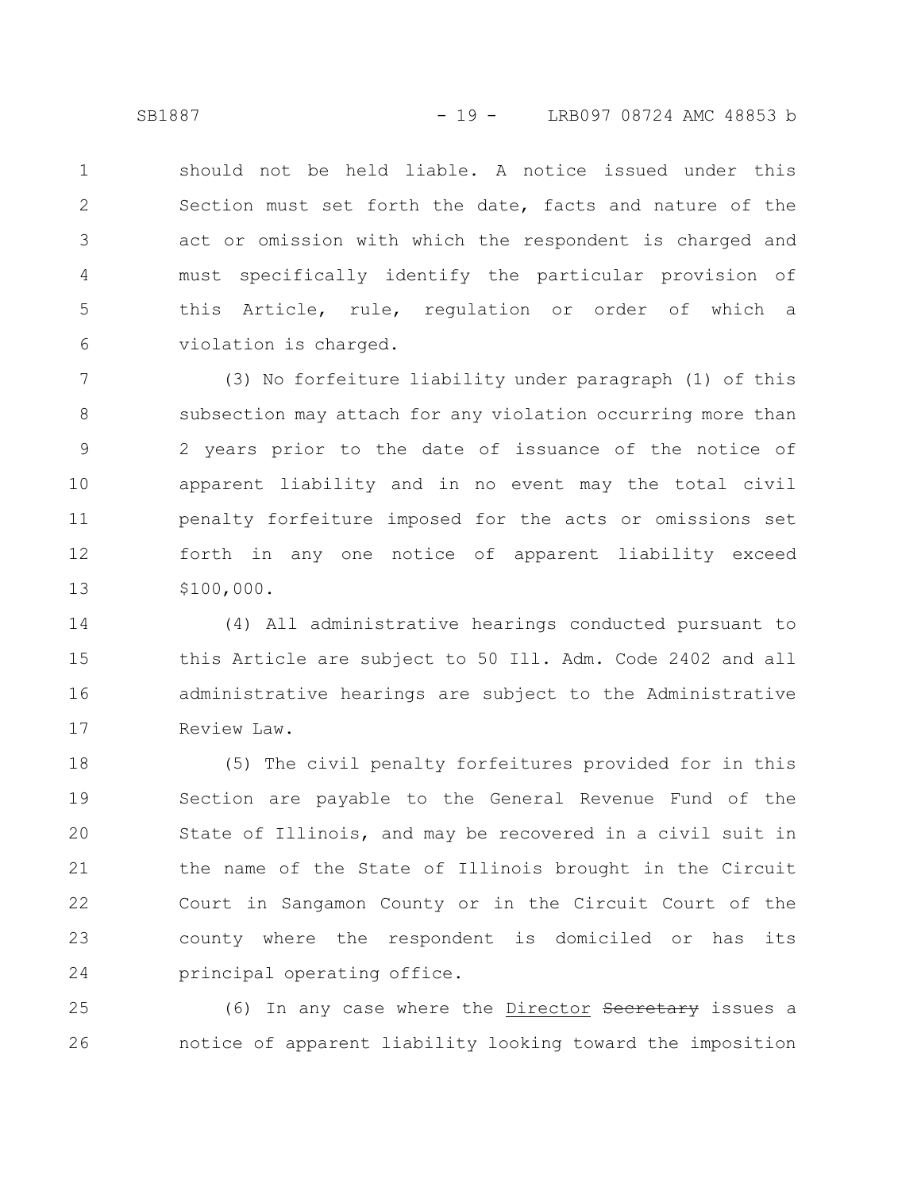should not be held liable. A notice issued under this Section must set forth the date, facts and nature of the act or omission with which the respondent is charged and must specifically identify the particular provision of this Article, rule, regulation or order of which a violation is charged.

(3) No forfeiture liability under paragraph (1) of this subsection may attach for any violation occurring more than 2 years prior to the date of issuance of the notice of apparent liability and in no event may the total civil penalty forfeiture imposed for the acts or omissions set forth in any one notice of apparent liability exceed $100,000.

(4) All administrative hearings conducted pursuant to this Article are subject to 50 Ill. Adm. Code 2402 and all administrative hearings are subject to the Administrative Review Law.

(5) The civil penalty forfeitures provided for in this Section are payable to the General Revenue Fund of the State of Illinois, and may be recovered in a civil suit in the name of the State of Illinois brought in the Circuit Court in Sangamon County or in the Circuit Court of the county where the respondent is domiciled or has its principal operating office.

(6) In any case where the <u>Director</u> ~~Secretary~~ issues a notice of apparent liability looking toward the imposition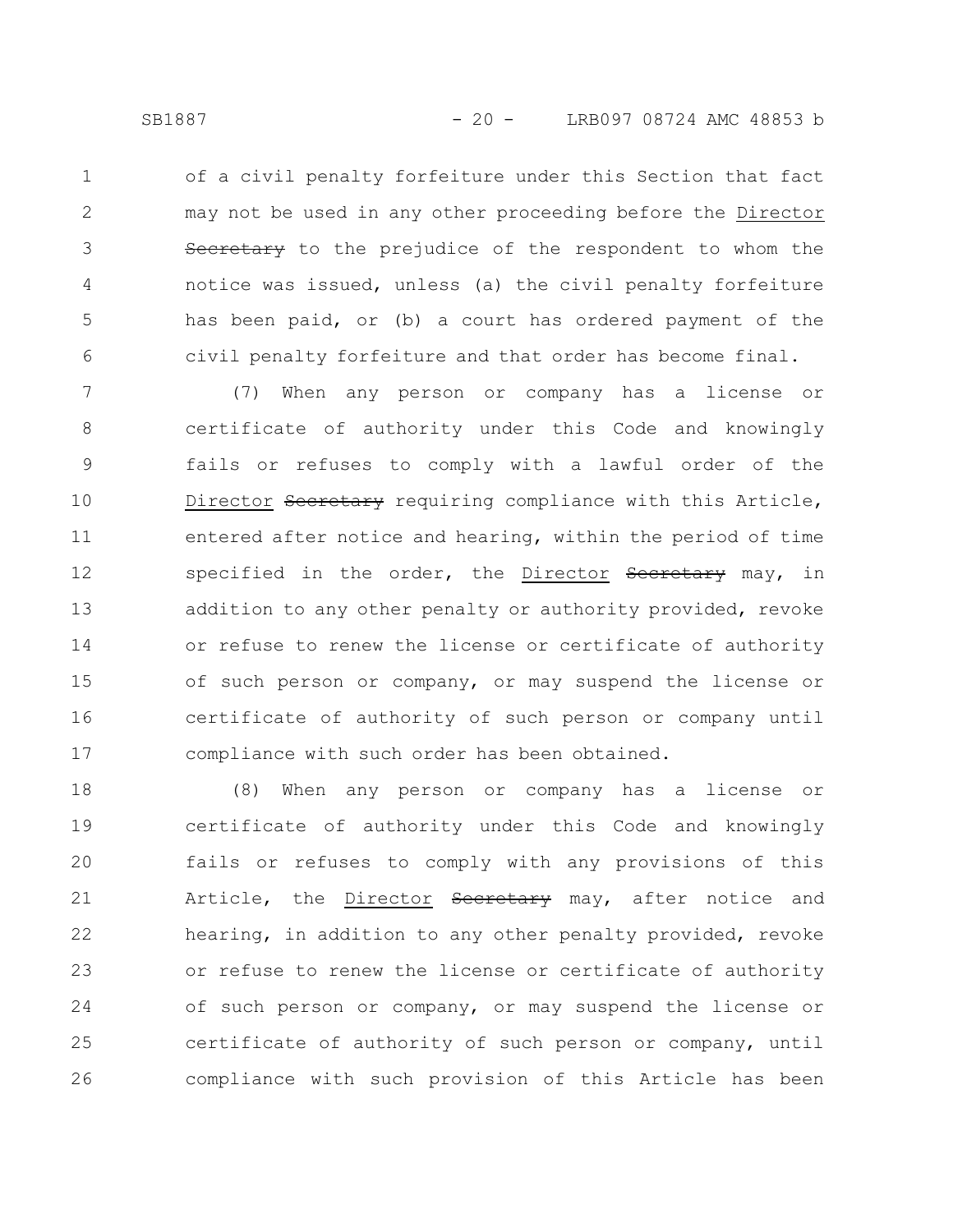of a civil penalty forfeiture under this Section that fact may not be used in any other proceeding before the <u>Director</u> ~~Secretary~~ to the prejudice of the respondent to whom the notice was issued, unless (a) the civil penalty forfeiture has been paid, or (b) a court has ordered payment of the civil penalty forfeiture and that order has become final.

(7) When any person or company has a license or certificate of authority under this Code and knowingly fails or refuses to comply with a lawful order of the <u>Director</u> ~~Secretary~~ requiring compliance with this Article, entered after notice and hearing, within the period of time specified in the order, the <u>Director</u> ~~Secretary~~ may, in addition to any other penalty or authority provided, revoke or refuse to renew the license or certificate of authority of such person or company, or may suspend the license or certificate of authority of such person or company until compliance with such order has been obtained.

(8) When any person or company has a license or certificate of authority under this Code and knowingly fails or refuses to comply with any provisions of this Article, the <u>Director</u> ~~Secretary~~ may, after notice and hearing, in addition to any other penalty provided, revoke or refuse to renew the license or certificate of authority of such person or company, or may suspend the license or certificate of authority of such person or company, until compliance with such provision of this Article has been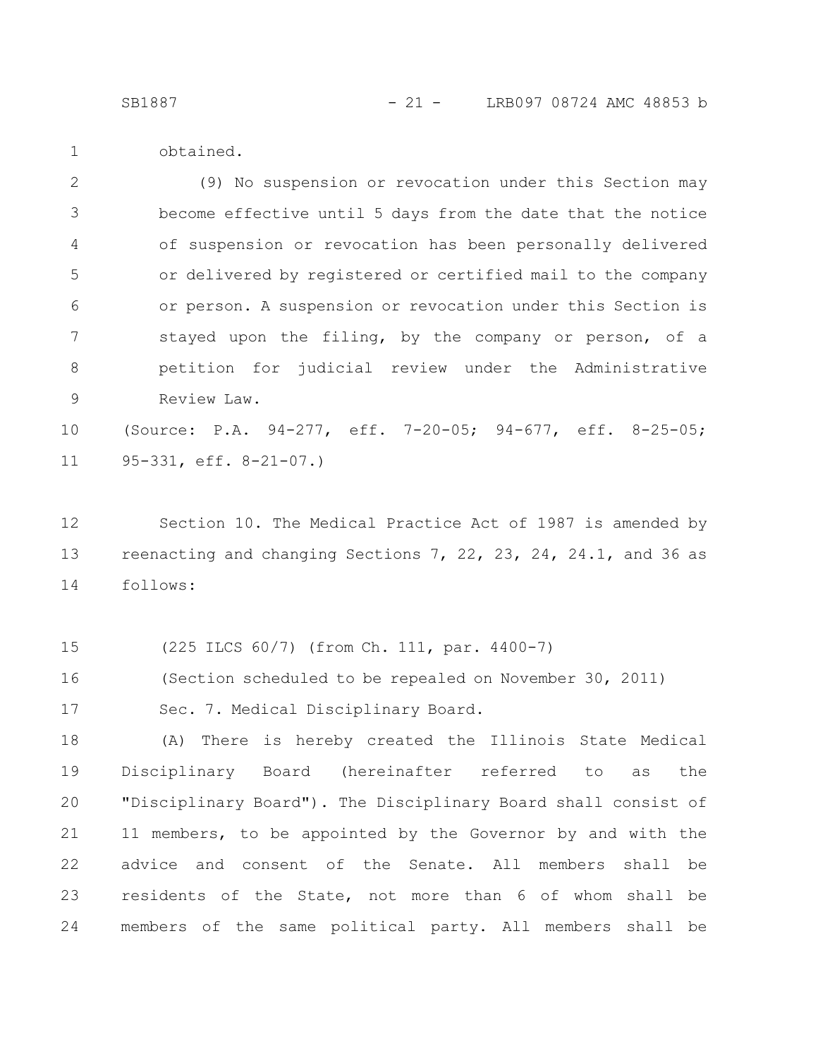obtained.

(9) No suspension or revocation under this Section may become effective until 5 days from the date that the notice of suspension or revocation has been personally delivered or delivered by registered or certified mail to the company or person. A suspension or revocation under this Section is stayed upon the filing, by the company or person, of a petition for judicial review under the Administrative Review Law.

(Source: P.A. 94-277, eff. 7-20-05; 94-677, eff. 8-25-05; 95-331, eff. 8-21-07.)

Section 10. The Medical Practice Act of 1987 is amended by reenacting and changing Sections 7, 22, 23, 24, 24.1, and 36 as follows:

(225 ILCS 60/7) (from Ch. 111, par. 4400-7)

(Section scheduled to be repealed on November 30, 2011)

Sec. 7. Medical Disciplinary Board.

(A) There is hereby created the Illinois State Medical Disciplinary Board (hereinafter referred to as the "Disciplinary Board"). The Disciplinary Board shall consist of 11 members, to be appointed by the Governor by and with the advice and consent of the Senate. All members shall be residents of the State, not more than 6 of whom shall be members of the same political party. All members shall be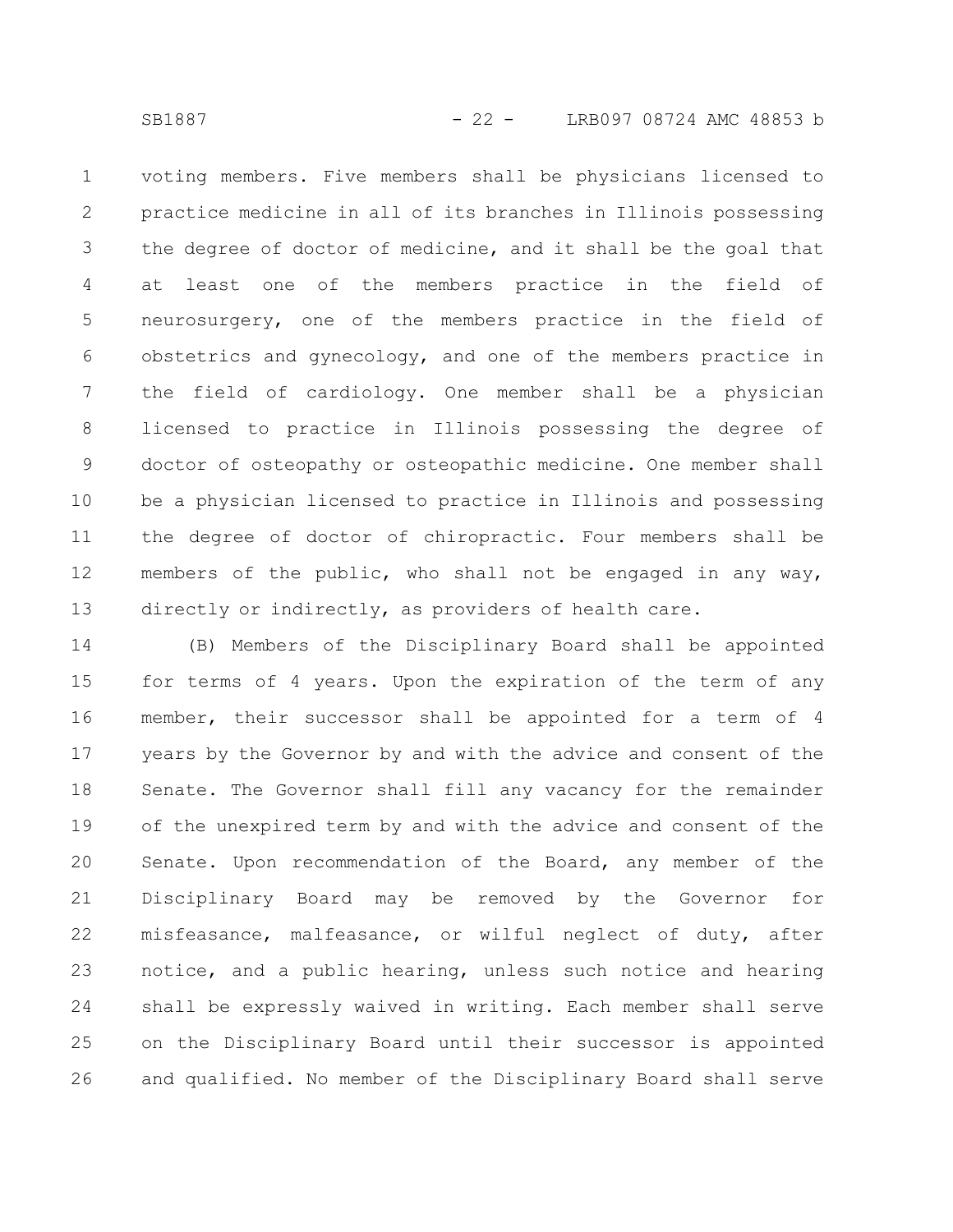voting members. Five members shall be physicians licensed to practice medicine in all of its branches in Illinois possessing the degree of doctor of medicine, and it shall be the goal that at least one of the members practice in the field of neurosurgery, one of the members practice in the field of obstetrics and gynecology, and one of the members practice in the field of cardiology. One member shall be a physician licensed to practice in Illinois possessing the degree of doctor of osteopathy or osteopathic medicine. One member shall be a physician licensed to practice in Illinois and possessing the degree of doctor of chiropractic. Four members shall be members of the public, who shall not be engaged in any way, directly or indirectly, as providers of health care.

(B) Members of the Disciplinary Board shall be appointed for terms of 4 years. Upon the expiration of the term of any member, their successor shall be appointed for a term of 4 years by the Governor by and with the advice and consent of the Senate. The Governor shall fill any vacancy for the remainder of the unexpired term by and with the advice and consent of the Senate. Upon recommendation of the Board, any member of the Disciplinary Board may be removed by the Governor for misfeasance, malfeasance, or wilful neglect of duty, after notice, and a public hearing, unless such notice and hearing shall be expressly waived in writing. Each member shall serve on the Disciplinary Board until their successor is appointed and qualified. No member of the Disciplinary Board shall serve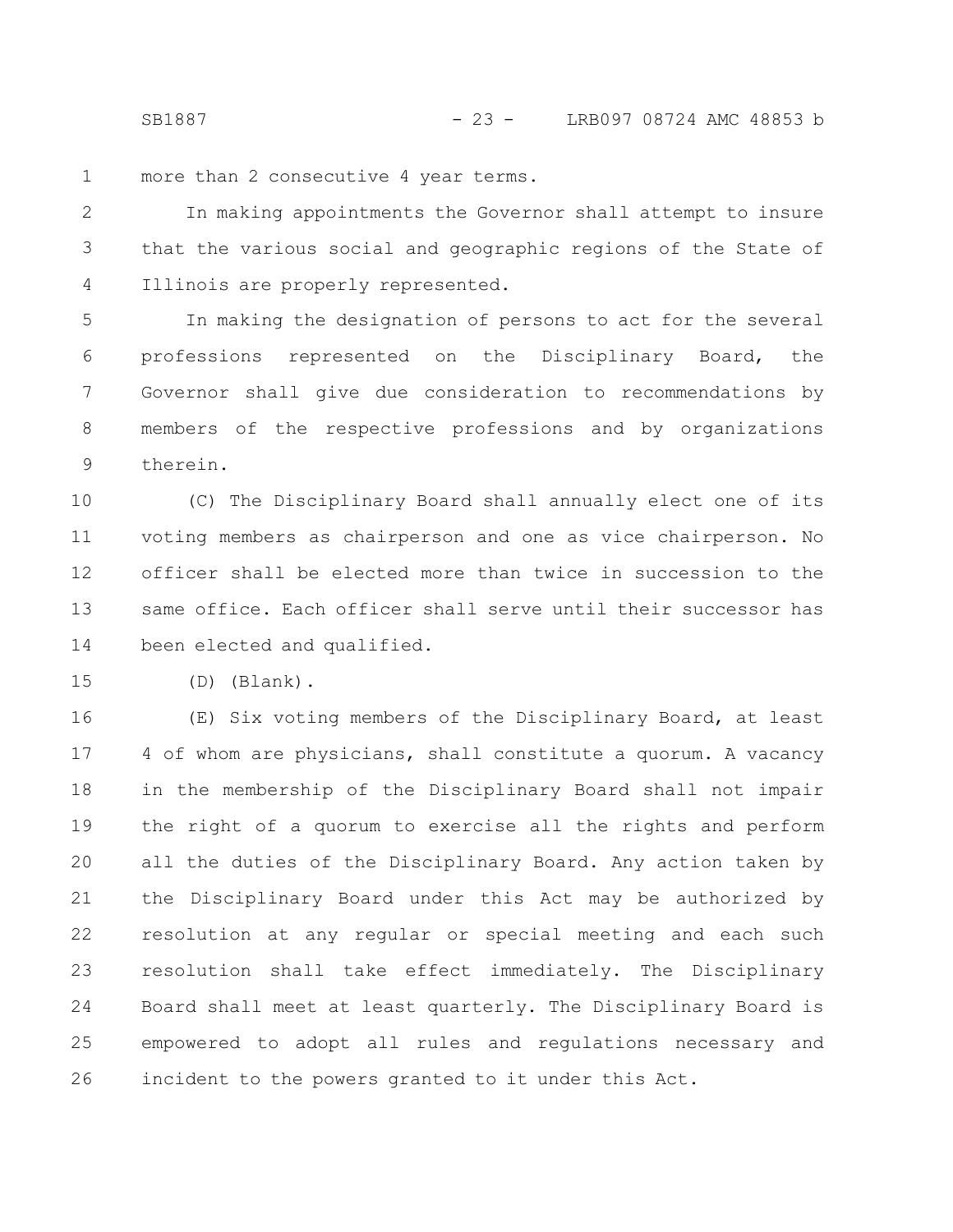more than 2 consecutive 4 year terms.

In making appointments the Governor shall attempt to insure that the various social and geographic regions of the State of Illinois are properly represented.

In making the designation of persons to act for the several professions represented on the Disciplinary Board, the Governor shall give due consideration to recommendations by members of the respective professions and by organizations therein.

(C) The Disciplinary Board shall annually elect one of its voting members as chairperson and one as vice chairperson. No officer shall be elected more than twice in succession to the same office. Each officer shall serve until their successor has been elected and qualified.

(D) (Blank).

(E) Six voting members of the Disciplinary Board, at least 4 of whom are physicians, shall constitute a quorum. A vacancy in the membership of the Disciplinary Board shall not impair the right of a quorum to exercise all the rights and perform all the duties of the Disciplinary Board. Any action taken by the Disciplinary Board under this Act may be authorized by resolution at any regular or special meeting and each such resolution shall take effect immediately. The Disciplinary Board shall meet at least quarterly. The Disciplinary Board is empowered to adopt all rules and regulations necessary and incident to the powers granted to it under this Act.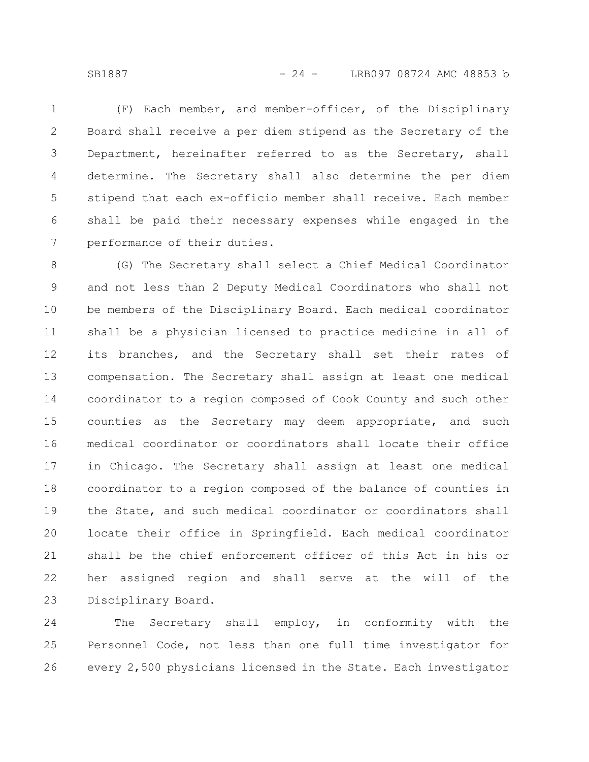(F) Each member, and member-officer, of the Disciplinary Board shall receive a per diem stipend as the Secretary of the Department, hereinafter referred to as the Secretary, shall determine. The Secretary shall also determine the per diem stipend that each ex-officio member shall receive. Each member shall be paid their necessary expenses while engaged in the performance of their duties.

(G) The Secretary shall select a Chief Medical Coordinator and not less than 2 Deputy Medical Coordinators who shall not be members of the Disciplinary Board. Each medical coordinator shall be a physician licensed to practice medicine in all of its branches, and the Secretary shall set their rates of compensation. The Secretary shall assign at least one medical coordinator to a region composed of Cook County and such other counties as the Secretary may deem appropriate, and such medical coordinator or coordinators shall locate their office in Chicago. The Secretary shall assign at least one medical coordinator to a region composed of the balance of counties in the State, and such medical coordinator or coordinators shall locate their office in Springfield. Each medical coordinator shall be the chief enforcement officer of this Act in his or her assigned region and shall serve at the will of the Disciplinary Board.

The Secretary shall employ, in conformity with the Personnel Code, not less than one full time investigator for every 2,500 physicians licensed in the State. Each investigator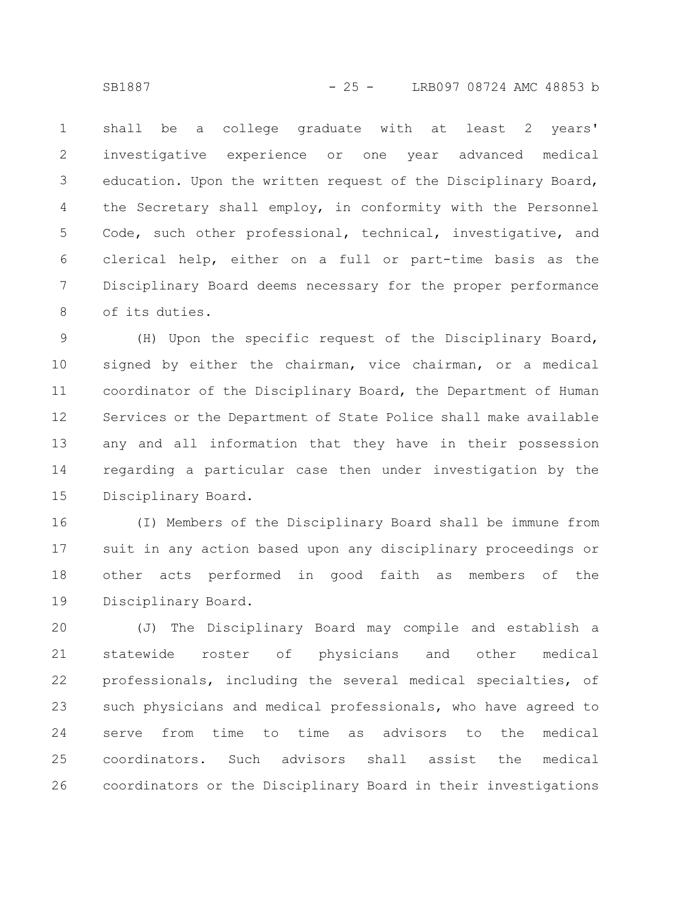shall be a college graduate with at least 2 years' investigative experience or one year advanced medical education. Upon the written request of the Disciplinary Board, the Secretary shall employ, in conformity with the Personnel Code, such other professional, technical, investigative, and clerical help, either on a full or part-time basis as the Disciplinary Board deems necessary for the proper performance of its duties.

(H) Upon the specific request of the Disciplinary Board, signed by either the chairman, vice chairman, or a medical coordinator of the Disciplinary Board, the Department of Human Services or the Department of State Police shall make available any and all information that they have in their possession regarding a particular case then under investigation by the Disciplinary Board.

(I) Members of the Disciplinary Board shall be immune from suit in any action based upon any disciplinary proceedings or other acts performed in good faith as members of the Disciplinary Board.

(J) The Disciplinary Board may compile and establish a statewide roster of physicians and other medical professionals, including the several medical specialties, of such physicians and medical professionals, who have agreed to serve from time to time as advisors to the medical coordinators. Such advisors shall assist the medical coordinators or the Disciplinary Board in their investigations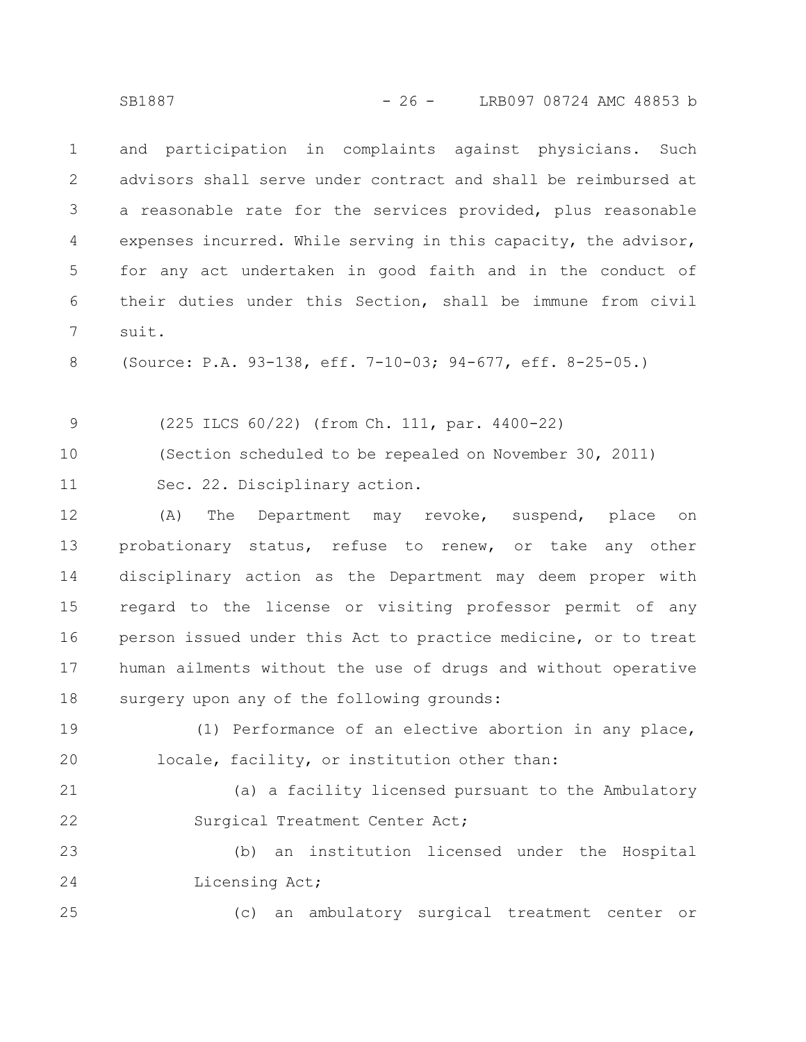and participation in complaints against physicians. Such advisors shall serve under contract and shall be reimbursed at a reasonable rate for the services provided, plus reasonable expenses incurred. While serving in this capacity, the advisor, for any act undertaken in good faith and in the conduct of their duties under this Section, shall be immune from civil suit.

(Source: P.A. 93-138, eff. 7-10-03; 94-677, eff. 8-25-05.)

(225 ILCS 60/22) (from Ch. 111, par. 4400-22)

(Section scheduled to be repealed on November 30, 2011)

Sec. 22. Disciplinary action.

(A) The Department may revoke, suspend, place on probationary status, refuse to renew, or take any other disciplinary action as the Department may deem proper with regard to the license or visiting professor permit of any person issued under this Act to practice medicine, or to treat human ailments without the use of drugs and without operative surgery upon any of the following grounds:

(1) Performance of an elective abortion in any place, locale, facility, or institution other than:

(a) a facility licensed pursuant to the Ambulatory Surgical Treatment Center Act;

(b) an institution licensed under the Hospital Licensing Act;

(c) an ambulatory surgical treatment center or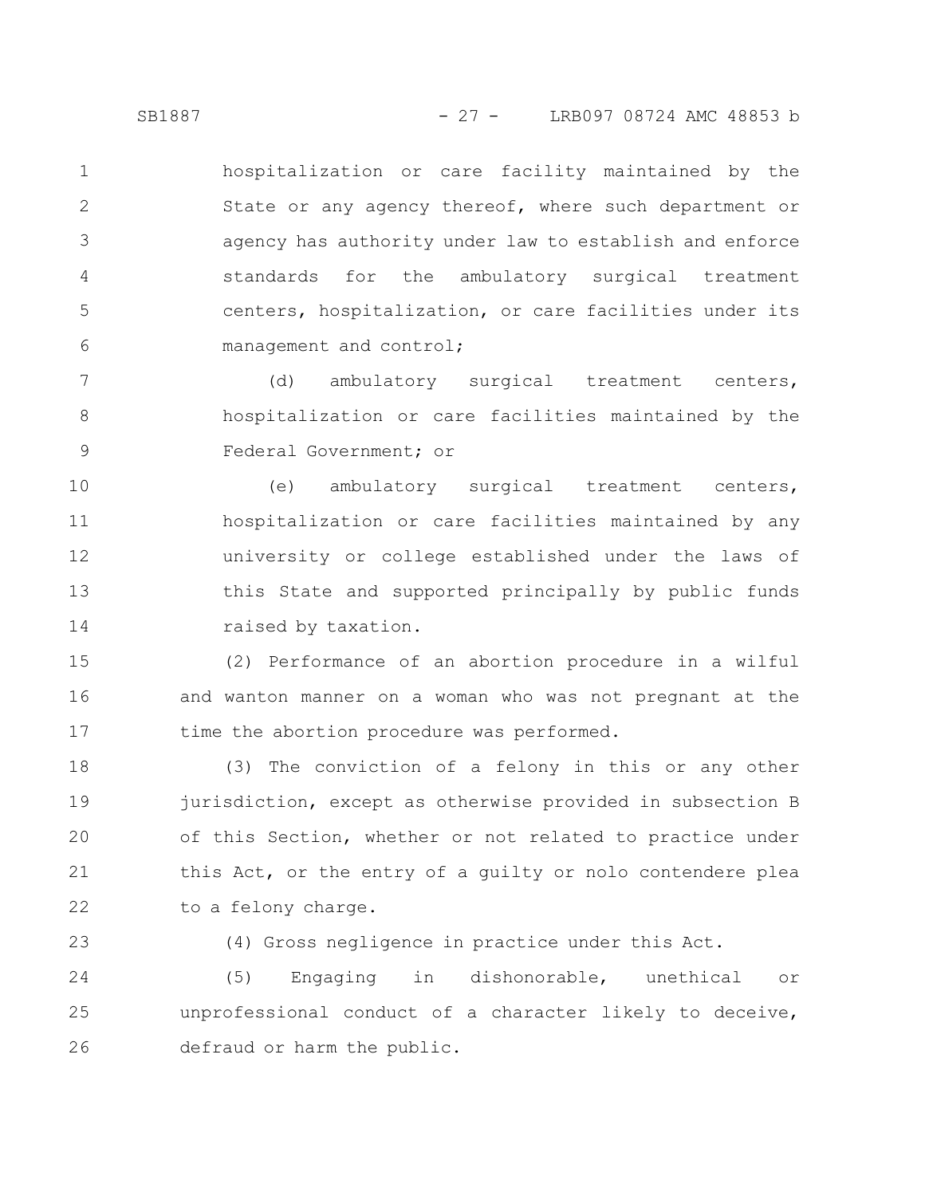hospitalization or care facility maintained by the State or any agency thereof, where such department or agency has authority under law to establish and enforce standards for the ambulatory surgical treatment centers, hospitalization, or care facilities under its management and control;

(d) ambulatory surgical treatment centers, hospitalization or care facilities maintained by the Federal Government; or

(e) ambulatory surgical treatment centers, hospitalization or care facilities maintained by any university or college established under the laws of this State and supported principally by public funds raised by taxation.

(2) Performance of an abortion procedure in a wilful and wanton manner on a woman who was not pregnant at the time the abortion procedure was performed.

(3) The conviction of a felony in this or any other jurisdiction, except as otherwise provided in subsection B of this Section, whether or not related to practice under this Act, or the entry of a guilty or nolo contendere plea to a felony charge.

(4) Gross negligence in practice under this Act.

(5) Engaging in dishonorable, unethical or unprofessional conduct of a character likely to deceive, defraud or harm the public.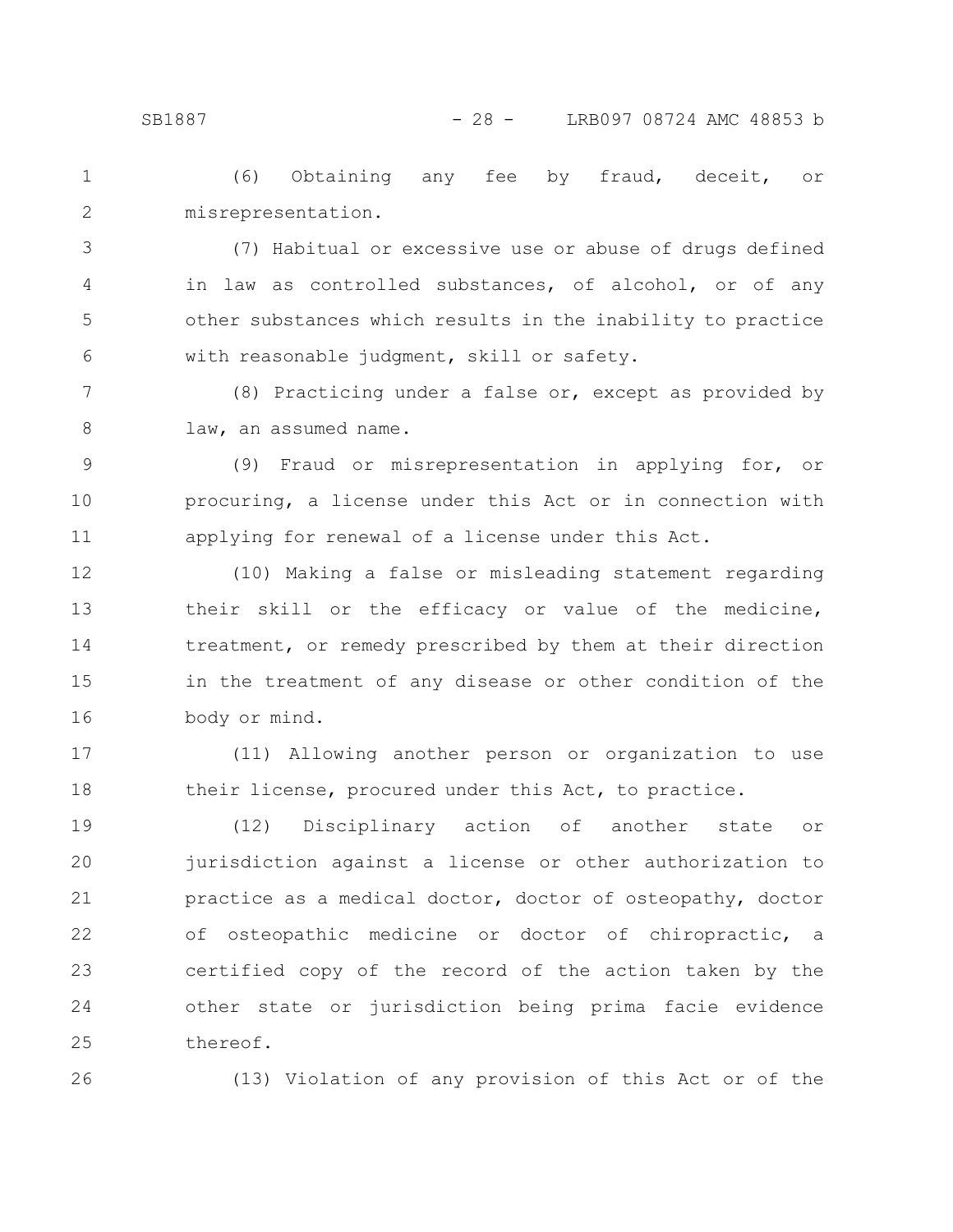(6) Obtaining any fee by fraud, deceit, or misrepresentation.

(7) Habitual or excessive use or abuse of drugs defined in law as controlled substances, of alcohol, or of any other substances which results in the inability to practice with reasonable judgment, skill or safety.

(8) Practicing under a false or, except as provided by law, an assumed name.

(9) Fraud or misrepresentation in applying for, or procuring, a license under this Act or in connection with applying for renewal of a license under this Act.

(10) Making a false or misleading statement regarding their skill or the efficacy or value of the medicine, treatment, or remedy prescribed by them at their direction in the treatment of any disease or other condition of the body or mind.

(11) Allowing another person or organization to use their license, procured under this Act, to practice.

(12) Disciplinary action of another state or jurisdiction against a license or other authorization to practice as a medical doctor, doctor of osteopathy, doctor of osteopathic medicine or doctor of chiropractic, a certified copy of the record of the action taken by the other state or jurisdiction being prima facie evidence thereof.

(13) Violation of any provision of this Act or of the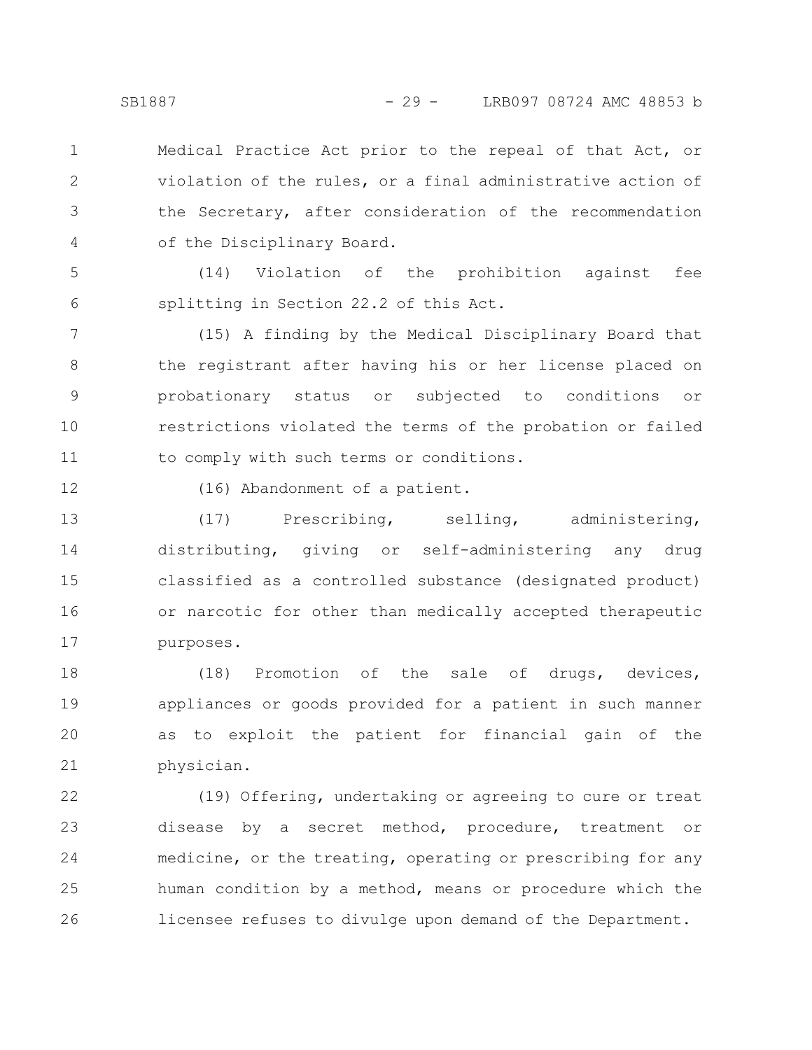Medical Practice Act prior to the repeal of that Act, or violation of the rules, or a final administrative action of the Secretary, after consideration of the recommendation of the Disciplinary Board.

(14) Violation of the prohibition against fee splitting in Section 22.2 of this Act.

(15) A finding by the Medical Disciplinary Board that the registrant after having his or her license placed on probationary status or subjected to conditions or restrictions violated the terms of the probation or failed to comply with such terms or conditions.

(16) Abandonment of a patient.

(17) Prescribing, selling, administering, distributing, giving or self-administering any drug classified as a controlled substance (designated product) or narcotic for other than medically accepted therapeutic purposes.

(18) Promotion of the sale of drugs, devices, appliances or goods provided for a patient in such manner as to exploit the patient for financial gain of the physician.

(19) Offering, undertaking or agreeing to cure or treat disease by a secret method, procedure, treatment or medicine, or the treating, operating or prescribing for any human condition by a method, means or procedure which the licensee refuses to divulge upon demand of the Department.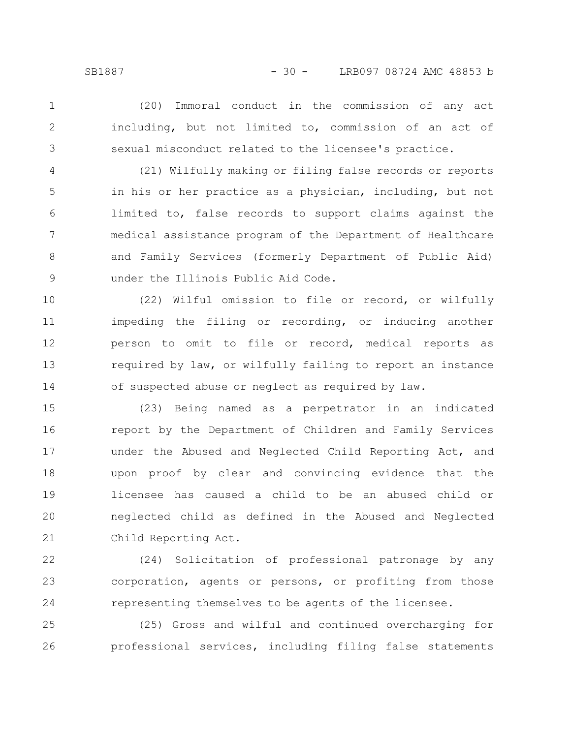(20) Immoral conduct in the commission of any act including, but not limited to, commission of an act of sexual misconduct related to the licensee's practice.

(21) Wilfully making or filing false records or reports in his or her practice as a physician, including, but not limited to, false records to support claims against the medical assistance program of the Department of Healthcare and Family Services (formerly Department of Public Aid) under the Illinois Public Aid Code.

(22) Wilful omission to file or record, or wilfully impeding the filing or recording, or inducing another person to omit to file or record, medical reports as required by law, or wilfully failing to report an instance of suspected abuse or neglect as required by law.

(23) Being named as a perpetrator in an indicated report by the Department of Children and Family Services under the Abused and Neglected Child Reporting Act, and upon proof by clear and convincing evidence that the licensee has caused a child to be an abused child or neglected child as defined in the Abused and Neglected Child Reporting Act.

(24) Solicitation of professional patronage by any corporation, agents or persons, or profiting from those representing themselves to be agents of the licensee.

(25) Gross and wilful and continued overcharging for professional services, including filing false statements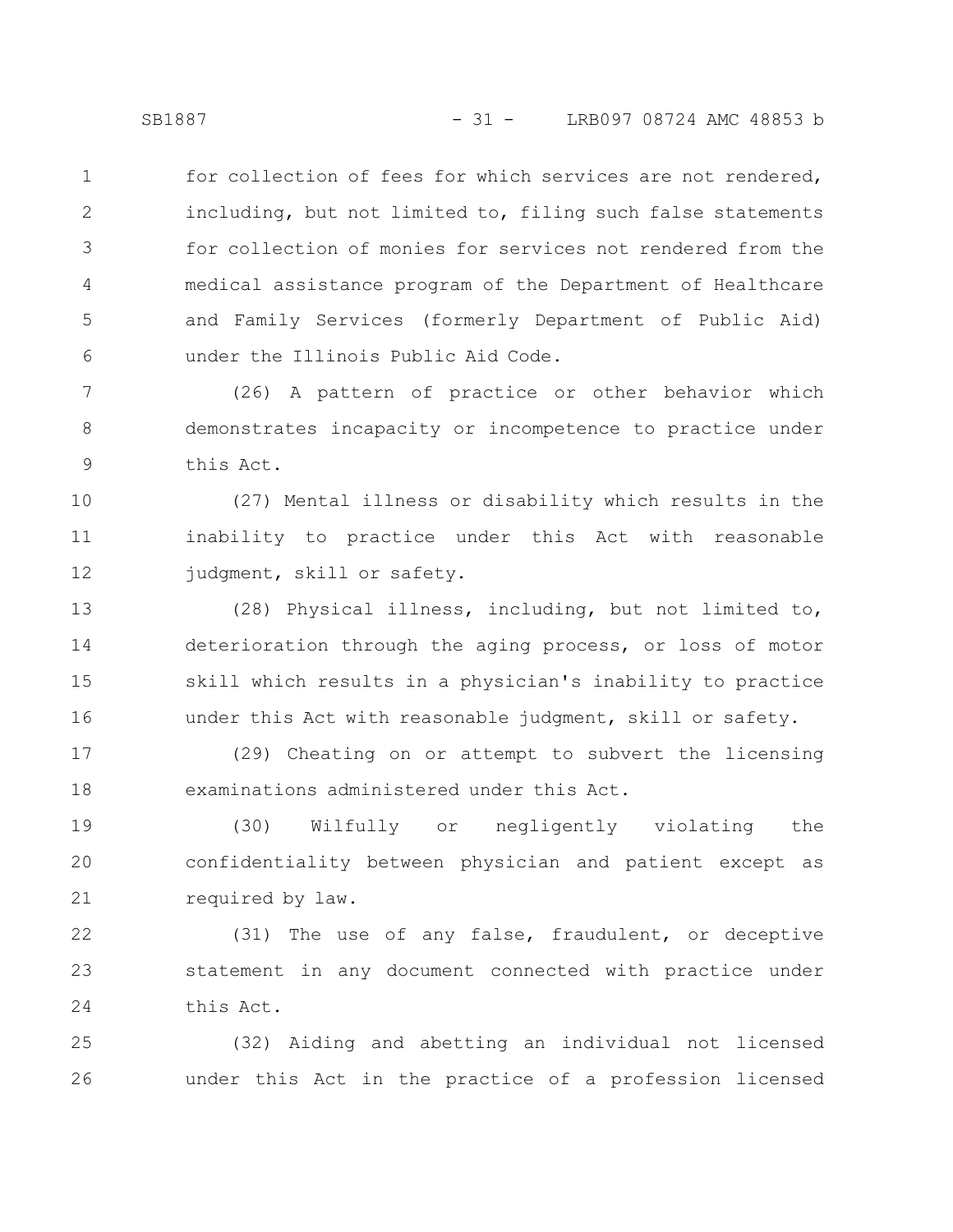for collection of fees for which services are not rendered, including, but not limited to, filing such false statements for collection of monies for services not rendered from the medical assistance program of the Department of Healthcare and Family Services (formerly Department of Public Aid) under the Illinois Public Aid Code.

(26) A pattern of practice or other behavior which demonstrates incapacity or incompetence to practice under this Act.

(27) Mental illness or disability which results in the inability to practice under this Act with reasonable judgment, skill or safety.

(28) Physical illness, including, but not limited to, deterioration through the aging process, or loss of motor skill which results in a physician's inability to practice under this Act with reasonable judgment, skill or safety.

(29) Cheating on or attempt to subvert the licensing examinations administered under this Act.

(30) Wilfully or negligently violating the confidentiality between physician and patient except as required by law.

(31) The use of any false, fraudulent, or deceptive statement in any document connected with practice under this Act.

(32) Aiding and abetting an individual not licensed under this Act in the practice of a profession licensed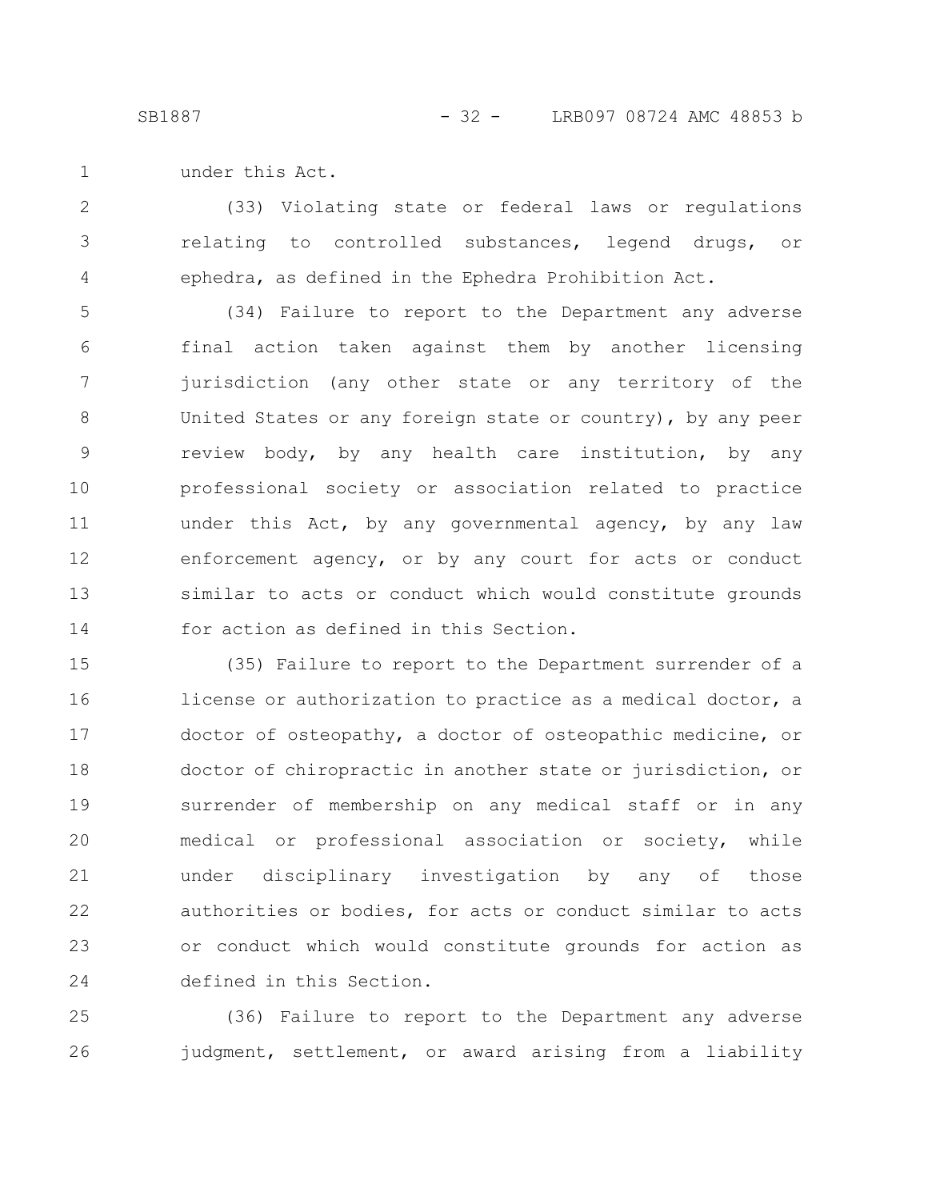under this Act.

(33) Violating state or federal laws or regulations relating to controlled substances, legend drugs, or ephedra, as defined in the Ephedra Prohibition Act.

(34) Failure to report to the Department any adverse final action taken against them by another licensing jurisdiction (any other state or any territory of the United States or any foreign state or country), by any peer review body, by any health care institution, by any professional society or association related to practice under this Act, by any governmental agency, by any law enforcement agency, or by any court for acts or conduct similar to acts or conduct which would constitute grounds for action as defined in this Section.

(35) Failure to report to the Department surrender of a license or authorization to practice as a medical doctor, a doctor of osteopathy, a doctor of osteopathic medicine, or doctor of chiropractic in another state or jurisdiction, or surrender of membership on any medical staff or in any medical or professional association or society, while under disciplinary investigation by any of those authorities or bodies, for acts or conduct similar to acts or conduct which would constitute grounds for action as defined in this Section.

(36) Failure to report to the Department any adverse judgment, settlement, or award arising from a liability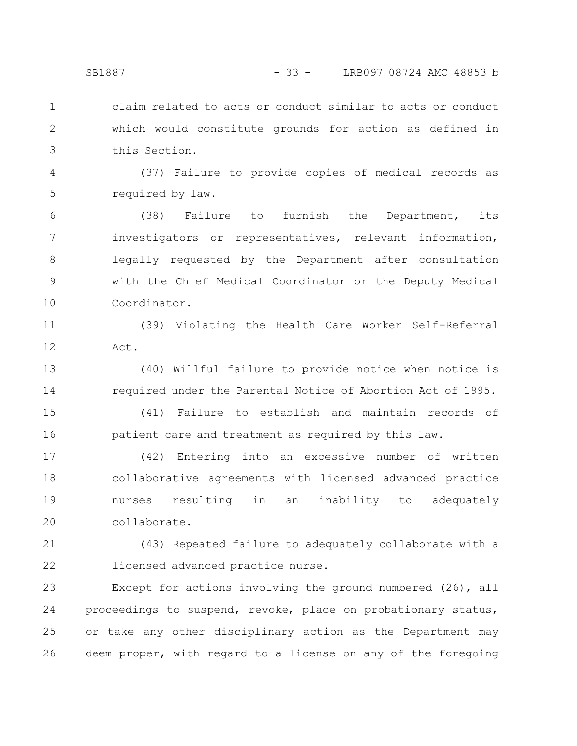claim related to acts or conduct similar to acts or conduct which would constitute grounds for action as defined in this Section.

(37) Failure to provide copies of medical records as required by law.

(38) Failure to furnish the Department, its investigators or representatives, relevant information, legally requested by the Department after consultation with the Chief Medical Coordinator or the Deputy Medical Coordinator.

(39) Violating the Health Care Worker Self-Referral Act.

(40) Willful failure to provide notice when notice is required under the Parental Notice of Abortion Act of 1995.

(41) Failure to establish and maintain records of patient care and treatment as required by this law.

(42) Entering into an excessive number of written collaborative agreements with licensed advanced practice nurses resulting in an inability to adequately collaborate.

(43) Repeated failure to adequately collaborate with a licensed advanced practice nurse.

Except for actions involving the ground numbered (26), all proceedings to suspend, revoke, place on probationary status, or take any other disciplinary action as the Department may deem proper, with regard to a license on any of the foregoing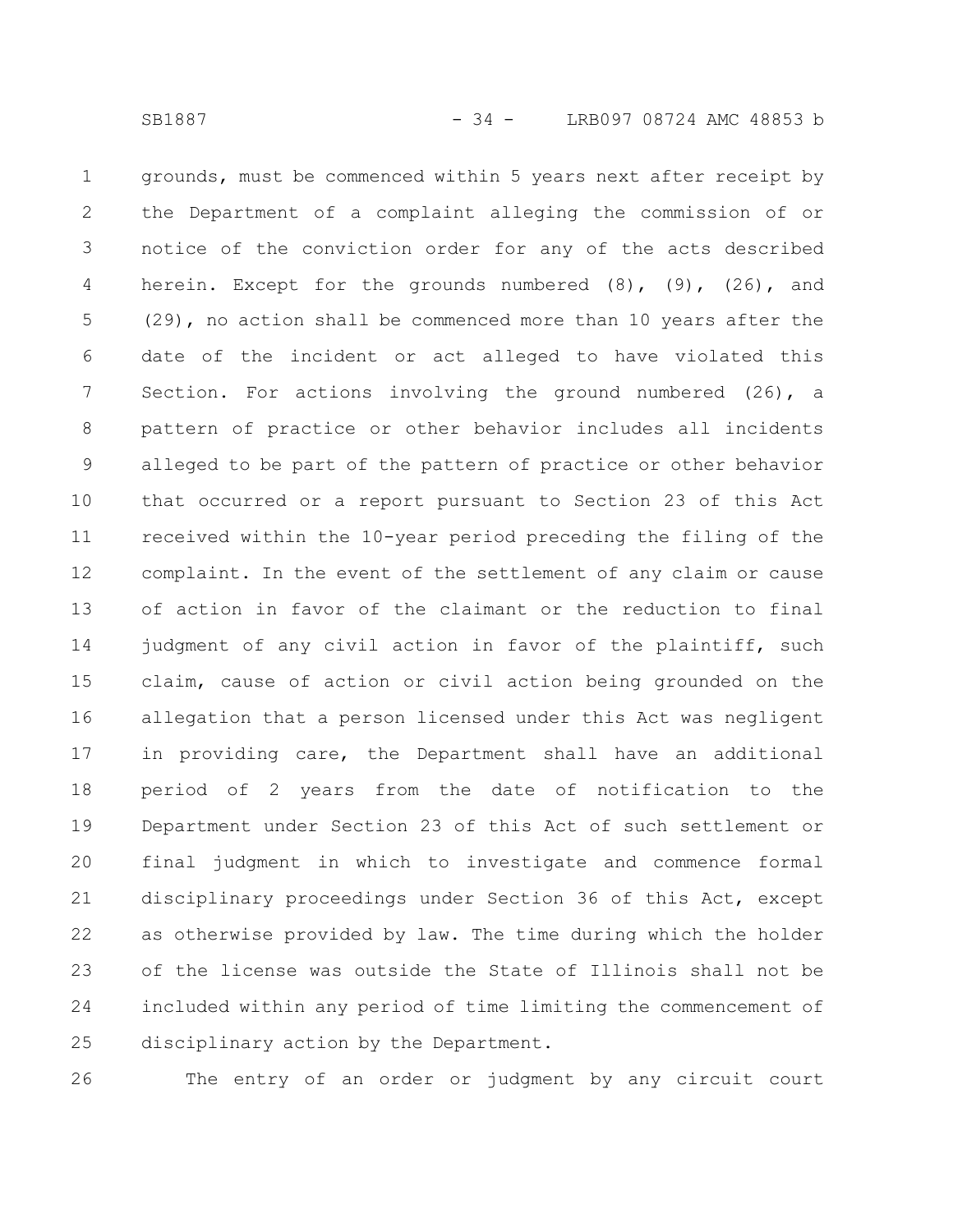grounds, must be commenced within 5 years next after receipt by the Department of a complaint alleging the commission of or notice of the conviction order for any of the acts described herein. Except for the grounds numbered (8), (9), (26), and (29), no action shall be commenced more than 10 years after the date of the incident or act alleged to have violated this Section. For actions involving the ground numbered (26), a pattern of practice or other behavior includes all incidents alleged to be part of the pattern of practice or other behavior that occurred or a report pursuant to Section 23 of this Act received within the 10-year period preceding the filing of the complaint. In the event of the settlement of any claim or cause of action in favor of the claimant or the reduction to final judgment of any civil action in favor of the plaintiff, such claim, cause of action or civil action being grounded on the allegation that a person licensed under this Act was negligent in providing care, the Department shall have an additional period of 2 years from the date of notification to the Department under Section 23 of this Act of such settlement or final judgment in which to investigate and commence formal disciplinary proceedings under Section 36 of this Act, except as otherwise provided by law. The time during which the holder of the license was outside the State of Illinois shall not be included within any period of time limiting the commencement of disciplinary action by the Department.

The entry of an order or judgment by any circuit court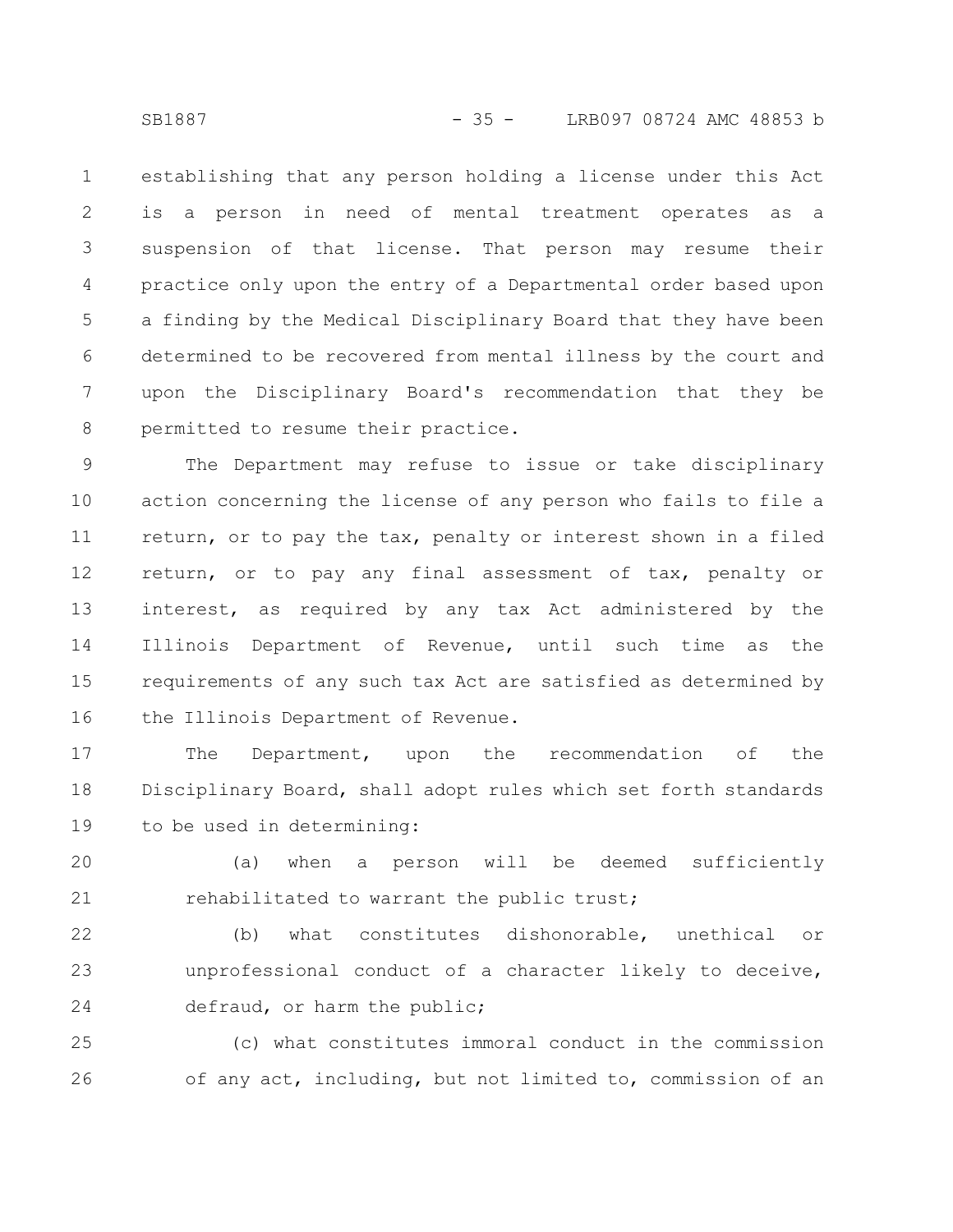establishing that any person holding a license under this Act is a person in need of mental treatment operates as a suspension of that license. That person may resume their practice only upon the entry of a Departmental order based upon a finding by the Medical Disciplinary Board that they have been determined to be recovered from mental illness by the court and upon the Disciplinary Board's recommendation that they be permitted to resume their practice.

The Department may refuse to issue or take disciplinary action concerning the license of any person who fails to file a return, or to pay the tax, penalty or interest shown in a filed return, or to pay any final assessment of tax, penalty or interest, as required by any tax Act administered by the Illinois Department of Revenue, until such time as the requirements of any such tax Act are satisfied as determined by the Illinois Department of Revenue.

The Department, upon the recommendation of the Disciplinary Board, shall adopt rules which set forth standards to be used in determining:

(a) when a person will be deemed sufficiently rehabilitated to warrant the public trust;

(b) what constitutes dishonorable, unethical or unprofessional conduct of a character likely to deceive, defraud, or harm the public;

(c) what constitutes immoral conduct in the commission of any act, including, but not limited to, commission of an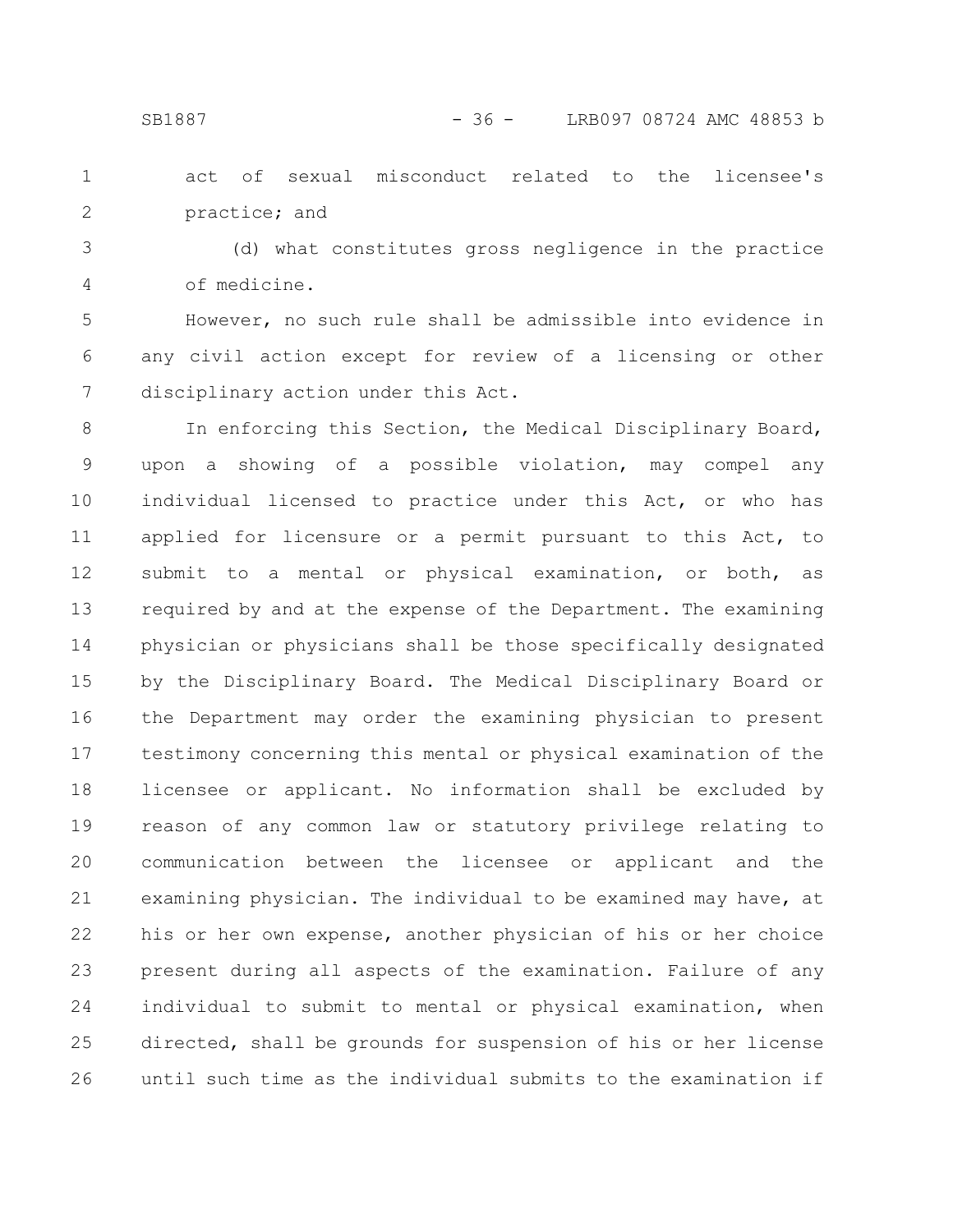act of sexual misconduct related to the licensee's practice; and

(d) what constitutes gross negligence in the practice of medicine.

However, no such rule shall be admissible into evidence in any civil action except for review of a licensing or other disciplinary action under this Act.

In enforcing this Section, the Medical Disciplinary Board, upon a showing of a possible violation, may compel any individual licensed to practice under this Act, or who has applied for licensure or a permit pursuant to this Act, to submit to a mental or physical examination, or both, as required by and at the expense of the Department. The examining physician or physicians shall be those specifically designated by the Disciplinary Board. The Medical Disciplinary Board or the Department may order the examining physician to present testimony concerning this mental or physical examination of the licensee or applicant. No information shall be excluded by reason of any common law or statutory privilege relating to communication between the licensee or applicant and the examining physician. The individual to be examined may have, at his or her own expense, another physician of his or her choice present during all aspects of the examination. Failure of any individual to submit to mental or physical examination, when directed, shall be grounds for suspension of his or her license until such time as the individual submits to the examination if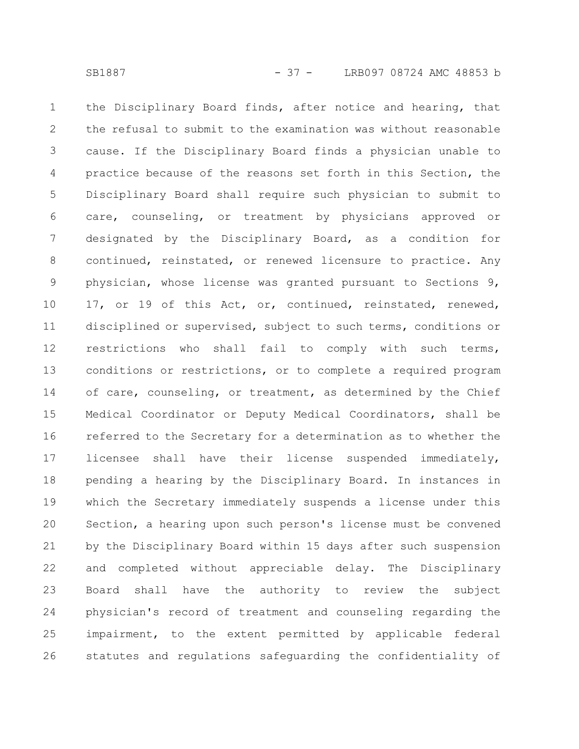the Disciplinary Board finds, after notice and hearing, that the refusal to submit to the examination was without reasonable cause. If the Disciplinary Board finds a physician unable to practice because of the reasons set forth in this Section, the Disciplinary Board shall require such physician to submit to care, counseling, or treatment by physicians approved or designated by the Disciplinary Board, as a condition for continued, reinstated, or renewed licensure to practice. Any physician, whose license was granted pursuant to Sections 9, 17, or 19 of this Act, or, continued, reinstated, renewed, disciplined or supervised, subject to such terms, conditions or restrictions who shall fail to comply with such terms, conditions or restrictions, or to complete a required program of care, counseling, or treatment, as determined by the Chief Medical Coordinator or Deputy Medical Coordinators, shall be referred to the Secretary for a determination as to whether the licensee shall have their license suspended immediately, pending a hearing by the Disciplinary Board. In instances in which the Secretary immediately suspends a license under this Section, a hearing upon such person's license must be convened by the Disciplinary Board within 15 days after such suspension and completed without appreciable delay. The Disciplinary Board shall have the authority to review the subject physician's record of treatment and counseling regarding the impairment, to the extent permitted by applicable federal statutes and regulations safeguarding the confidentiality of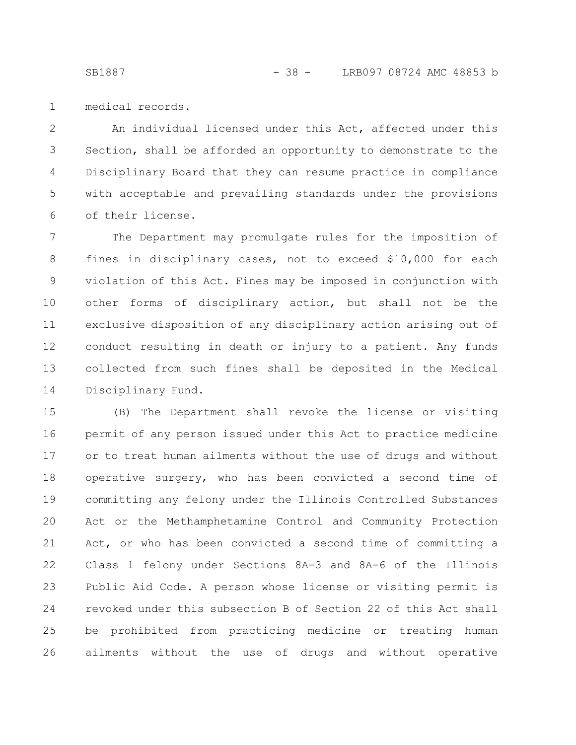medical records.

An individual licensed under this Act, affected under this Section, shall be afforded an opportunity to demonstrate to the Disciplinary Board that they can resume practice in compliance with acceptable and prevailing standards under the provisions of their license.

The Department may promulgate rules for the imposition of fines in disciplinary cases, not to exceed $10,000 for each violation of this Act. Fines may be imposed in conjunction with other forms of disciplinary action, but shall not be the exclusive disposition of any disciplinary action arising out of conduct resulting in death or injury to a patient. Any funds collected from such fines shall be deposited in the Medical Disciplinary Fund.

(B) The Department shall revoke the license or visiting permit of any person issued under this Act to practice medicine or to treat human ailments without the use of drugs and without operative surgery, who has been convicted a second time of committing any felony under the Illinois Controlled Substances Act or the Methamphetamine Control and Community Protection Act, or who has been convicted a second time of committing a Class 1 felony under Sections 8A-3 and 8A-6 of the Illinois Public Aid Code. A person whose license or visiting permit is revoked under this subsection B of Section 22 of this Act shall be prohibited from practicing medicine or treating human ailments without the use of drugs and without operative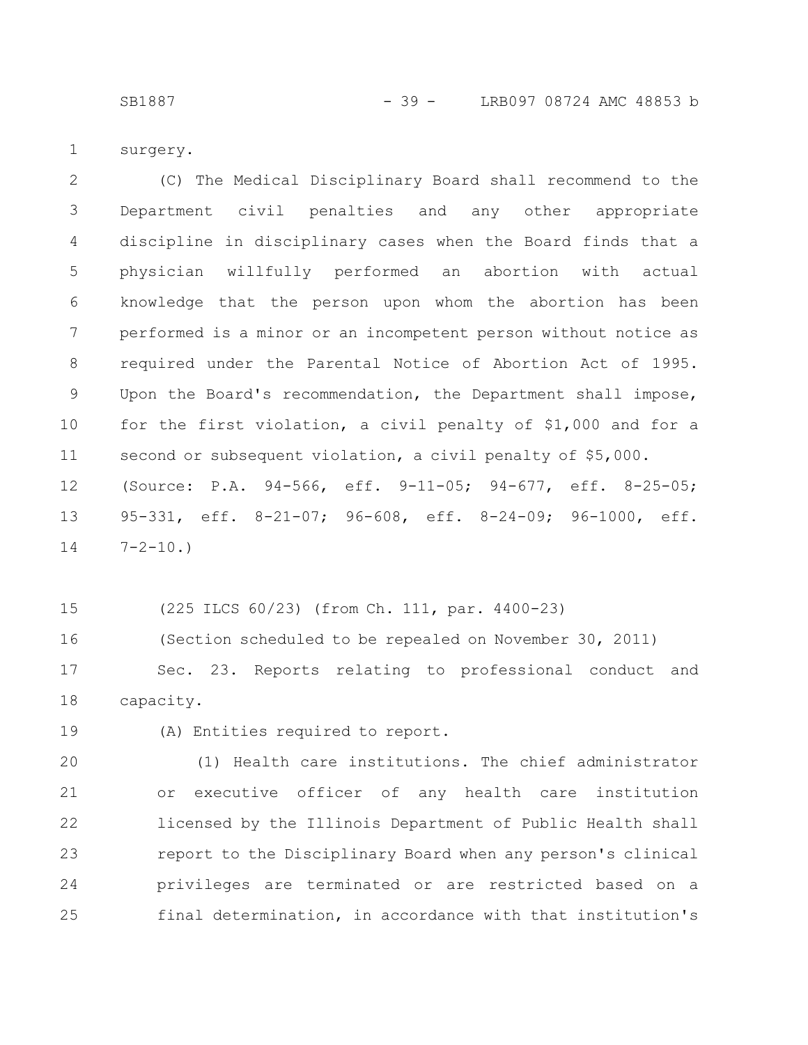surgery.

(C) The Medical Disciplinary Board shall recommend to the Department civil penalties and any other appropriate discipline in disciplinary cases when the Board finds that a physician willfully performed an abortion with actual knowledge that the person upon whom the abortion has been performed is a minor or an incompetent person without notice as required under the Parental Notice of Abortion Act of 1995. Upon the Board's recommendation, the Department shall impose, for the first violation, a civil penalty of $1,000 and for a second or subsequent violation, a civil penalty of $5,000.

(Source: P.A. 94-566, eff. 9-11-05; 94-677, eff. 8-25-05; 95-331, eff. 8-21-07; 96-608, eff. 8-24-09; 96-1000, eff. 7-2-10.)

(225 ILCS 60/23) (from Ch. 111, par. 4400-23)

(Section scheduled to be repealed on November 30, 2011)

Sec. 23. Reports relating to professional conduct and capacity.

(A) Entities required to report.

(1) Health care institutions. The chief administrator or executive officer of any health care institution licensed by the Illinois Department of Public Health shall report to the Disciplinary Board when any person's clinical privileges are terminated or are restricted based on a final determination, in accordance with that institution's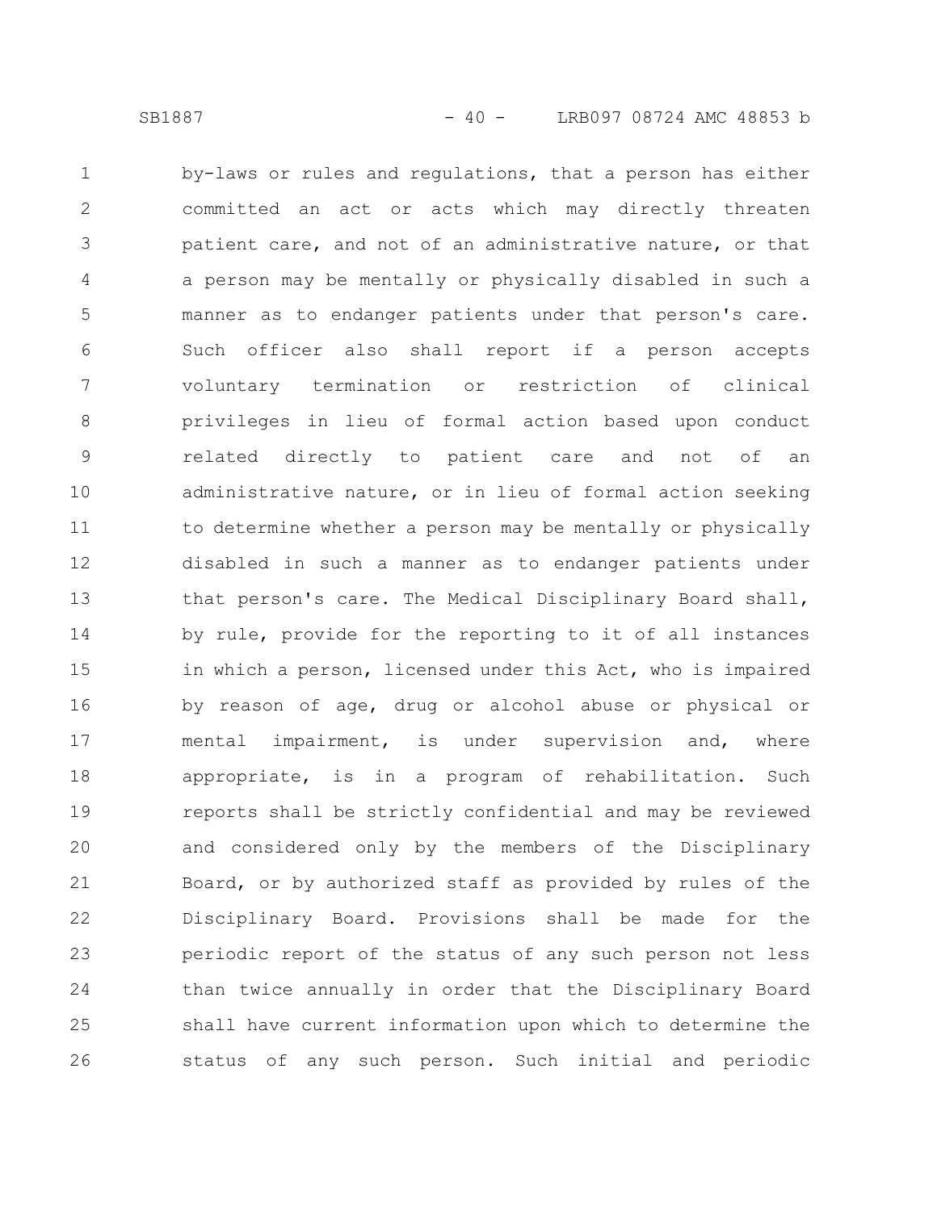by-laws or rules and regulations, that a person has either committed an act or acts which may directly threaten patient care, and not of an administrative nature, or that a person may be mentally or physically disabled in such a manner as to endanger patients under that person's care. Such officer also shall report if a person accepts voluntary termination or restriction of clinical privileges in lieu of formal action based upon conduct related directly to patient care and not of an administrative nature, or in lieu of formal action seeking to determine whether a person may be mentally or physically disabled in such a manner as to endanger patients under that person's care. The Medical Disciplinary Board shall, by rule, provide for the reporting to it of all instances in which a person, licensed under this Act, who is impaired by reason of age, drug or alcohol abuse or physical or mental impairment, is under supervision and, where appropriate, is in a program of rehabilitation. Such reports shall be strictly confidential and may be reviewed and considered only by the members of the Disciplinary Board, or by authorized staff as provided by rules of the Disciplinary Board. Provisions shall be made for the periodic report of the status of any such person not less than twice annually in order that the Disciplinary Board shall have current information upon which to determine the status of any such person. Such initial and periodic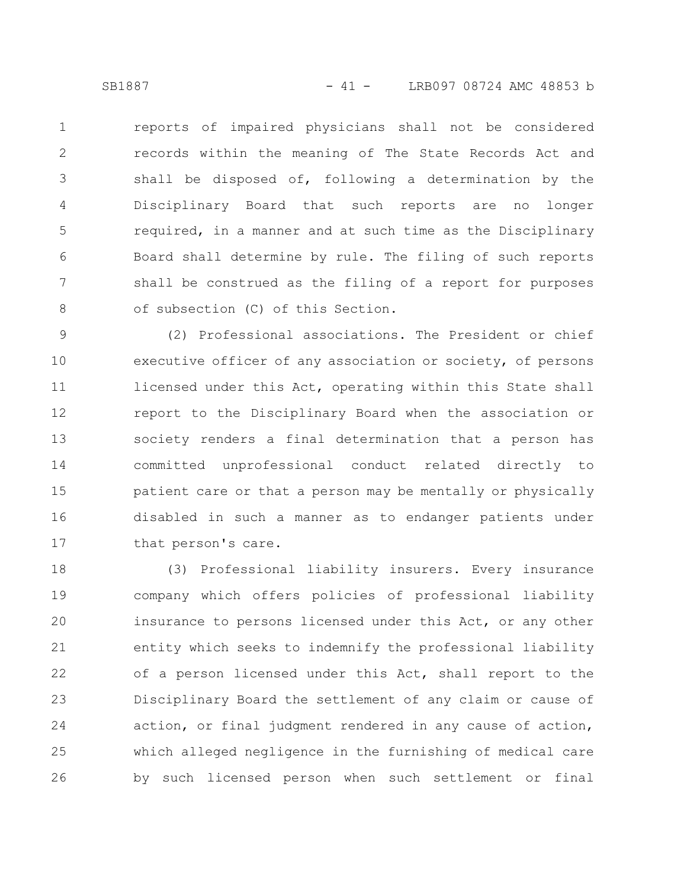reports of impaired physicians shall not be considered records within the meaning of The State Records Act and shall be disposed of, following a determination by the Disciplinary Board that such reports are no longer required, in a manner and at such time as the Disciplinary Board shall determine by rule. The filing of such reports shall be construed as the filing of a report for purposes of subsection (C) of this Section.

(2) Professional associations. The President or chief executive officer of any association or society, of persons licensed under this Act, operating within this State shall report to the Disciplinary Board when the association or society renders a final determination that a person has committed unprofessional conduct related directly to patient care or that a person may be mentally or physically disabled in such a manner as to endanger patients under that person's care.

(3) Professional liability insurers. Every insurance company which offers policies of professional liability insurance to persons licensed under this Act, or any other entity which seeks to indemnify the professional liability of a person licensed under this Act, shall report to the Disciplinary Board the settlement of any claim or cause of action, or final judgment rendered in any cause of action, which alleged negligence in the furnishing of medical care by such licensed person when such settlement or final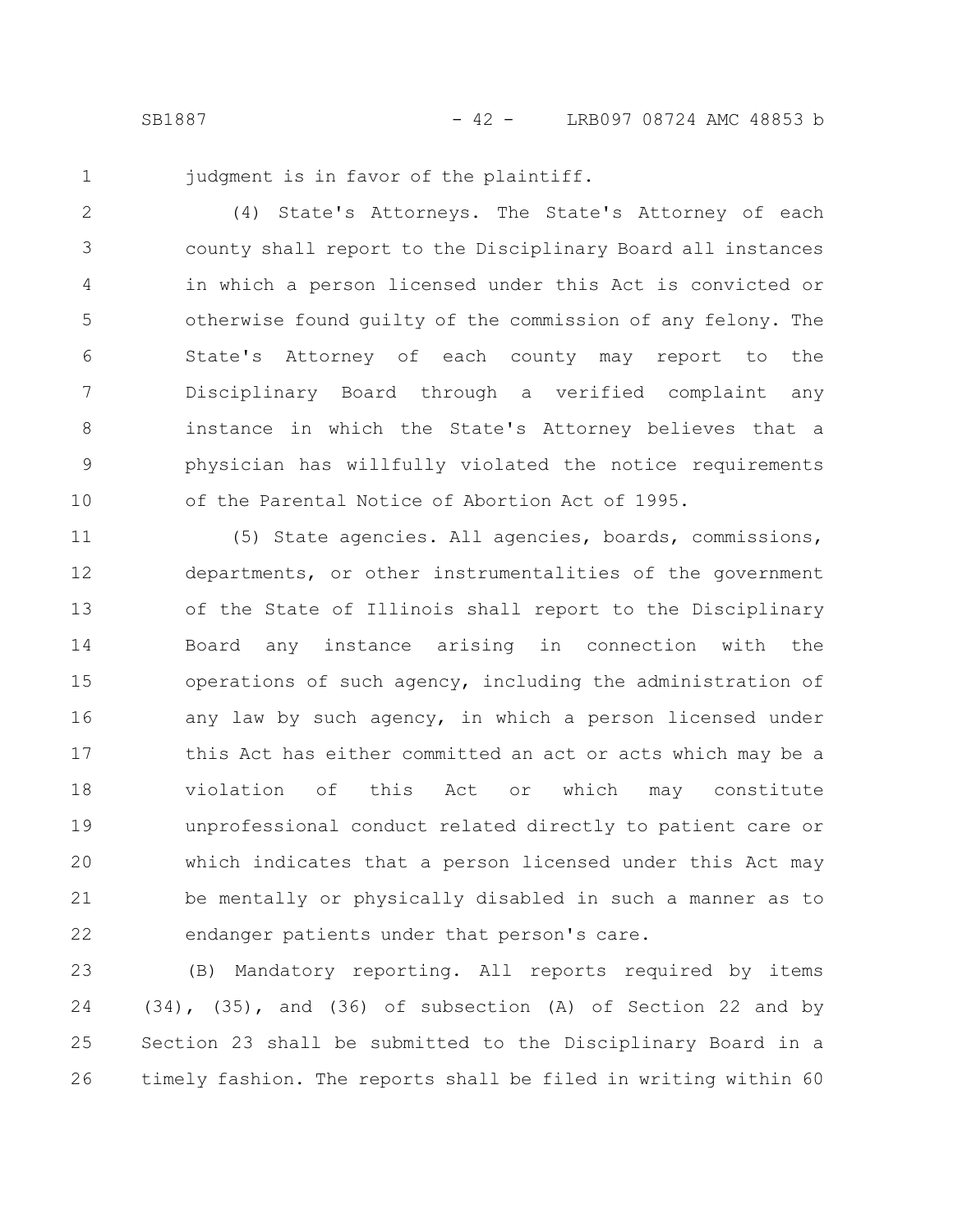judgment is in favor of the plaintiff.

(4) State's Attorneys. The State's Attorney of each county shall report to the Disciplinary Board all instances in which a person licensed under this Act is convicted or otherwise found guilty of the commission of any felony. The State's Attorney of each county may report to the Disciplinary Board through a verified complaint any instance in which the State's Attorney believes that a physician has willfully violated the notice requirements of the Parental Notice of Abortion Act of 1995.

(5) State agencies. All agencies, boards, commissions, departments, or other instrumentalities of the government of the State of Illinois shall report to the Disciplinary Board any instance arising in connection with the operations of such agency, including the administration of any law by such agency, in which a person licensed under this Act has either committed an act or acts which may be a violation of this Act or which may constitute unprofessional conduct related directly to patient care or which indicates that a person licensed under this Act may be mentally or physically disabled in such a manner as to endanger patients under that person's care.

(B) Mandatory reporting. All reports required by items (34), (35), and (36) of subsection (A) of Section 22 and by Section 23 shall be submitted to the Disciplinary Board in a timely fashion. The reports shall be filed in writing within 60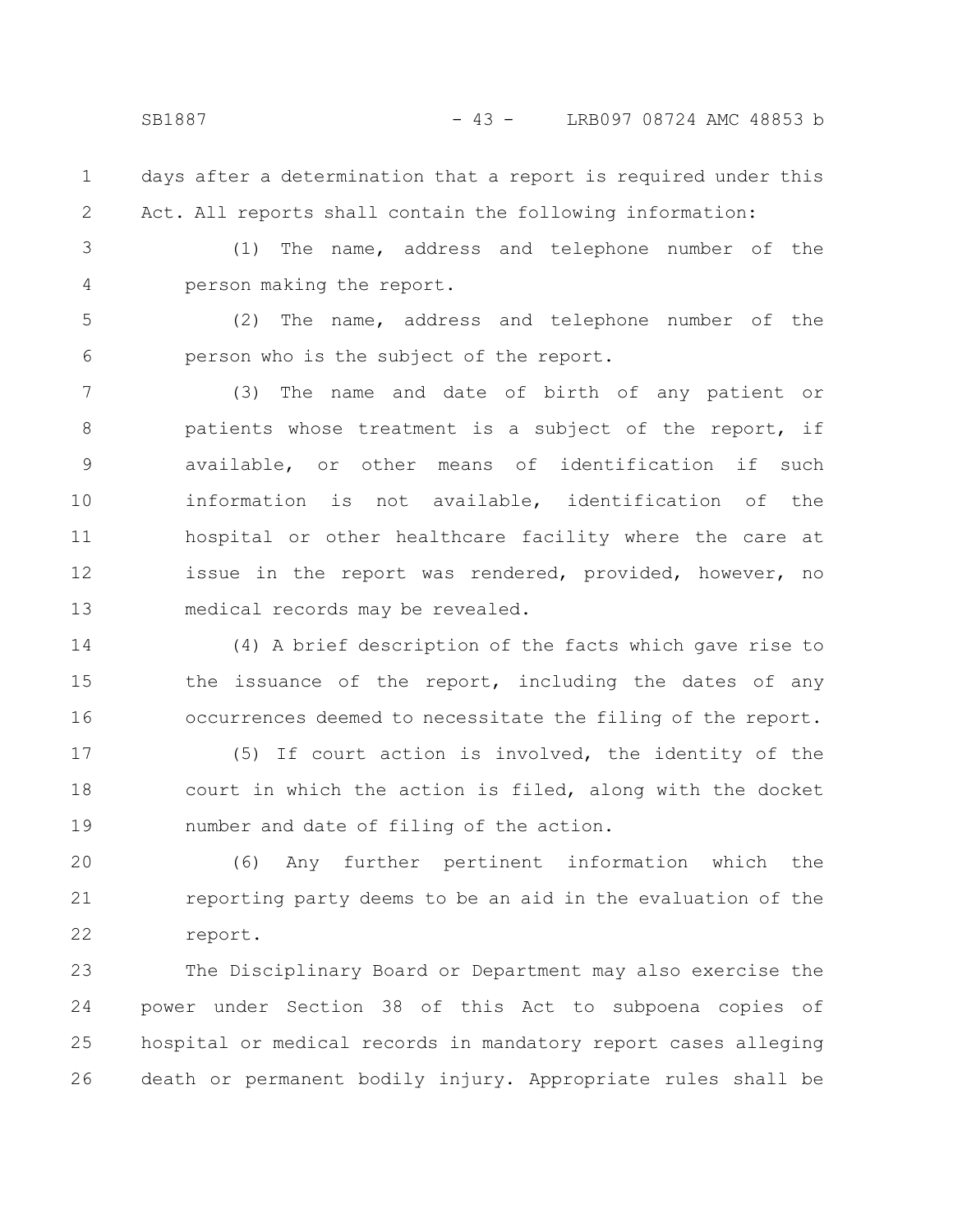days after a determination that a report is required under this Act. All reports shall contain the following information:

(1) The name, address and telephone number of the person making the report.

(2) The name, address and telephone number of the person who is the subject of the report.

(3) The name and date of birth of any patient or patients whose treatment is a subject of the report, if available, or other means of identification if such information is not available, identification of the hospital or other healthcare facility where the care at issue in the report was rendered, provided, however, no medical records may be revealed.

(4) A brief description of the facts which gave rise to the issuance of the report, including the dates of any occurrences deemed to necessitate the filing of the report.

(5) If court action is involved, the identity of the court in which the action is filed, along with the docket number and date of filing of the action.

(6) Any further pertinent information which the reporting party deems to be an aid in the evaluation of the report.

The Disciplinary Board or Department may also exercise the power under Section 38 of this Act to subpoena copies of hospital or medical records in mandatory report cases alleging death or permanent bodily injury. Appropriate rules shall be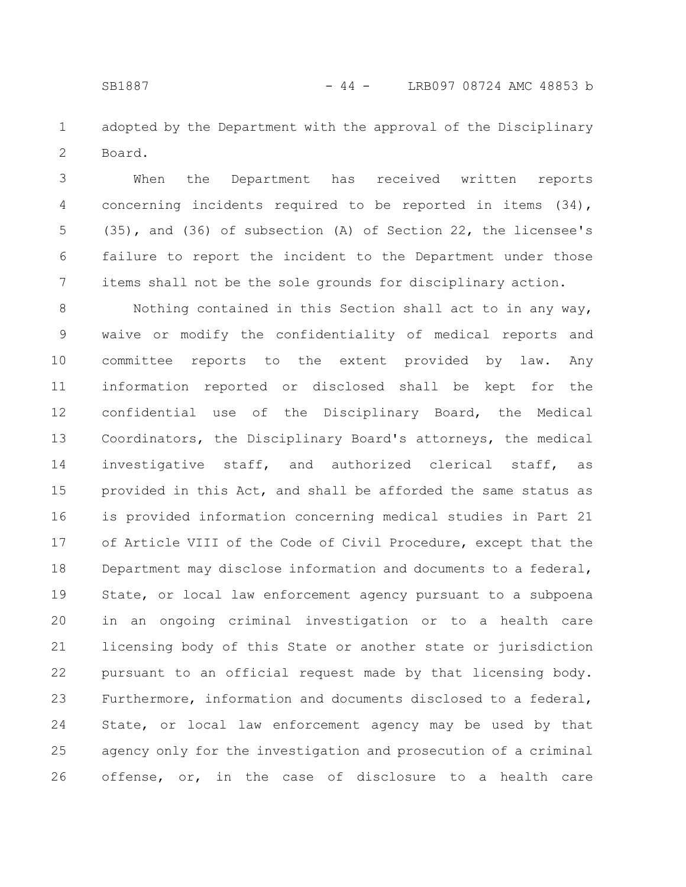adopted by the Department with the approval of the Disciplinary Board.

When the Department has received written reports concerning incidents required to be reported in items (34), (35), and (36) of subsection (A) of Section 22, the licensee's failure to report the incident to the Department under those items shall not be the sole grounds for disciplinary action.

Nothing contained in this Section shall act to in any way, waive or modify the confidentiality of medical reports and committee reports to the extent provided by law. Any information reported or disclosed shall be kept for the confidential use of the Disciplinary Board, the Medical Coordinators, the Disciplinary Board's attorneys, the medical investigative staff, and authorized clerical staff, as provided in this Act, and shall be afforded the same status as is provided information concerning medical studies in Part 21 of Article VIII of the Code of Civil Procedure, except that the Department may disclose information and documents to a federal, State, or local law enforcement agency pursuant to a subpoena in an ongoing criminal investigation or to a health care licensing body of this State or another state or jurisdiction pursuant to an official request made by that licensing body. Furthermore, information and documents disclosed to a federal, State, or local law enforcement agency may be used by that agency only for the investigation and prosecution of a criminal offense, or, in the case of disclosure to a health care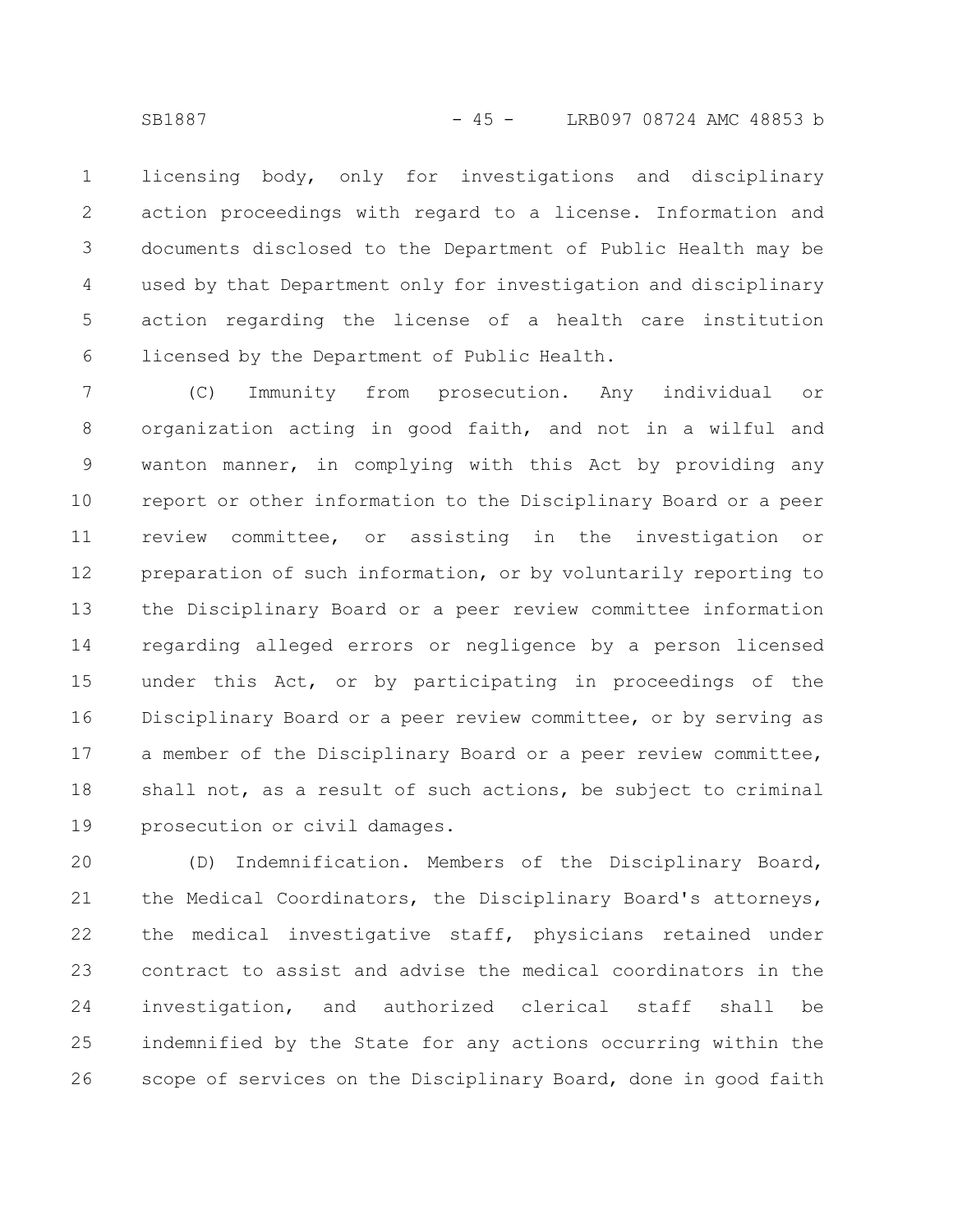licensing body, only for investigations and disciplinary action proceedings with regard to a license. Information and documents disclosed to the Department of Public Health may be used by that Department only for investigation and disciplinary action regarding the license of a health care institution licensed by the Department of Public Health.

(C) Immunity from prosecution. Any individual or organization acting in good faith, and not in a wilful and wanton manner, in complying with this Act by providing any report or other information to the Disciplinary Board or a peer review committee, or assisting in the investigation or preparation of such information, or by voluntarily reporting to the Disciplinary Board or a peer review committee information regarding alleged errors or negligence by a person licensed under this Act, or by participating in proceedings of the Disciplinary Board or a peer review committee, or by serving as a member of the Disciplinary Board or a peer review committee, shall not, as a result of such actions, be subject to criminal prosecution or civil damages.

(D) Indemnification. Members of the Disciplinary Board, the Medical Coordinators, the Disciplinary Board's attorneys, the medical investigative staff, physicians retained under contract to assist and advise the medical coordinators in the investigation, and authorized clerical staff shall be indemnified by the State for any actions occurring within the scope of services on the Disciplinary Board, done in good faith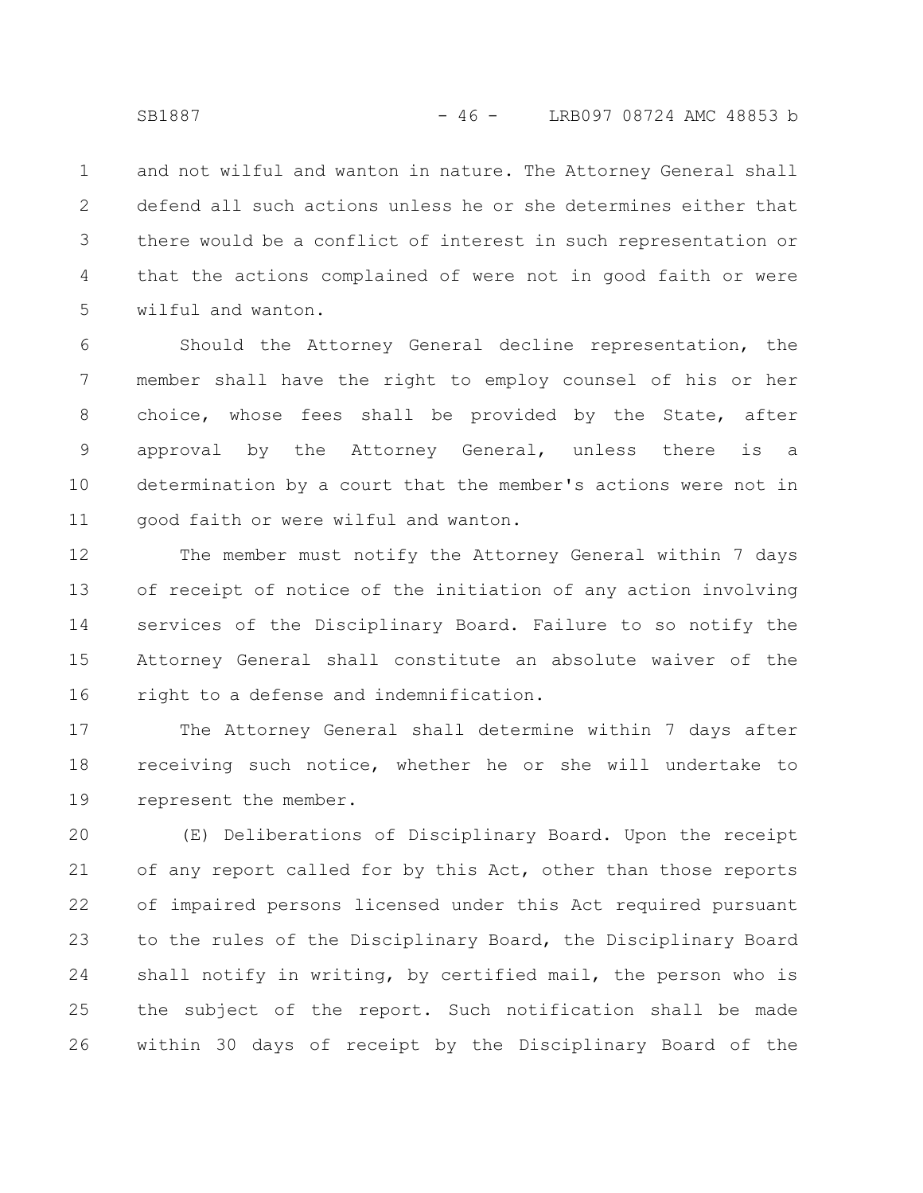and not wilful and wanton in nature. The Attorney General shall defend all such actions unless he or she determines either that there would be a conflict of interest in such representation or that the actions complained of were not in good faith or were wilful and wanton.

Should the Attorney General decline representation, the member shall have the right to employ counsel of his or her choice, whose fees shall be provided by the State, after approval by the Attorney General, unless there is a determination by a court that the member's actions were not in good faith or were wilful and wanton.

The member must notify the Attorney General within 7 days of receipt of notice of the initiation of any action involving services of the Disciplinary Board. Failure to so notify the Attorney General shall constitute an absolute waiver of the right to a defense and indemnification.

The Attorney General shall determine within 7 days after receiving such notice, whether he or she will undertake to represent the member.

(E) Deliberations of Disciplinary Board. Upon the receipt of any report called for by this Act, other than those reports of impaired persons licensed under this Act required pursuant to the rules of the Disciplinary Board, the Disciplinary Board shall notify in writing, by certified mail, the person who is the subject of the report. Such notification shall be made within 30 days of receipt by the Disciplinary Board of the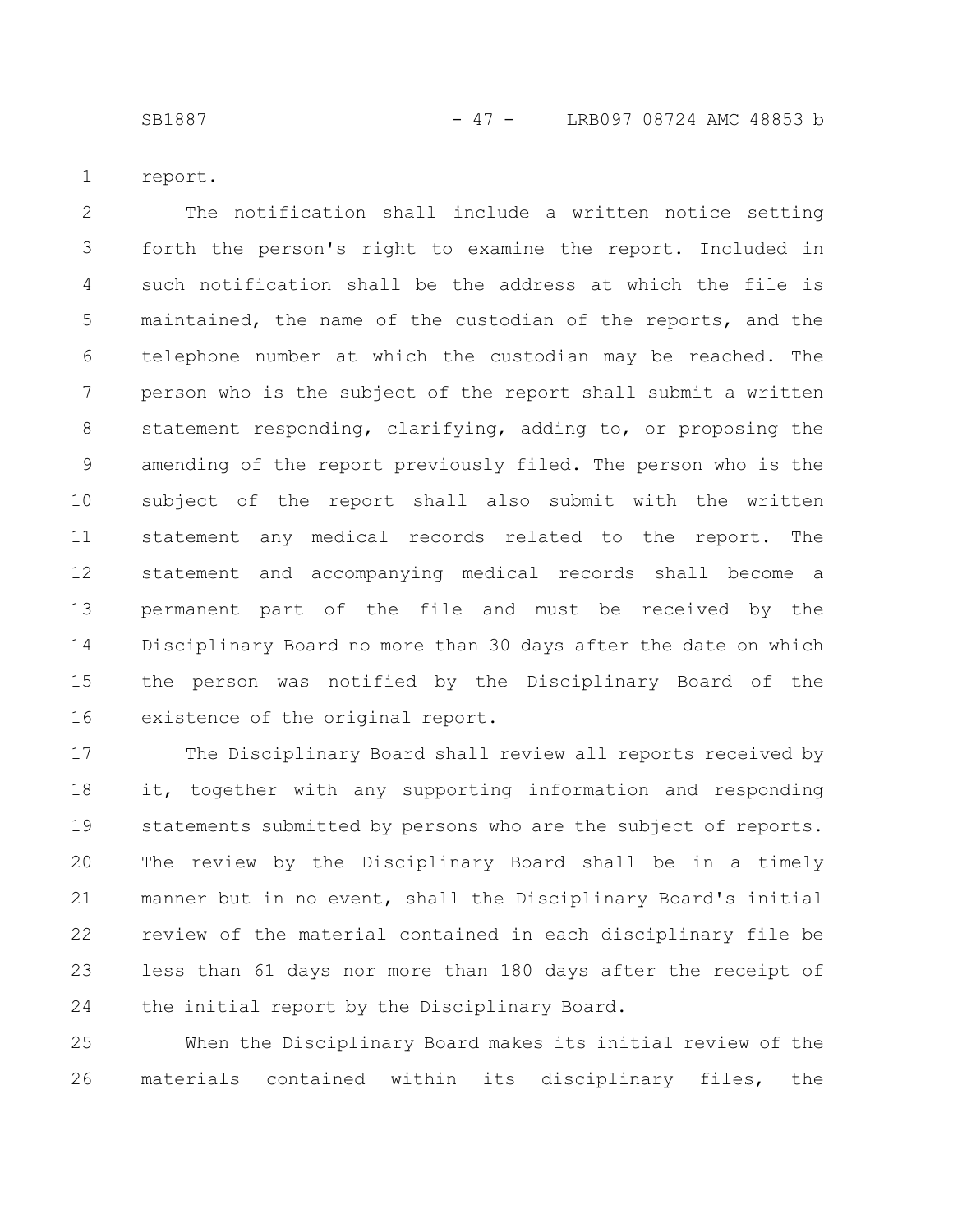report.

The notification shall include a written notice setting forth the person's right to examine the report. Included in such notification shall be the address at which the file is maintained, the name of the custodian of the reports, and the telephone number at which the custodian may be reached. The person who is the subject of the report shall submit a written statement responding, clarifying, adding to, or proposing the amending of the report previously filed. The person who is the subject of the report shall also submit with the written statement any medical records related to the report. The statement and accompanying medical records shall become a permanent part of the file and must be received by the Disciplinary Board no more than 30 days after the date on which the person was notified by the Disciplinary Board of the existence of the original report.

The Disciplinary Board shall review all reports received by it, together with any supporting information and responding statements submitted by persons who are the subject of reports. The review by the Disciplinary Board shall be in a timely manner but in no event, shall the Disciplinary Board's initial review of the material contained in each disciplinary file be less than 61 days nor more than 180 days after the receipt of the initial report by the Disciplinary Board.

When the Disciplinary Board makes its initial review of the materials contained within its disciplinary files, the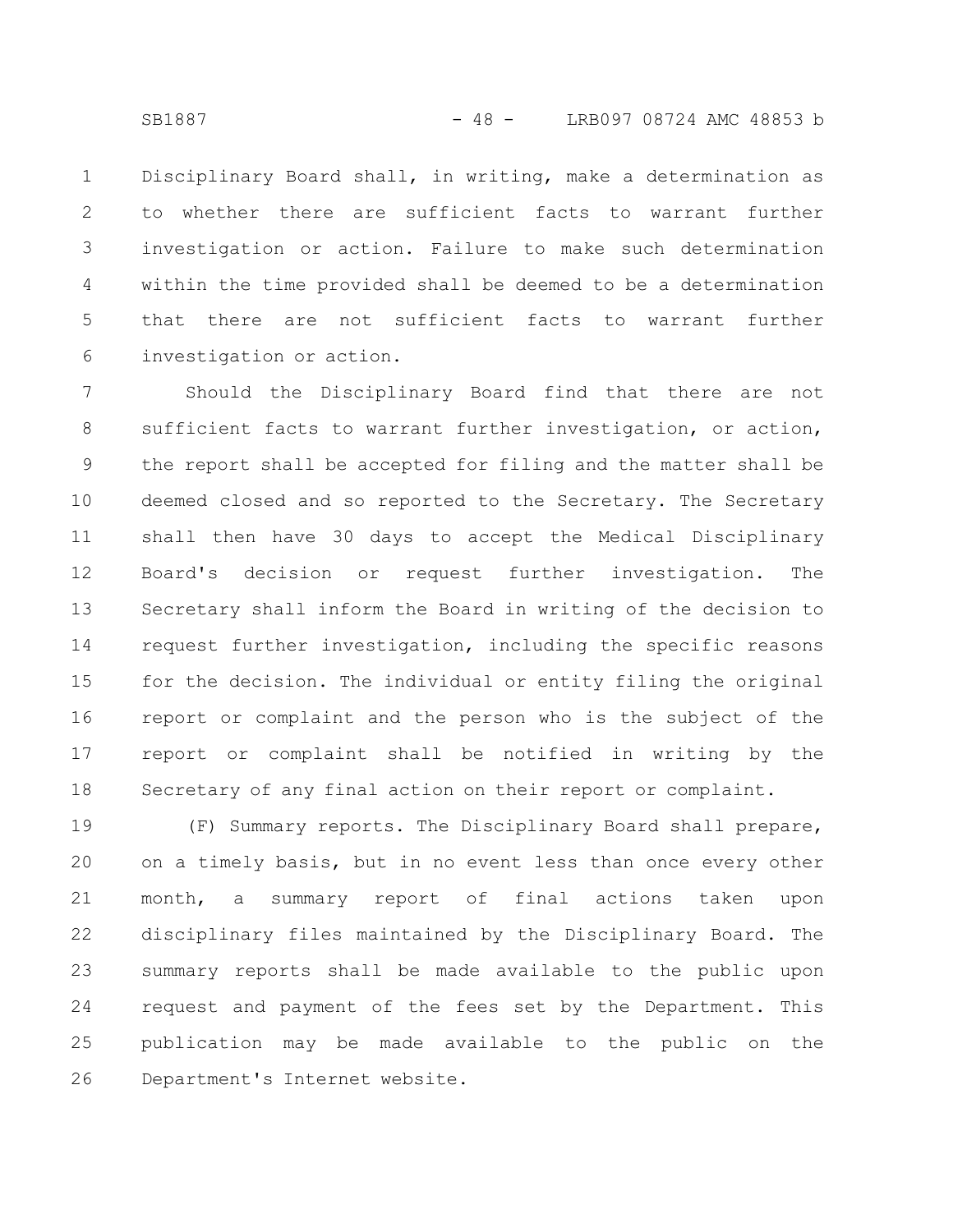Disciplinary Board shall, in writing, make a determination as to whether there are sufficient facts to warrant further investigation or action. Failure to make such determination within the time provided shall be deemed to be a determination that there are not sufficient facts to warrant further investigation or action.

Should the Disciplinary Board find that there are not sufficient facts to warrant further investigation, or action, the report shall be accepted for filing and the matter shall be deemed closed and so reported to the Secretary. The Secretary shall then have 30 days to accept the Medical Disciplinary Board's decision or request further investigation. The Secretary shall inform the Board in writing of the decision to request further investigation, including the specific reasons for the decision. The individual or entity filing the original report or complaint and the person who is the subject of the report or complaint shall be notified in writing by the Secretary of any final action on their report or complaint.

(F) Summary reports. The Disciplinary Board shall prepare, on a timely basis, but in no event less than once every other month, a summary report of final actions taken upon disciplinary files maintained by the Disciplinary Board. The summary reports shall be made available to the public upon request and payment of the fees set by the Department. This publication may be made available to the public on the Department's Internet website.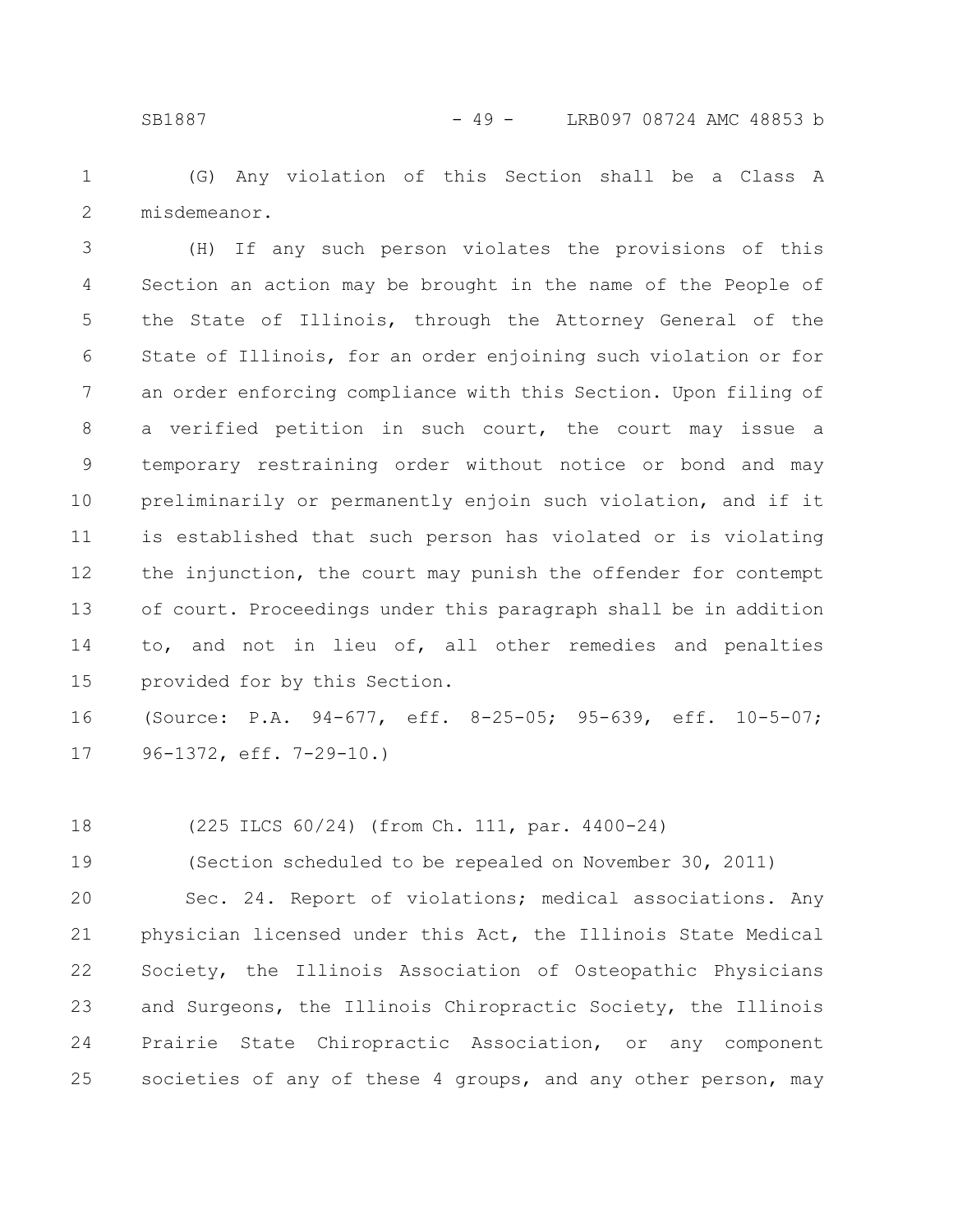(G) Any violation of this Section shall be a Class A misdemeanor.

(H) If any such person violates the provisions of this Section an action may be brought in the name of the People of the State of Illinois, through the Attorney General of the State of Illinois, for an order enjoining such violation or for an order enforcing compliance with this Section. Upon filing of a verified petition in such court, the court may issue a temporary restraining order without notice or bond and may preliminarily or permanently enjoin such violation, and if it is established that such person has violated or is violating the injunction, the court may punish the offender for contempt of court. Proceedings under this paragraph shall be in addition to, and not in lieu of, all other remedies and penalties provided for by this Section.

(Source: P.A. 94-677, eff. 8-25-05; 95-639, eff. 10-5-07; 96-1372, eff. 7-29-10.)

(225 ILCS 60/24) (from Ch. 111, par. 4400-24)

(Section scheduled to be repealed on November 30, 2011)

Sec. 24. Report of violations; medical associations. Any physician licensed under this Act, the Illinois State Medical Society, the Illinois Association of Osteopathic Physicians and Surgeons, the Illinois Chiropractic Society, the Illinois Prairie State Chiropractic Association, or any component societies of any of these 4 groups, and any other person, may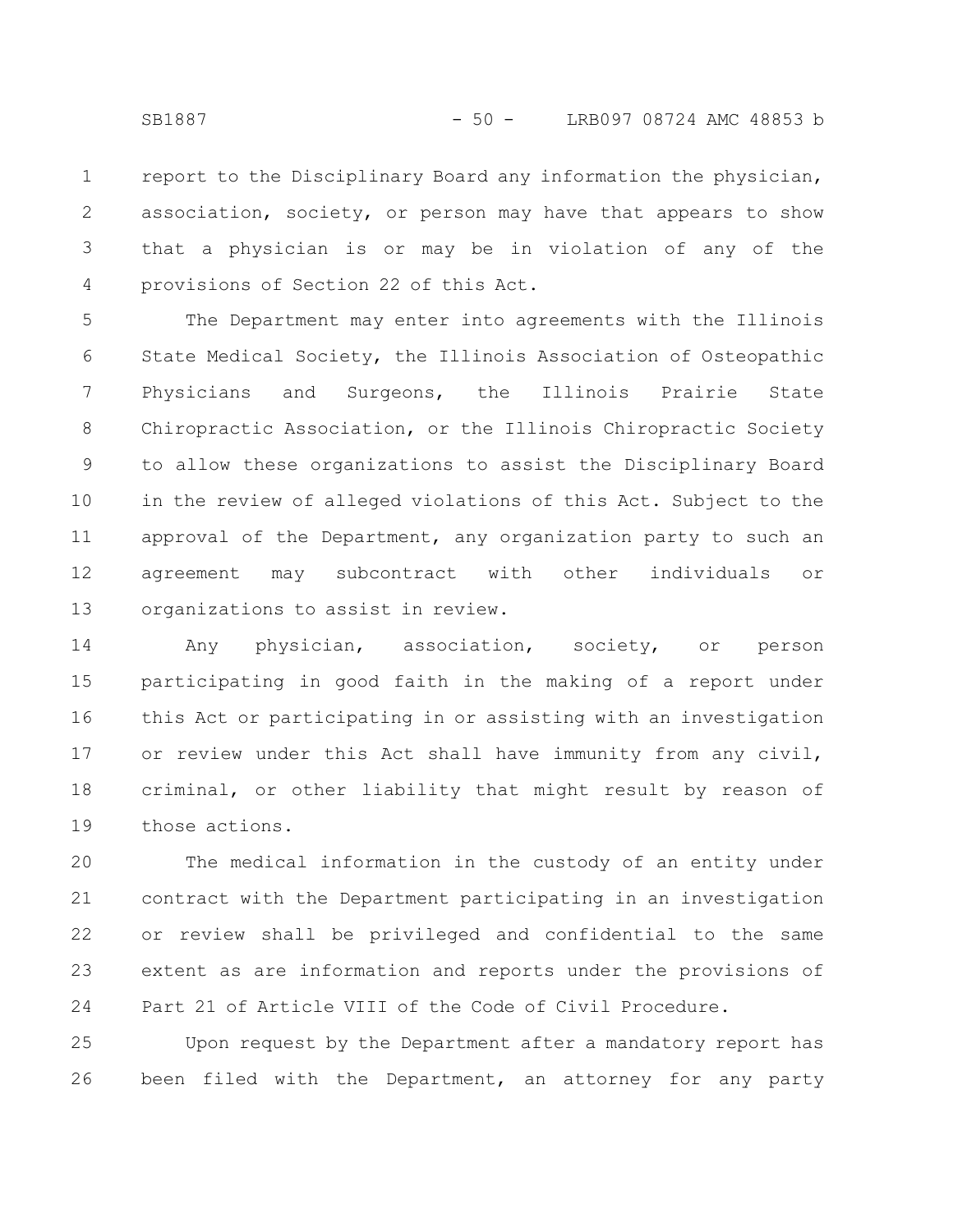report to the Disciplinary Board any information the physician, association, society, or person may have that appears to show that a physician is or may be in violation of any of the provisions of Section 22 of this Act.

The Department may enter into agreements with the Illinois State Medical Society, the Illinois Association of Osteopathic Physicians and Surgeons, the Illinois Prairie State Chiropractic Association, or the Illinois Chiropractic Society to allow these organizations to assist the Disciplinary Board in the review of alleged violations of this Act. Subject to the approval of the Department, any organization party to such an agreement may subcontract with other individuals or organizations to assist in review.

Any physician, association, society, or person participating in good faith in the making of a report under this Act or participating in or assisting with an investigation or review under this Act shall have immunity from any civil, criminal, or other liability that might result by reason of those actions.

The medical information in the custody of an entity under contract with the Department participating in an investigation or review shall be privileged and confidential to the same extent as are information and reports under the provisions of Part 21 of Article VIII of the Code of Civil Procedure.

Upon request by the Department after a mandatory report has been filed with the Department, an attorney for any party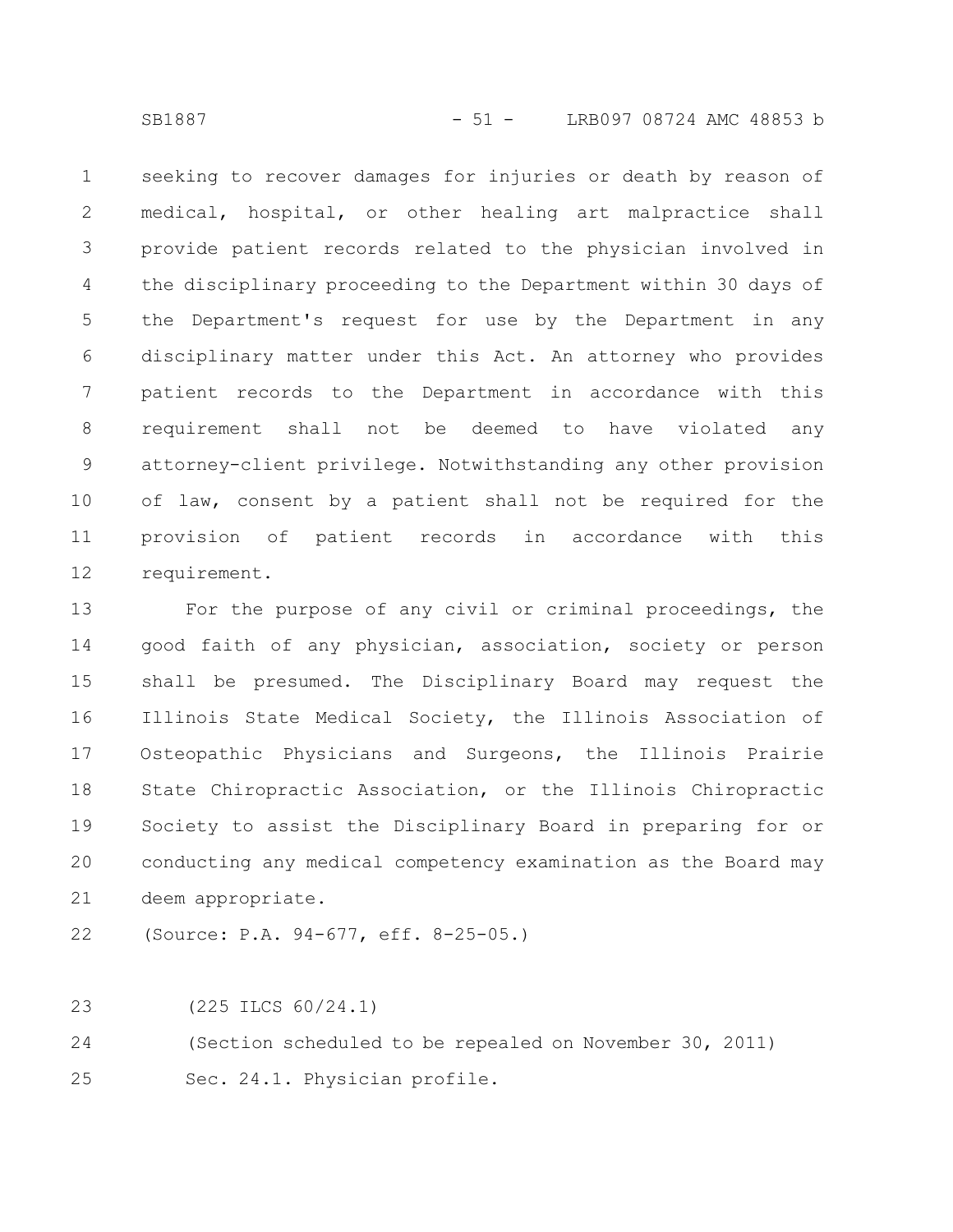seeking to recover damages for injuries or death by reason of medical, hospital, or other healing art malpractice shall provide patient records related to the physician involved in the disciplinary proceeding to the Department within 30 days of the Department's request for use by the Department in any disciplinary matter under this Act. An attorney who provides patient records to the Department in accordance with this requirement shall not be deemed to have violated any attorney-client privilege. Notwithstanding any other provision of law, consent by a patient shall not be required for the provision of patient records in accordance with this requirement.

For the purpose of any civil or criminal proceedings, the good faith of any physician, association, society or person shall be presumed. The Disciplinary Board may request the Illinois State Medical Society, the Illinois Association of Osteopathic Physicians and Surgeons, the Illinois Prairie State Chiropractic Association, or the Illinois Chiropractic Society to assist the Disciplinary Board in preparing for or conducting any medical competency examination as the Board may deem appropriate.

(Source: P.A. 94-677, eff. 8-25-05.)

(225 ILCS 60/24.1)

(Section scheduled to be repealed on November 30, 2011)

Sec. 24.1. Physician profile.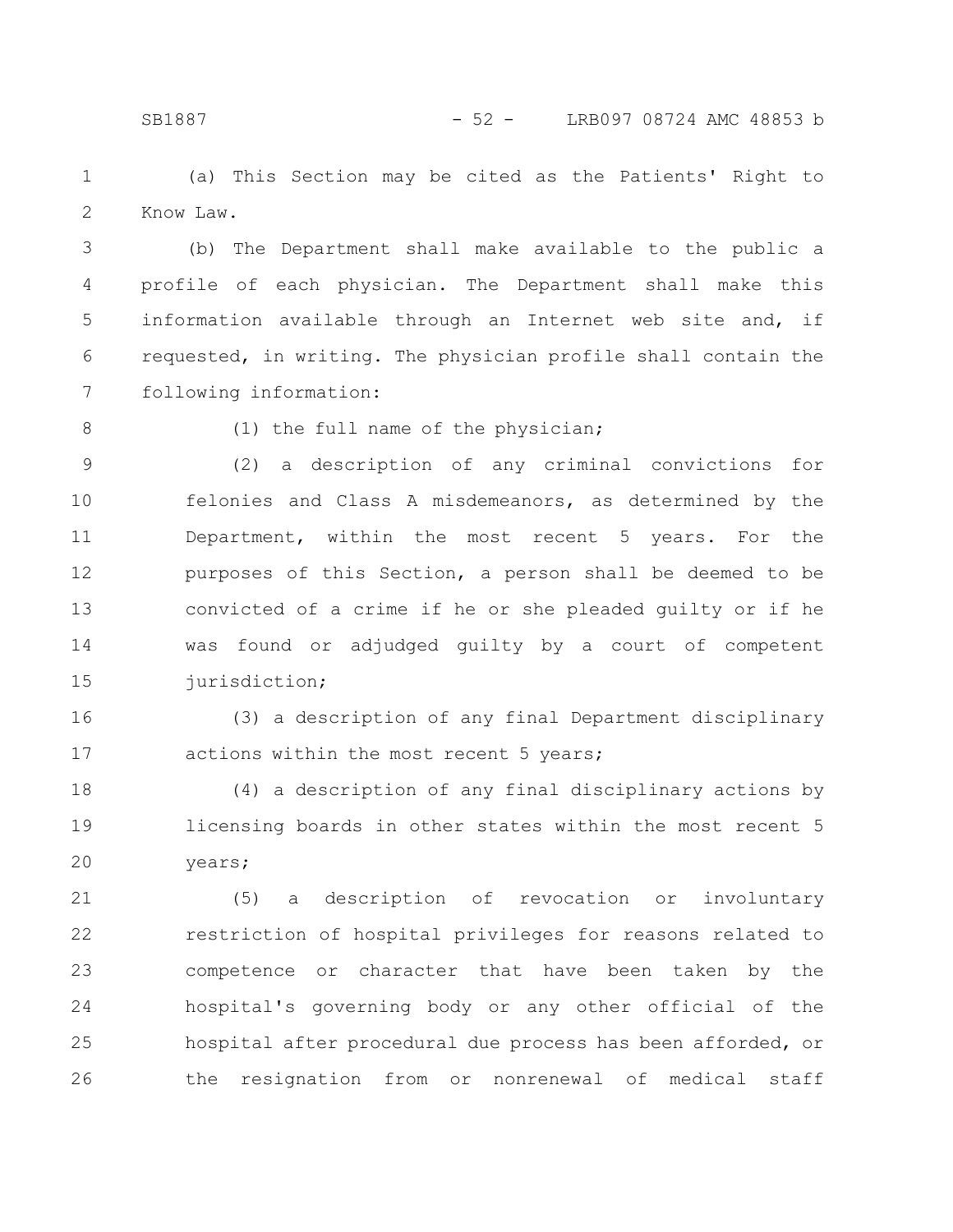(a) This Section may be cited as the Patients' Right to Know Law.

(b) The Department shall make available to the public a profile of each physician. The Department shall make this information available through an Internet web site and, if requested, in writing. The physician profile shall contain the following information:

(1) the full name of the physician;

(2) a description of any criminal convictions for felonies and Class A misdemeanors, as determined by the Department, within the most recent 5 years. For the purposes of this Section, a person shall be deemed to be convicted of a crime if he or she pleaded guilty or if he was found or adjudged guilty by a court of competent jurisdiction;

(3) a description of any final Department disciplinary actions within the most recent 5 years;

(4) a description of any final disciplinary actions by licensing boards in other states within the most recent 5 years;

(5) a description of revocation or involuntary restriction of hospital privileges for reasons related to competence or character that have been taken by the hospital's governing body or any other official of the hospital after procedural due process has been afforded, or the resignation from or nonrenewal of medical staff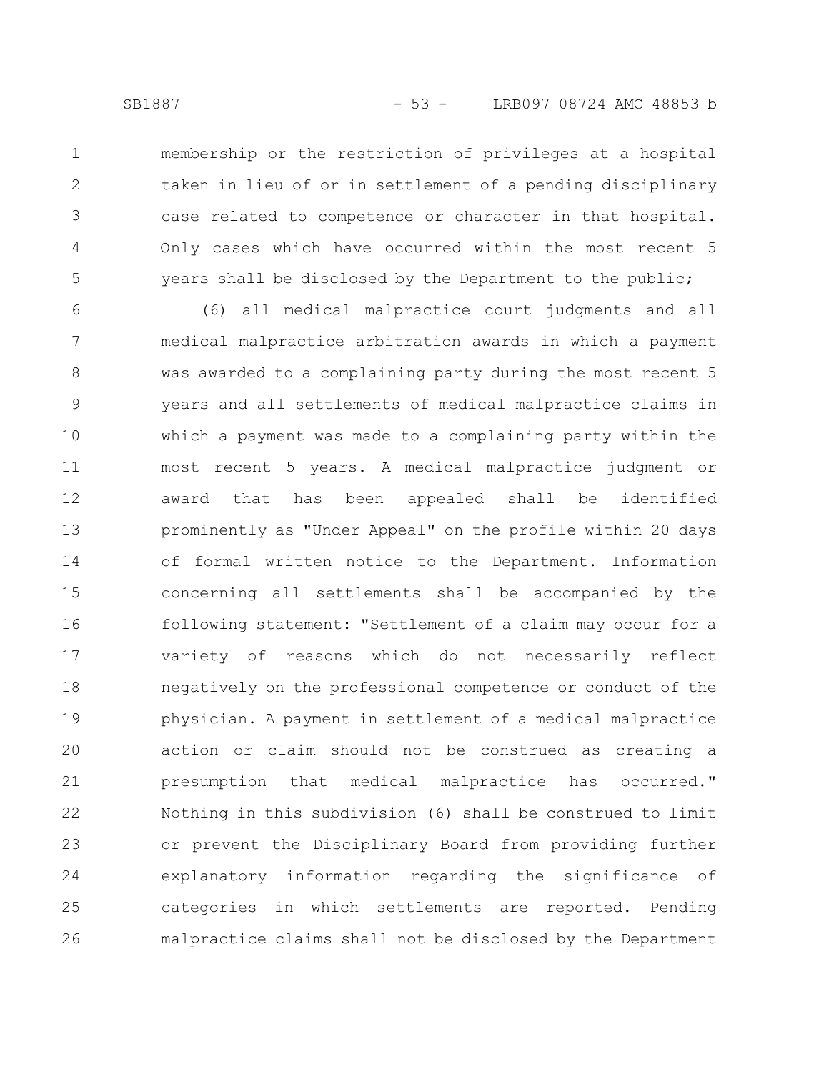membership or the restriction of privileges at a hospital taken in lieu of or in settlement of a pending disciplinary case related to competence or character in that hospital. Only cases which have occurred within the most recent 5 years shall be disclosed by the Department to the public;

(6) all medical malpractice court judgments and all medical malpractice arbitration awards in which a payment was awarded to a complaining party during the most recent 5 years and all settlements of medical malpractice claims in which a payment was made to a complaining party within the most recent 5 years. A medical malpractice judgment or award that has been appealed shall be identified prominently as "Under Appeal" on the profile within 20 days of formal written notice to the Department. Information concerning all settlements shall be accompanied by the following statement: "Settlement of a claim may occur for a variety of reasons which do not necessarily reflect negatively on the professional competence or conduct of the physician. A payment in settlement of a medical malpractice action or claim should not be construed as creating a presumption that medical malpractice has occurred." Nothing in this subdivision (6) shall be construed to limit or prevent the Disciplinary Board from providing further explanatory information regarding the significance of categories in which settlements are reported. Pending malpractice claims shall not be disclosed by the Department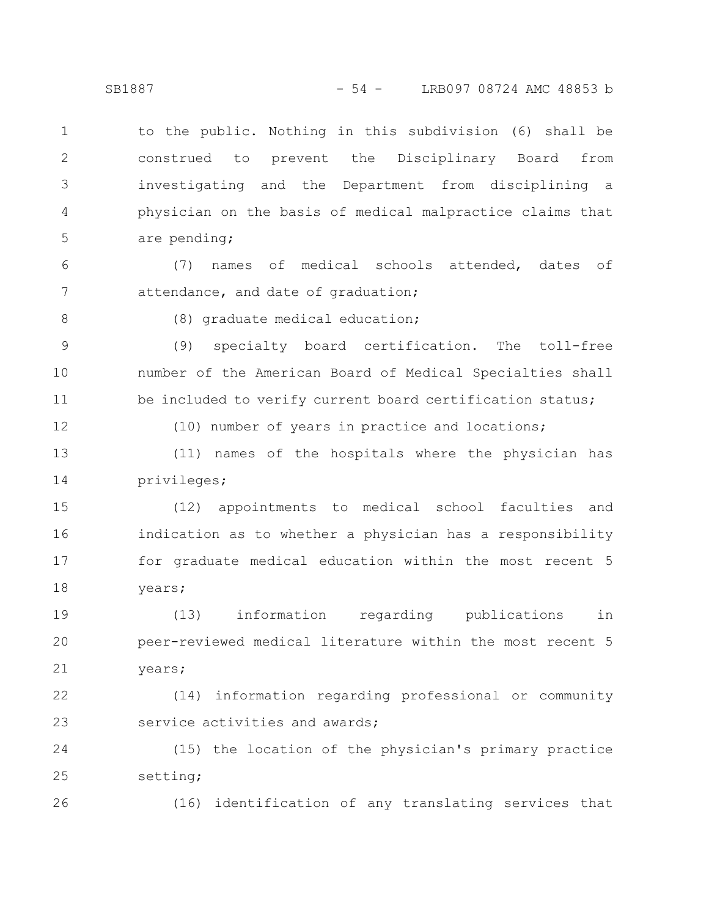to the public. Nothing in this subdivision (6) shall be construed to prevent the Disciplinary Board from investigating and the Department from disciplining a physician on the basis of medical malpractice claims that are pending;

(7) names of medical schools attended, dates of attendance, and date of graduation;

(8) graduate medical education;

(9) specialty board certification. The toll-free number of the American Board of Medical Specialties shall be included to verify current board certification status;

(10) number of years in practice and locations;

(11) names of the hospitals where the physician has privileges;

(12) appointments to medical school faculties and indication as to whether a physician has a responsibility for graduate medical education within the most recent 5 years;

(13) information regarding publications in peer-reviewed medical literature within the most recent 5 years;

(14) information regarding professional or community service activities and awards;

(15) the location of the physician's primary practice setting;

(16) identification of any translating services that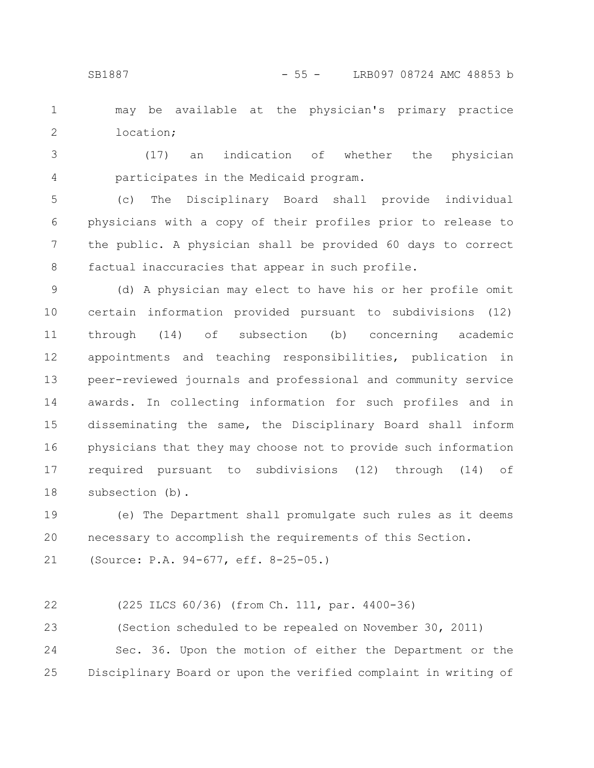may be available at the physician's primary practice location;

(17) an indication of whether the physician participates in the Medicaid program.

(c) The Disciplinary Board shall provide individual physicians with a copy of their profiles prior to release to the public. A physician shall be provided 60 days to correct factual inaccuracies that appear in such profile.

(d) A physician may elect to have his or her profile omit certain information provided pursuant to subdivisions (12) through (14) of subsection (b) concerning academic appointments and teaching responsibilities, publication in peer-reviewed journals and professional and community service awards. In collecting information for such profiles and in disseminating the same, the Disciplinary Board shall inform physicians that they may choose not to provide such information required pursuant to subdivisions (12) through (14) of subsection (b).

(e) The Department shall promulgate such rules as it deems necessary to accomplish the requirements of this Section.

(Source: P.A. 94-677, eff. 8-25-05.)

(225 ILCS 60/36) (from Ch. 111, par. 4400-36)

(Section scheduled to be repealed on November 30, 2011)

Sec. 36. Upon the motion of either the Department or the Disciplinary Board or upon the verified complaint in writing of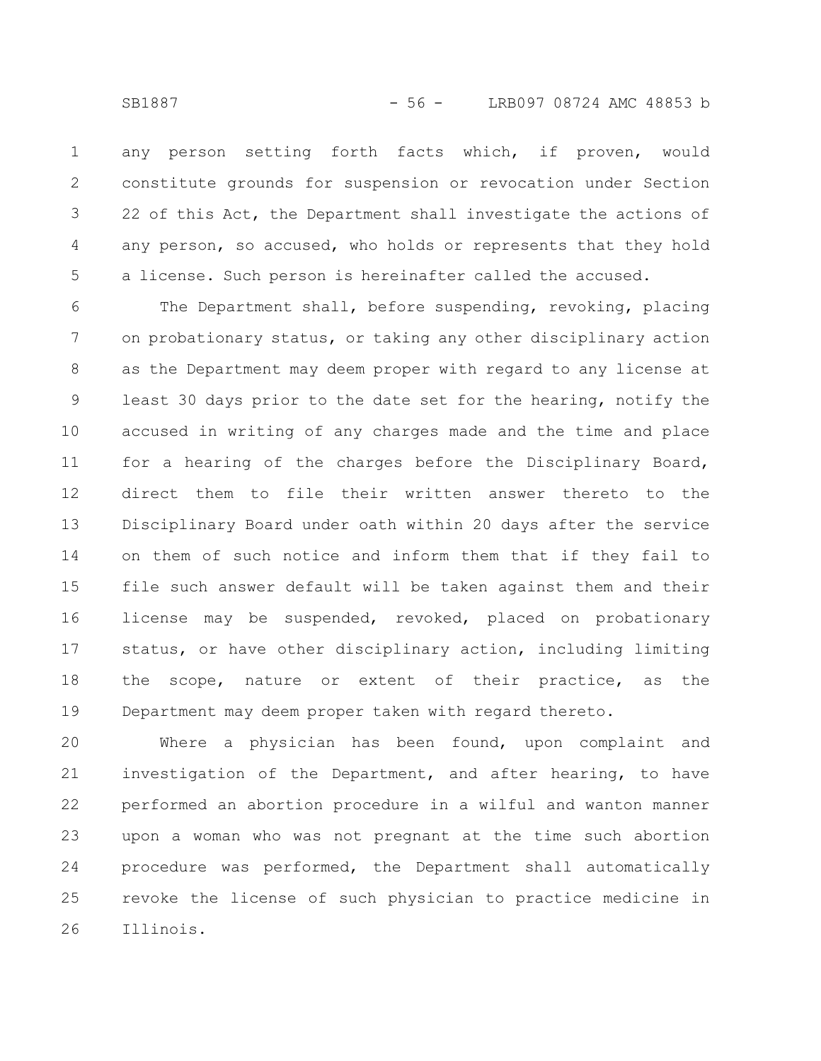any person setting forth facts which, if proven, would constitute grounds for suspension or revocation under Section 22 of this Act, the Department shall investigate the actions of any person, so accused, who holds or represents that they hold a license. Such person is hereinafter called the accused.

The Department shall, before suspending, revoking, placing on probationary status, or taking any other disciplinary action as the Department may deem proper with regard to any license at least 30 days prior to the date set for the hearing, notify the accused in writing of any charges made and the time and place for a hearing of the charges before the Disciplinary Board, direct them to file their written answer thereto to the Disciplinary Board under oath within 20 days after the service on them of such notice and inform them that if they fail to file such answer default will be taken against them and their license may be suspended, revoked, placed on probationary status, or have other disciplinary action, including limiting the scope, nature or extent of their practice, as the Department may deem proper taken with regard thereto.

Where a physician has been found, upon complaint and investigation of the Department, and after hearing, to have performed an abortion procedure in a wilful and wanton manner upon a woman who was not pregnant at the time such abortion procedure was performed, the Department shall automatically revoke the license of such physician to practice medicine in Illinois.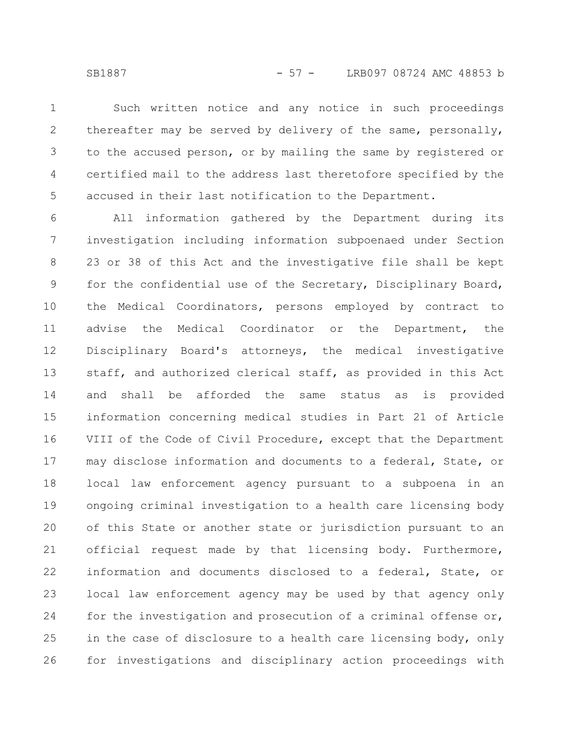Such written notice and any notice in such proceedings thereafter may be served by delivery of the same, personally, to the accused person, or by mailing the same by registered or certified mail to the address last theretofore specified by the accused in their last notification to the Department.

All information gathered by the Department during its investigation including information subpoenaed under Section 23 or 38 of this Act and the investigative file shall be kept for the confidential use of the Secretary, Disciplinary Board, the Medical Coordinators, persons employed by contract to advise the Medical Coordinator or the Department, the Disciplinary Board's attorneys, the medical investigative staff, and authorized clerical staff, as provided in this Act and shall be afforded the same status as is provided information concerning medical studies in Part 21 of Article VIII of the Code of Civil Procedure, except that the Department may disclose information and documents to a federal, State, or local law enforcement agency pursuant to a subpoena in an ongoing criminal investigation to a health care licensing body of this State or another state or jurisdiction pursuant to an official request made by that licensing body. Furthermore, information and documents disclosed to a federal, State, or local law enforcement agency may be used by that agency only for the investigation and prosecution of a criminal offense or, in the case of disclosure to a health care licensing body, only for investigations and disciplinary action proceedings with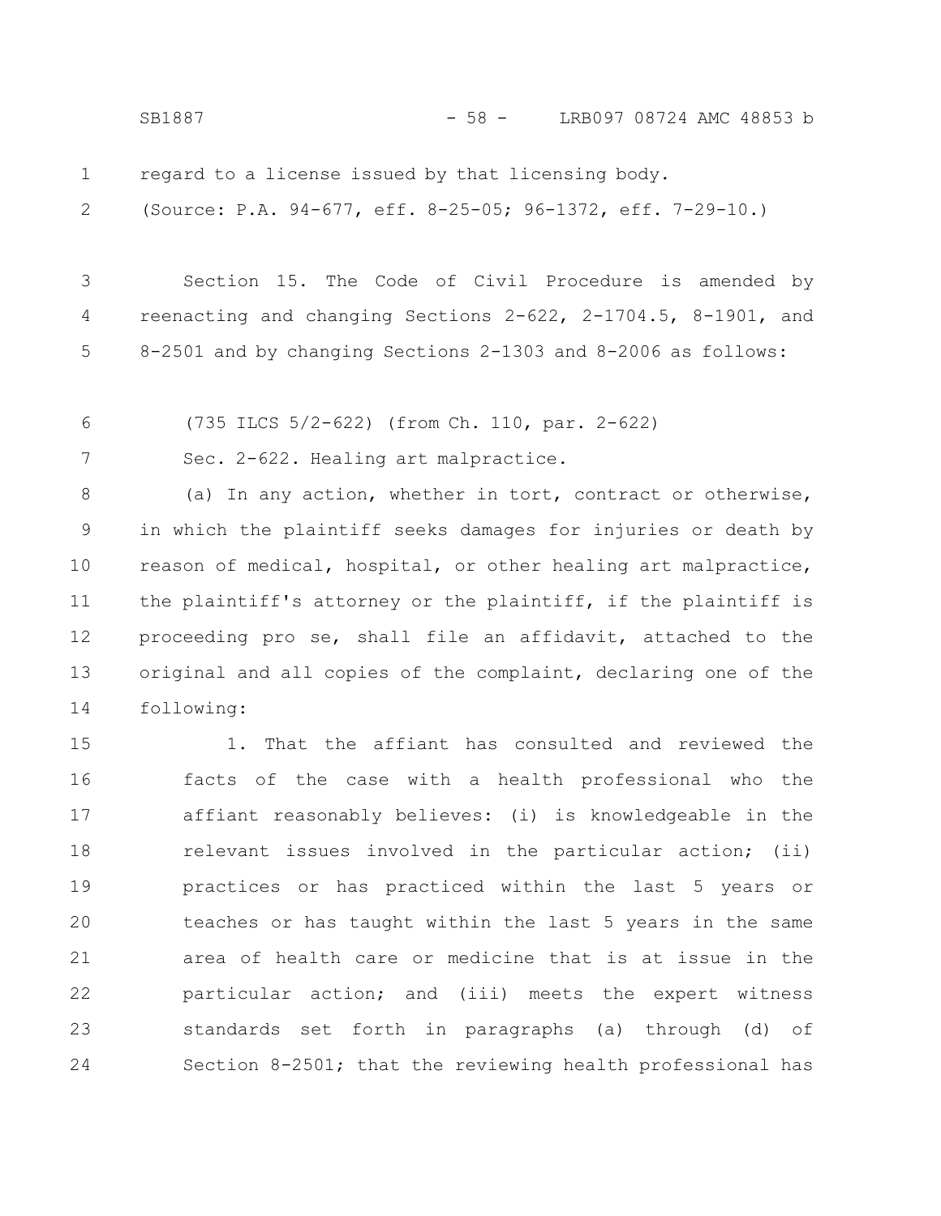regard to a license issued by that licensing body.

(Source: P.A. 94-677, eff. 8-25-05; 96-1372, eff. 7-29-10.)

Section 15. The Code of Civil Procedure is amended by reenacting and changing Sections 2-622, 2-1704.5, 8-1901, and 8-2501 and by changing Sections 2-1303 and 8-2006 as follows:

(735 ILCS 5/2-622) (from Ch. 110, par. 2-622)

Sec. 2-622. Healing art malpractice.

(a) In any action, whether in tort, contract or otherwise, in which the plaintiff seeks damages for injuries or death by reason of medical, hospital, or other healing art malpractice, the plaintiff's attorney or the plaintiff, if the plaintiff is proceeding pro se, shall file an affidavit, attached to the original and all copies of the complaint, declaring one of the following:

1. That the affiant has consulted and reviewed the facts of the case with a health professional who the affiant reasonably believes: (i) is knowledgeable in the relevant issues involved in the particular action; (ii) practices or has practiced within the last 5 years or teaches or has taught within the last 5 years in the same area of health care or medicine that is at issue in the particular action; and (iii) meets the expert witness standards set forth in paragraphs (a) through (d) of Section 8-2501; that the reviewing health professional has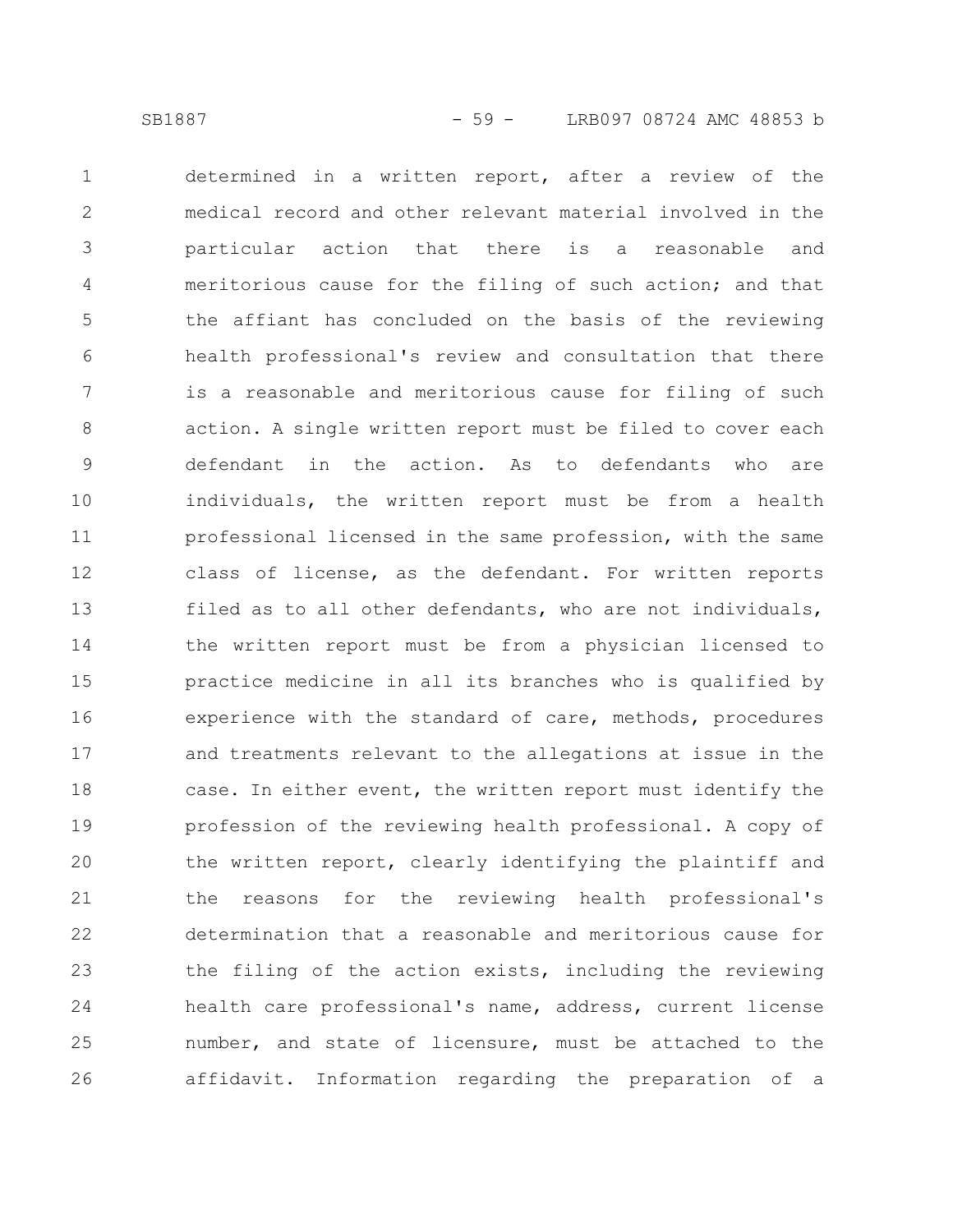determined in a written report, after a review of the medical record and other relevant material involved in the particular action that there is a reasonable and meritorious cause for the filing of such action; and that the affiant has concluded on the basis of the reviewing health professional's review and consultation that there is a reasonable and meritorious cause for filing of such action. A single written report must be filed to cover each defendant in the action. As to defendants who are individuals, the written report must be from a health professional licensed in the same profession, with the same class of license, as the defendant. For written reports filed as to all other defendants, who are not individuals, the written report must be from a physician licensed to practice medicine in all its branches who is qualified by experience with the standard of care, methods, procedures and treatments relevant to the allegations at issue in the case. In either event, the written report must identify the profession of the reviewing health professional. A copy of the written report, clearly identifying the plaintiff and the reasons for the reviewing health professional's determination that a reasonable and meritorious cause for the filing of the action exists, including the reviewing health care professional's name, address, current license number, and state of licensure, must be attached to the affidavit. Information regarding the preparation of a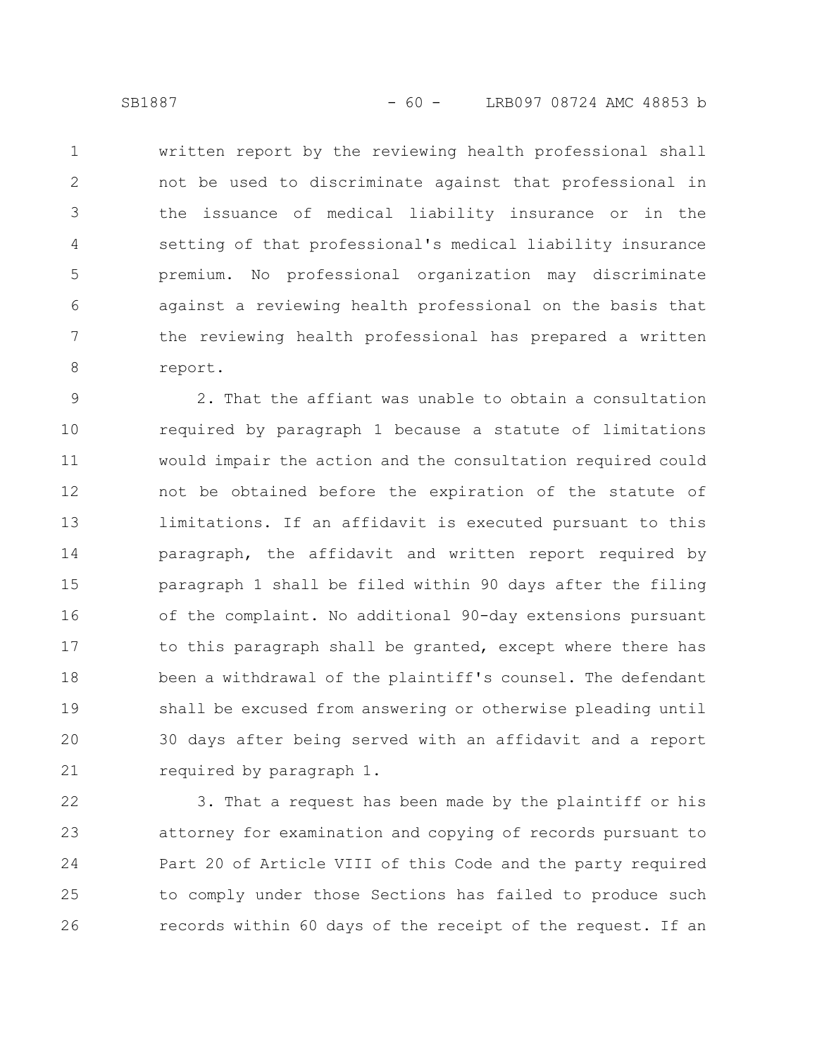written report by the reviewing health professional shall not be used to discriminate against that professional in the issuance of medical liability insurance or in the setting of that professional's medical liability insurance premium. No professional organization may discriminate against a reviewing health professional on the basis that the reviewing health professional has prepared a written report.

2. That the affiant was unable to obtain a consultation required by paragraph 1 because a statute of limitations would impair the action and the consultation required could not be obtained before the expiration of the statute of limitations. If an affidavit is executed pursuant to this paragraph, the affidavit and written report required by paragraph 1 shall be filed within 90 days after the filing of the complaint. No additional 90-day extensions pursuant to this paragraph shall be granted, except where there has been a withdrawal of the plaintiff's counsel. The defendant shall be excused from answering or otherwise pleading until 30 days after being served with an affidavit and a report required by paragraph 1.

3. That a request has been made by the plaintiff or his attorney for examination and copying of records pursuant to Part 20 of Article VIII of this Code and the party required to comply under those Sections has failed to produce such records within 60 days of the receipt of the request. If an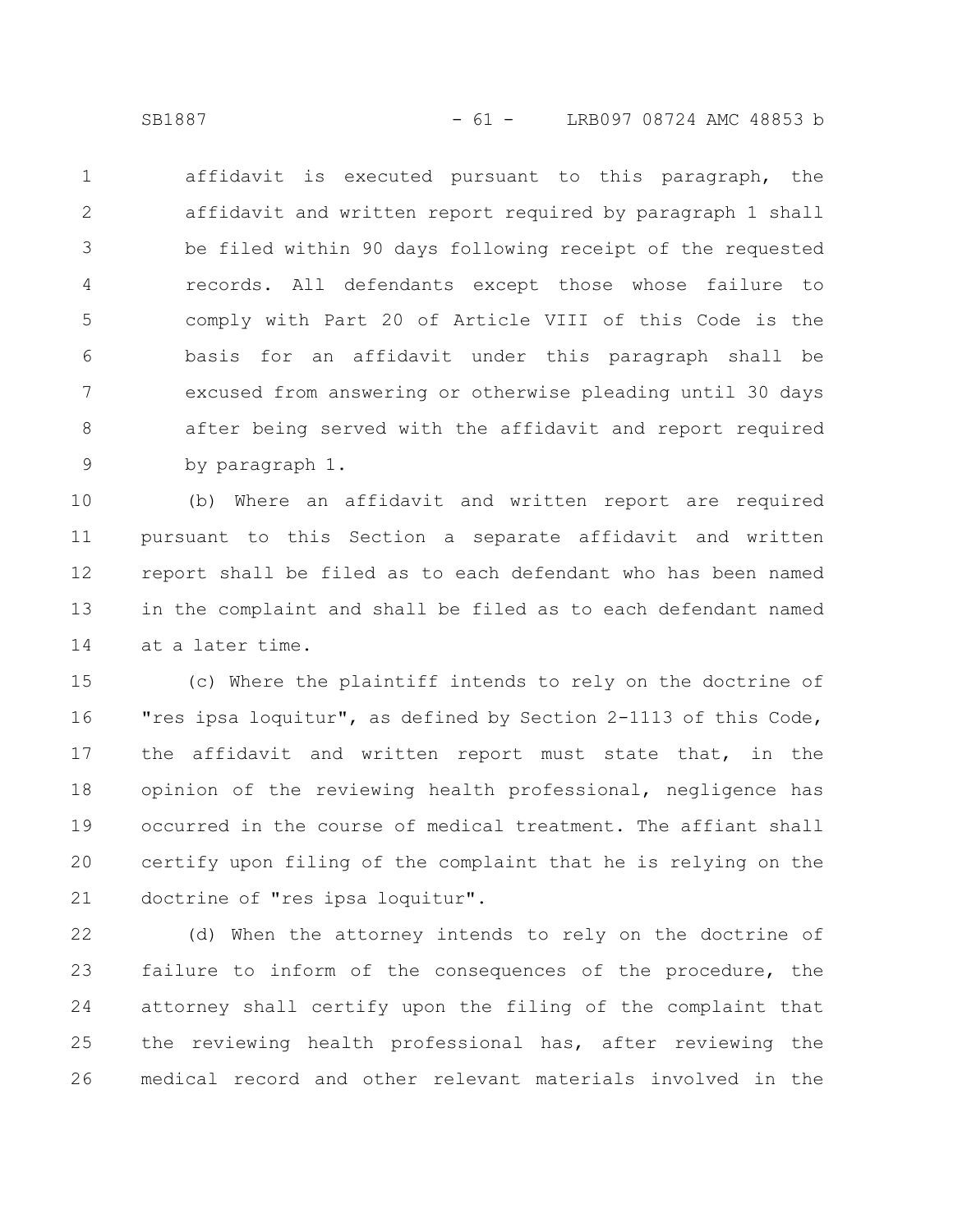affidavit is executed pursuant to this paragraph, the affidavit and written report required by paragraph 1 shall be filed within 90 days following receipt of the requested records. All defendants except those whose failure to comply with Part 20 of Article VIII of this Code is the basis for an affidavit under this paragraph shall be excused from answering or otherwise pleading until 30 days after being served with the affidavit and report required by paragraph 1.

(b) Where an affidavit and written report are required pursuant to this Section a separate affidavit and written report shall be filed as to each defendant who has been named in the complaint and shall be filed as to each defendant named at a later time.

(c) Where the plaintiff intends to rely on the doctrine of "res ipsa loquitur", as defined by Section 2-1113 of this Code, the affidavit and written report must state that, in the opinion of the reviewing health professional, negligence has occurred in the course of medical treatment. The affiant shall certify upon filing of the complaint that he is relying on the doctrine of "res ipsa loquitur".

(d) When the attorney intends to rely on the doctrine of failure to inform of the consequences of the procedure, the attorney shall certify upon the filing of the complaint that the reviewing health professional has, after reviewing the medical record and other relevant materials involved in the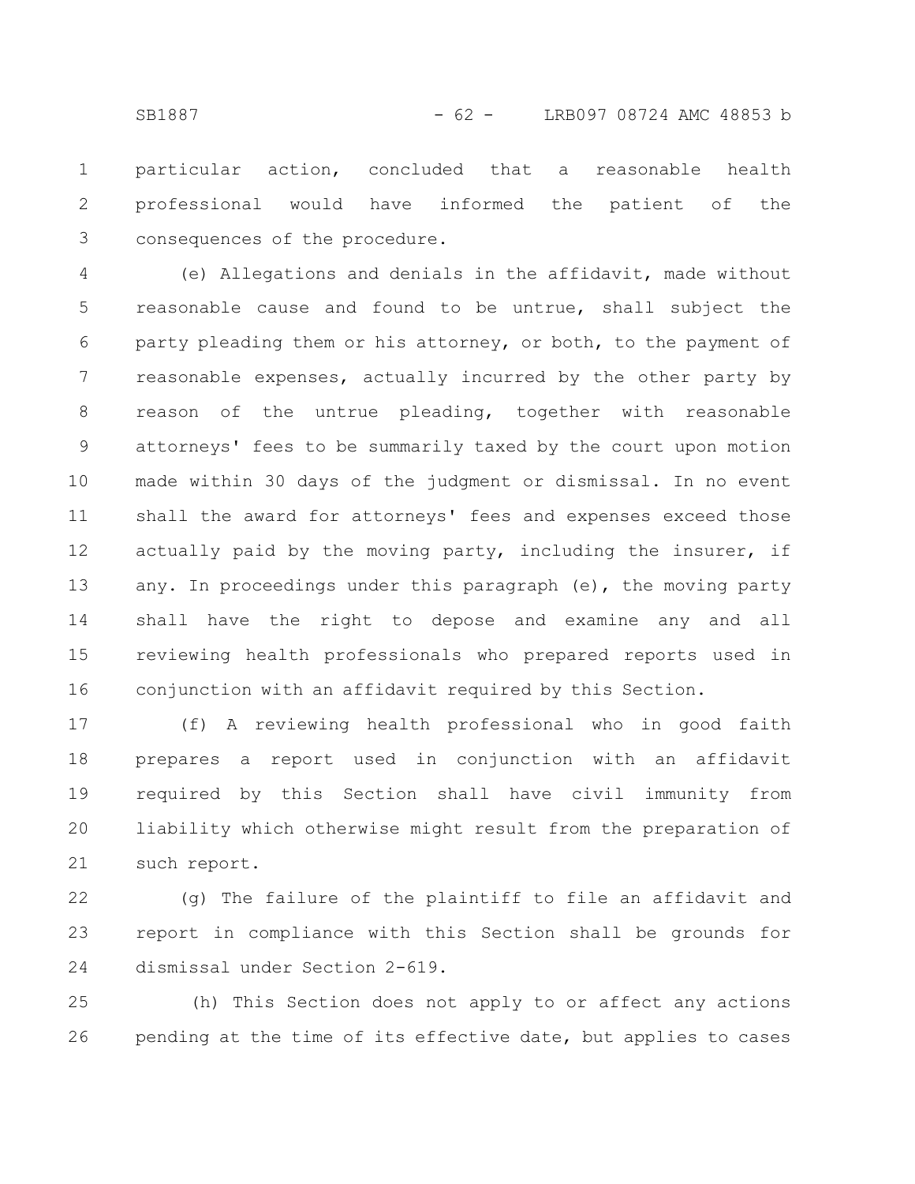particular action, concluded that a reasonable health professional would have informed the patient of the consequences of the procedure.

(e) Allegations and denials in the affidavit, made without reasonable cause and found to be untrue, shall subject the party pleading them or his attorney, or both, to the payment of reasonable expenses, actually incurred by the other party by reason of the untrue pleading, together with reasonable attorneys' fees to be summarily taxed by the court upon motion made within 30 days of the judgment or dismissal. In no event shall the award for attorneys' fees and expenses exceed those actually paid by the moving party, including the insurer, if any. In proceedings under this paragraph (e), the moving party shall have the right to depose and examine any and all reviewing health professionals who prepared reports used in conjunction with an affidavit required by this Section.

(f) A reviewing health professional who in good faith prepares a report used in conjunction with an affidavit required by this Section shall have civil immunity from liability which otherwise might result from the preparation of such report.

(g) The failure of the plaintiff to file an affidavit and report in compliance with this Section shall be grounds for dismissal under Section 2-619.

(h) This Section does not apply to or affect any actions pending at the time of its effective date, but applies to cases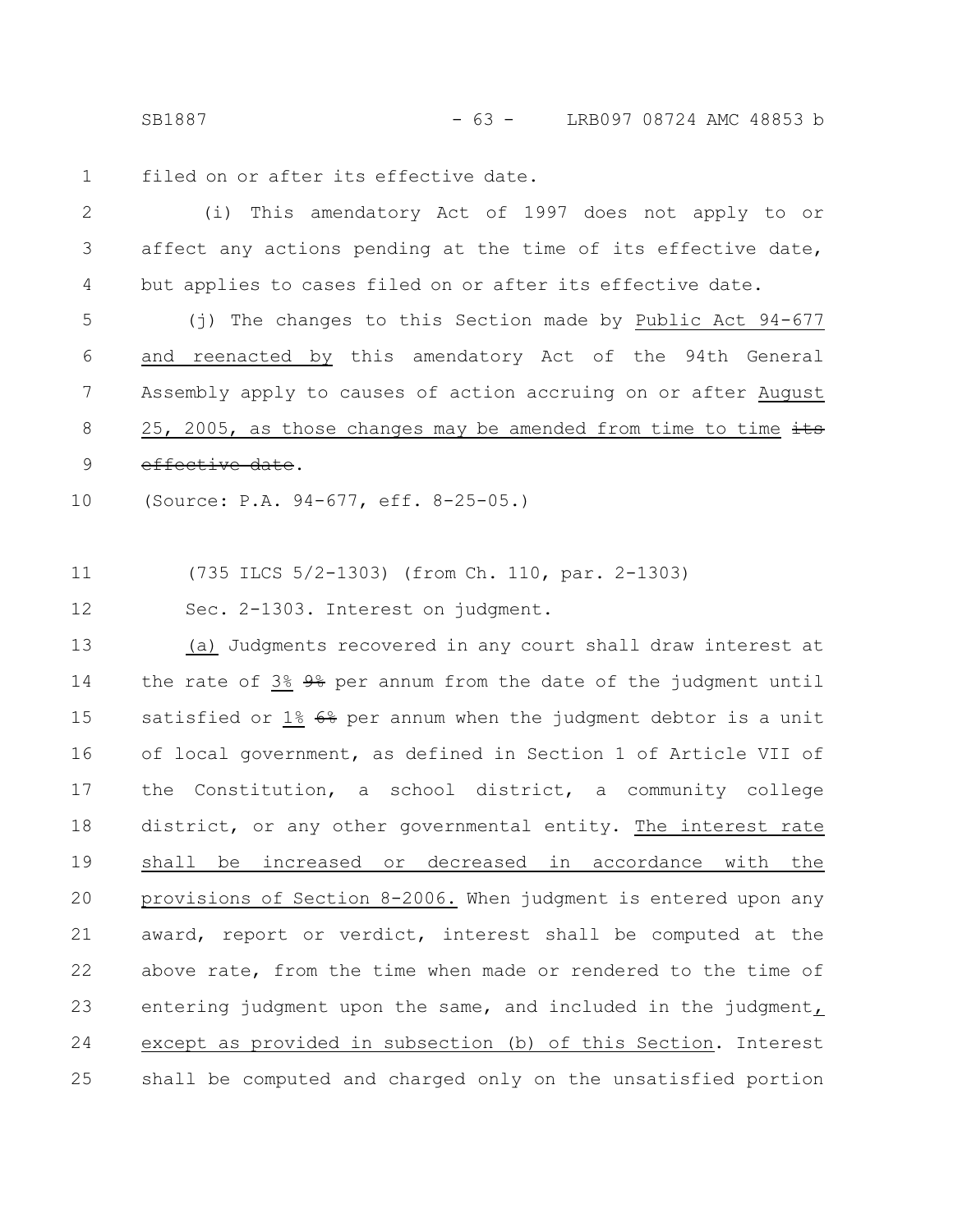filed on or after its effective date.

(i) This amendatory Act of 1997 does not apply to or affect any actions pending at the time of its effective date, but applies to cases filed on or after its effective date.

(j) The changes to this Section made by Public Act 94-677 and reenacted by this amendatory Act of the 94th General Assembly apply to causes of action accruing on or after August 25, 2005, as those changes may be amended from time to time ~~its effective date~~.

(Source: P.A. 94-677, eff. 8-25-05.)

(735 ILCS 5/2-1303) (from Ch. 110, par. 2-1303)

Sec. 2-1303. Interest on judgment.

(a) Judgments recovered in any court shall draw interest at the rate of 3% ~~9%~~ per annum from the date of the judgment until satisfied or 1% ~~6%~~ per annum when the judgment debtor is a unit of local government, as defined in Section 1 of Article VII of the Constitution, a school district, a community college district, or any other governmental entity. The interest rate shall be increased or decreased in accordance with the provisions of Section 8-2006. When judgment is entered upon any award, report or verdict, interest shall be computed at the above rate, from the time when made or rendered to the time of entering judgment upon the same, and included in the judgment, except as provided in subsection (b) of this Section. Interest shall be computed and charged only on the unsatisfied portion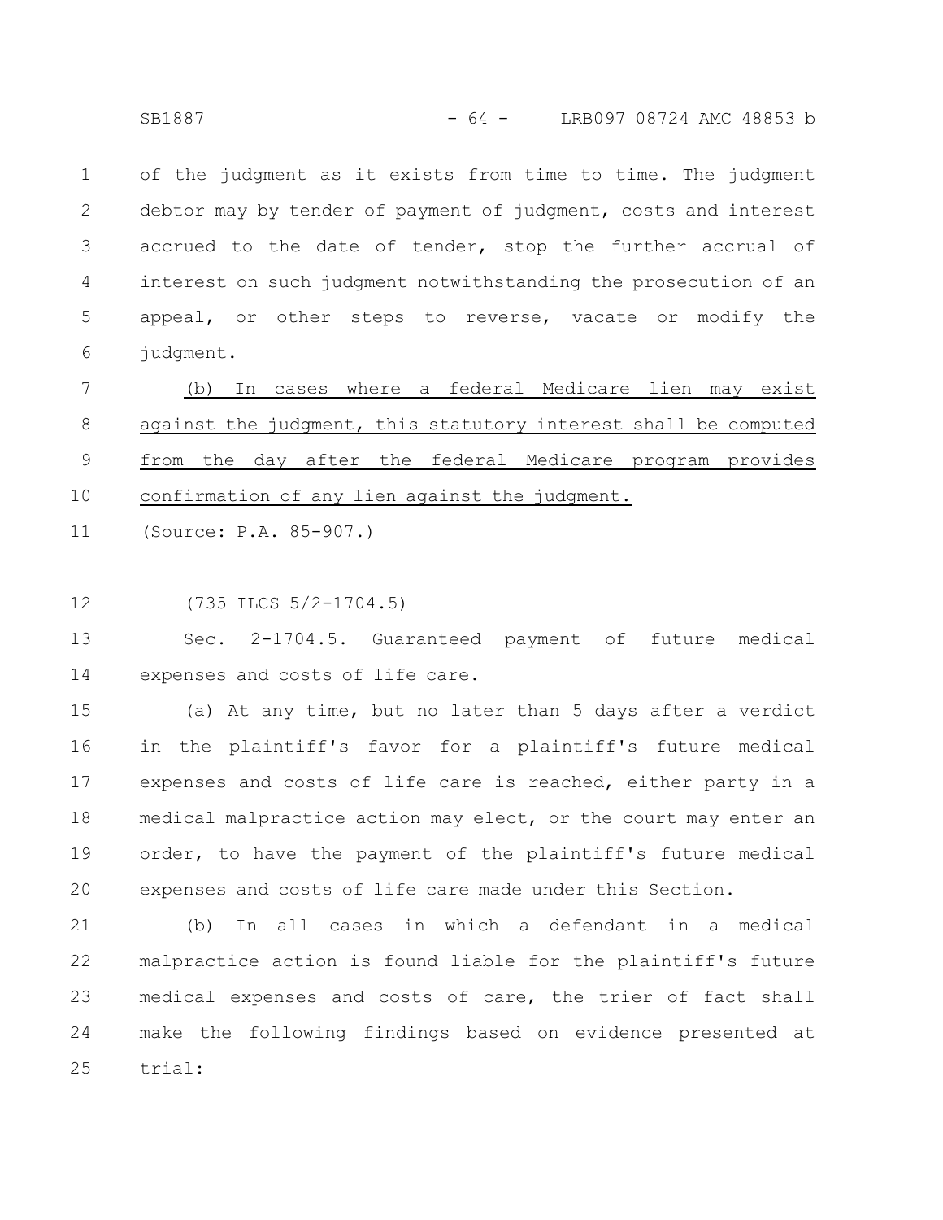of the judgment as it exists from time to time. The judgment debtor may by tender of payment of judgment, costs and interest accrued to the date of tender, stop the further accrual of interest on such judgment notwithstanding the prosecution of an appeal, or other steps to reverse, vacate or modify the judgment.

<u>(b) In cases where a federal Medicare lien may exist against the judgment, this statutory interest shall be computed from the day after the federal Medicare program provides confirmation of any lien against the judgment.</u>

(Source: P.A. 85-907.)

(735 ILCS 5/2-1704.5)

Sec. 2-1704.5. Guaranteed payment of future medical expenses and costs of life care.

(a) At any time, but no later than 5 days after a verdict in the plaintiff's favor for a plaintiff's future medical expenses and costs of life care is reached, either party in a medical malpractice action may elect, or the court may enter an order, to have the payment of the plaintiff's future medical expenses and costs of life care made under this Section.

(b) In all cases in which a defendant in a medical malpractice action is found liable for the plaintiff's future medical expenses and costs of care, the trier of fact shall make the following findings based on evidence presented at trial: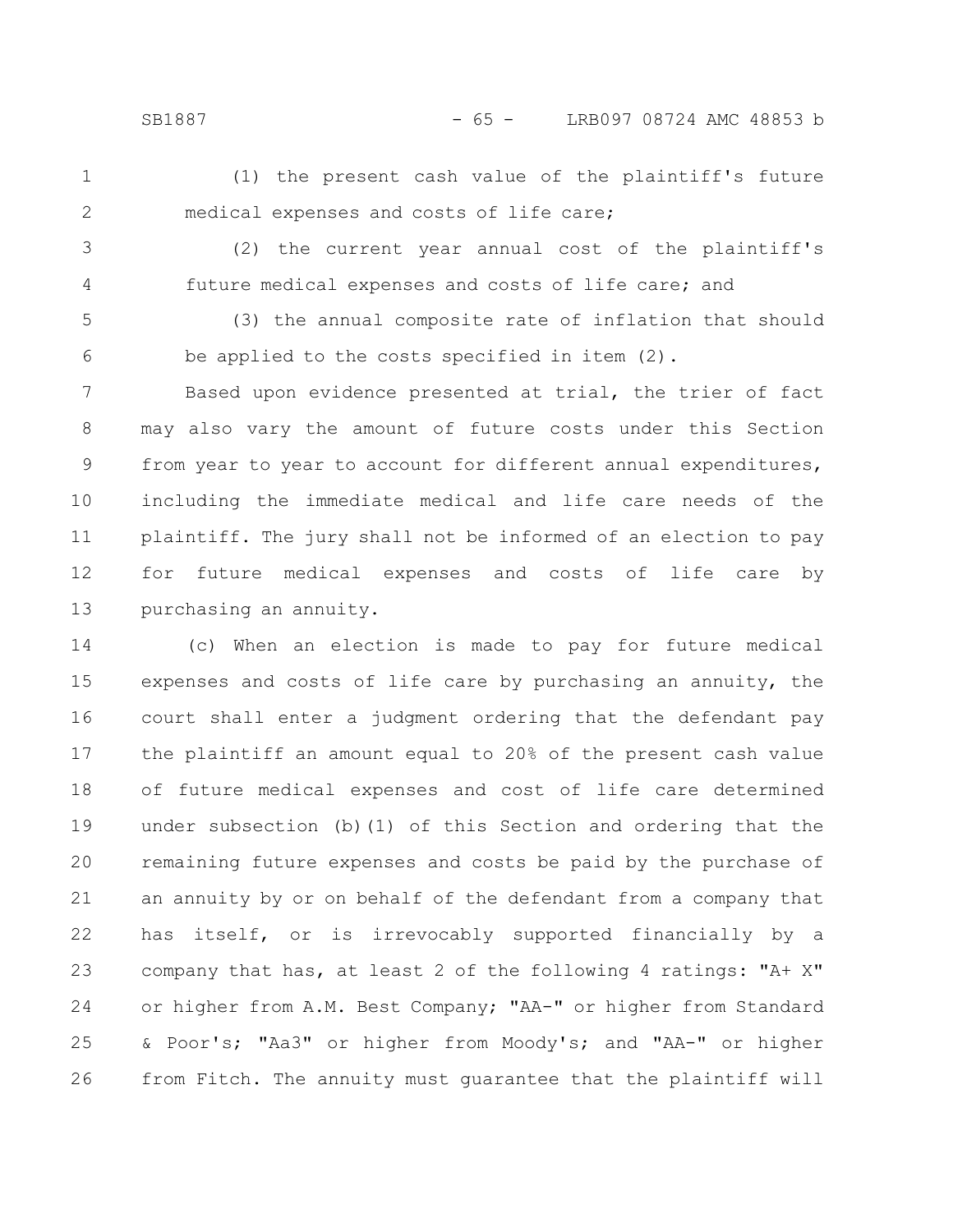(1) the present cash value of the plaintiff's future medical expenses and costs of life care;

(2) the current year annual cost of the plaintiff's future medical expenses and costs of life care; and

(3) the annual composite rate of inflation that should be applied to the costs specified in item (2).

Based upon evidence presented at trial, the trier of fact may also vary the amount of future costs under this Section from year to year to account for different annual expenditures, including the immediate medical and life care needs of the plaintiff. The jury shall not be informed of an election to pay for future medical expenses and costs of life care by purchasing an annuity.

(c) When an election is made to pay for future medical expenses and costs of life care by purchasing an annuity, the court shall enter a judgment ordering that the defendant pay the plaintiff an amount equal to 20% of the present cash value of future medical expenses and cost of life care determined under subsection (b)(1) of this Section and ordering that the remaining future expenses and costs be paid by the purchase of an annuity by or on behalf of the defendant from a company that has itself, or is irrevocably supported financially by a company that has, at least 2 of the following 4 ratings: "A+ X" or higher from A.M. Best Company; "AA-" or higher from Standard & Poor's; "Aa3" or higher from Moody's; and "AA-" or higher from Fitch. The annuity must guarantee that the plaintiff will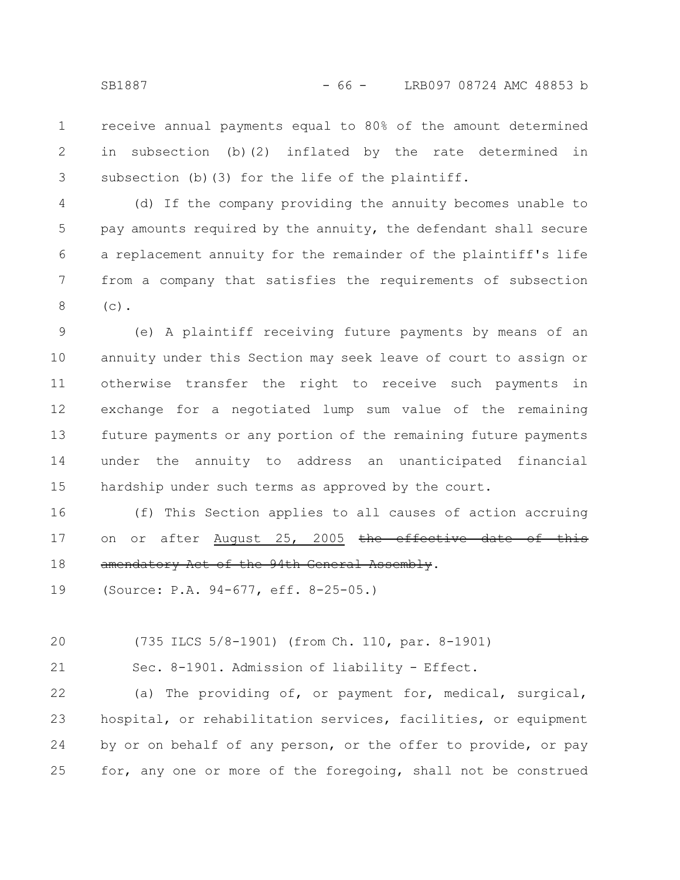receive annual payments equal to 80% of the amount determined in subsection (b)(2) inflated by the rate determined in subsection (b)(3) for the life of the plaintiff.

(d) If the company providing the annuity becomes unable to pay amounts required by the annuity, the defendant shall secure a replacement annuity for the remainder of the plaintiff's life from a company that satisfies the requirements of subsection (c).

(e) A plaintiff receiving future payments by means of an annuity under this Section may seek leave of court to assign or otherwise transfer the right to receive such payments in exchange for a negotiated lump sum value of the remaining future payments or any portion of the remaining future payments under the annuity to address an unanticipated financial hardship under such terms as approved by the court.

(f) This Section applies to all causes of action accruing on or after <u>August 25, 2005</u> ~~the effective date of this amendatory Act of the 94th General Assembly~~.

(Source: P.A. 94-677, eff. 8-25-05.)

(735 ILCS 5/8-1901) (from Ch. 110, par. 8-1901)

Sec. 8-1901. Admission of liability - Effect.

(a) The providing of, or payment for, medical, surgical, hospital, or rehabilitation services, facilities, or equipment by or on behalf of any person, or the offer to provide, or pay for, any one or more of the foregoing, shall not be construed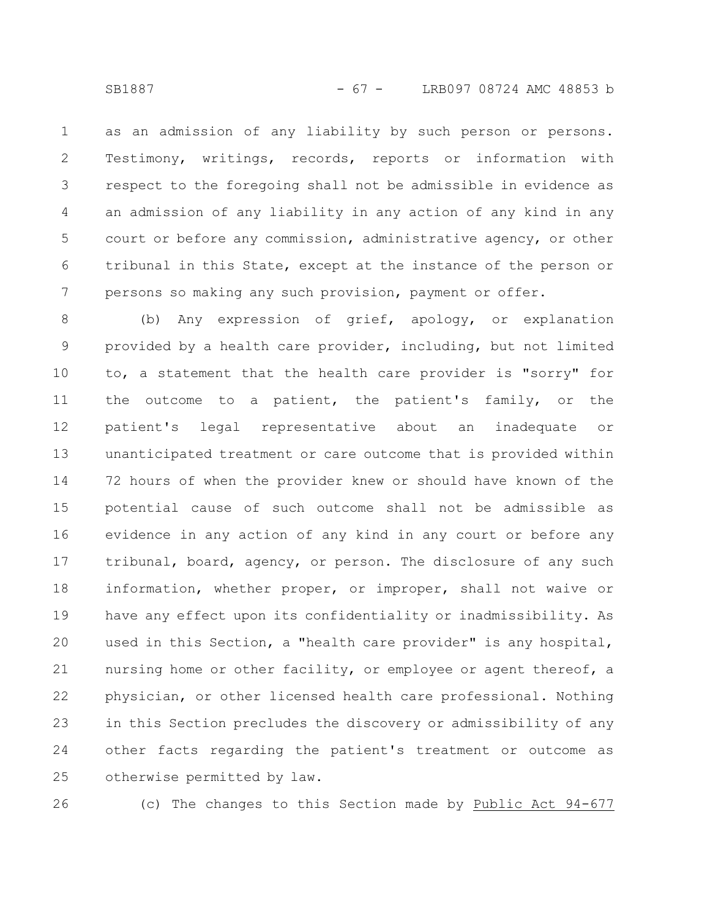as an admission of any liability by such person or persons. Testimony, writings, records, reports or information with respect to the foregoing shall not be admissible in evidence as an admission of any liability in any action of any kind in any court or before any commission, administrative agency, or other tribunal in this State, except at the instance of the person or persons so making any such provision, payment or offer.

(b) Any expression of grief, apology, or explanation provided by a health care provider, including, but not limited to, a statement that the health care provider is "sorry" for the outcome to a patient, the patient's family, or the patient's legal representative about an inadequate or unanticipated treatment or care outcome that is provided within 72 hours of when the provider knew or should have known of the potential cause of such outcome shall not be admissible as evidence in any action of any kind in any court or before any tribunal, board, agency, or person. The disclosure of any such information, whether proper, or improper, shall not waive or have any effect upon its confidentiality or inadmissibility. As used in this Section, a "health care provider" is any hospital, nursing home or other facility, or employee or agent thereof, a physician, or other licensed health care professional. Nothing in this Section precludes the discovery or admissibility of any other facts regarding the patient's treatment or outcome as otherwise permitted by law.

(c) The changes to this Section made by Public Act 94-677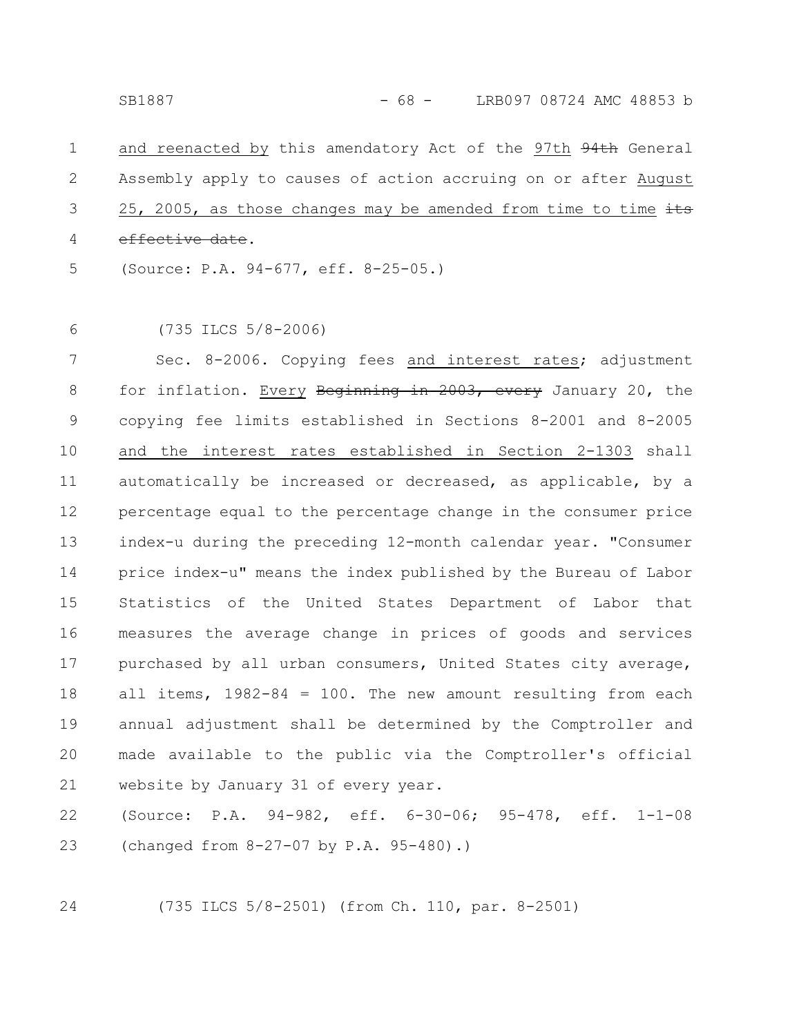and reenacted by this amendatory Act of the 97th ~~94th~~ General Assembly apply to causes of action accruing on or after August 25, 2005, as those changes may be amended from time to time ~~its effective date~~.

(Source: P.A. 94-677, eff. 8-25-05.)

(735 ILCS 5/8-2006)

Sec. 8-2006. Copying fees and interest rates; adjustment for inflation. Every ~~Beginning in 2003, every~~ January 20, the copying fee limits established in Sections 8-2001 and 8-2005 and the interest rates established in Section 2-1303 shall automatically be increased or decreased, as applicable, by a percentage equal to the percentage change in the consumer price index-u during the preceding 12-month calendar year. "Consumer price index-u" means the index published by the Bureau of Labor Statistics of the United States Department of Labor that measures the average change in prices of goods and services purchased by all urban consumers, United States city average, all items, 1982-84 = 100. The new amount resulting from each annual adjustment shall be determined by the Comptroller and made available to the public via the Comptroller's official website by January 31 of every year.

(Source: P.A. 94-982, eff. 6-30-06; 95-478, eff. 1-1-08 (changed from 8-27-07 by P.A. 95-480).)

(735 ILCS 5/8-2501) (from Ch. 110, par. 8-2501)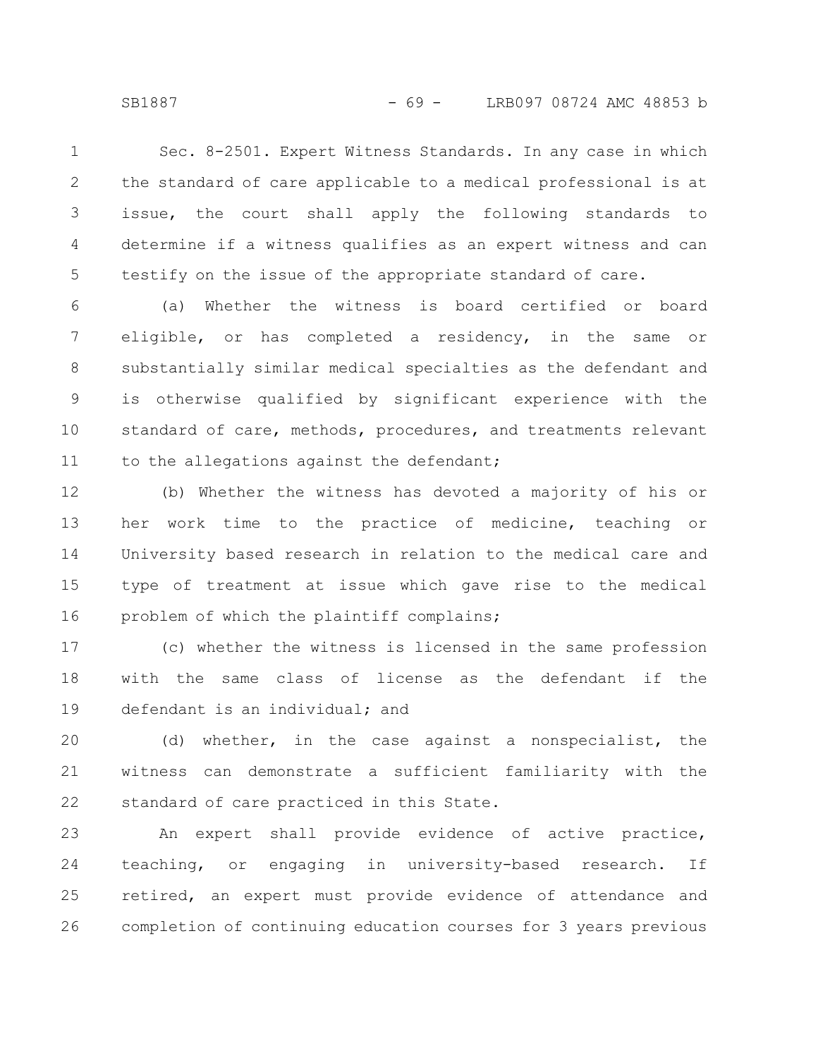Sec. 8-2501. Expert Witness Standards. In any case in which the standard of care applicable to a medical professional is at issue, the court shall apply the following standards to determine if a witness qualifies as an expert witness and can testify on the issue of the appropriate standard of care.

(a) Whether the witness is board certified or board eligible, or has completed a residency, in the same or substantially similar medical specialties as the defendant and is otherwise qualified by significant experience with the standard of care, methods, procedures, and treatments relevant to the allegations against the defendant;

(b) Whether the witness has devoted a majority of his or her work time to the practice of medicine, teaching or University based research in relation to the medical care and type of treatment at issue which gave rise to the medical problem of which the plaintiff complains;

(c) whether the witness is licensed in the same profession with the same class of license as the defendant if the defendant is an individual; and

(d) whether, in the case against a nonspecialist, the witness can demonstrate a sufficient familiarity with the standard of care practiced in this State.

An expert shall provide evidence of active practice, teaching, or engaging in university-based research. If retired, an expert must provide evidence of attendance and completion of continuing education courses for 3 years previous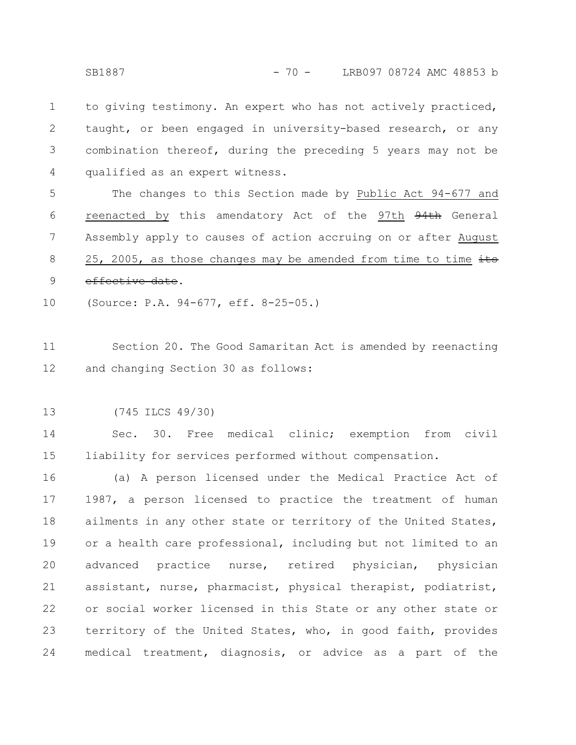to giving testimony. An expert who has not actively practiced, taught, or been engaged in university-based research, or any combination thereof, during the preceding 5 years may not be qualified as an expert witness.

The changes to this Section made by Public Act 94-677 and reenacted by this amendatory Act of the 97th ~~94th~~ General Assembly apply to causes of action accruing on or after August 25, 2005, as those changes may be amended from time to time ~~its effective date~~.

(Source: P.A. 94-677, eff. 8-25-05.)

Section 20. The Good Samaritan Act is amended by reenacting and changing Section 30 as follows:

(745 ILCS 49/30)

Sec. 30. Free medical clinic; exemption from civil liability for services performed without compensation.

(a) A person licensed under the Medical Practice Act of 1987, a person licensed to practice the treatment of human ailments in any other state or territory of the United States, or a health care professional, including but not limited to an advanced practice nurse, retired physician, physician assistant, nurse, pharmacist, physical therapist, podiatrist, or social worker licensed in this State or any other state or territory of the United States, who, in good faith, provides medical treatment, diagnosis, or advice as a part of the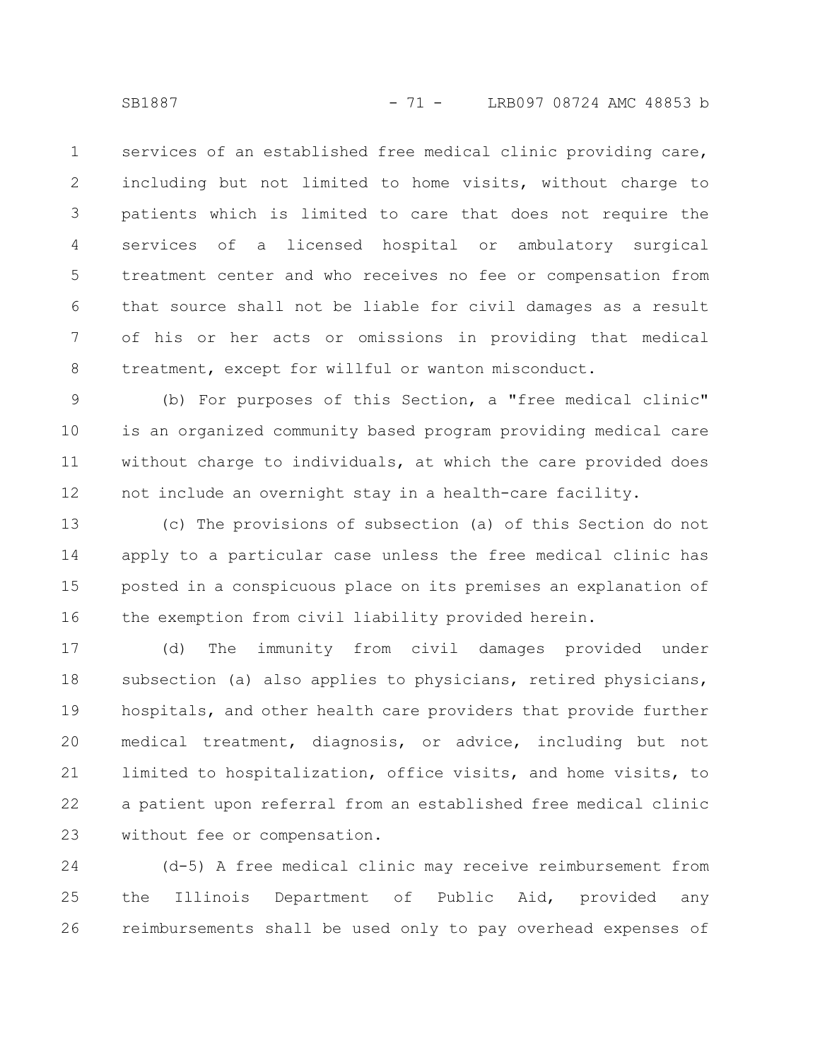services of an established free medical clinic providing care, including but not limited to home visits, without charge to patients which is limited to care that does not require the services of a licensed hospital or ambulatory surgical treatment center and who receives no fee or compensation from that source shall not be liable for civil damages as a result of his or her acts or omissions in providing that medical treatment, except for willful or wanton misconduct.

(b) For purposes of this Section, a "free medical clinic" is an organized community based program providing medical care without charge to individuals, at which the care provided does not include an overnight stay in a health-care facility.

(c) The provisions of subsection (a) of this Section do not apply to a particular case unless the free medical clinic has posted in a conspicuous place on its premises an explanation of the exemption from civil liability provided herein.

(d) The immunity from civil damages provided under subsection (a) also applies to physicians, retired physicians, hospitals, and other health care providers that provide further medical treatment, diagnosis, or advice, including but not limited to hospitalization, office visits, and home visits, to a patient upon referral from an established free medical clinic without fee or compensation.

(d-5) A free medical clinic may receive reimbursement from the Illinois Department of Public Aid, provided any reimbursements shall be used only to pay overhead expenses of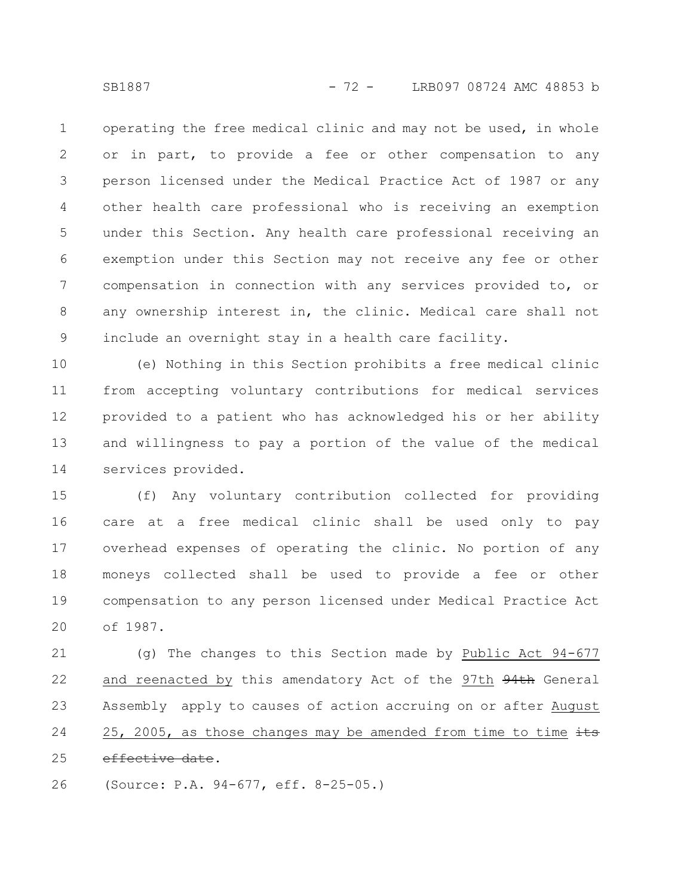operating the free medical clinic and may not be used, in whole or in part, to provide a fee or other compensation to any person licensed under the Medical Practice Act of 1987 or any other health care professional who is receiving an exemption under this Section. Any health care professional receiving an exemption under this Section may not receive any fee or other compensation in connection with any services provided to, or any ownership interest in, the clinic. Medical care shall not include an overnight stay in a health care facility.

(e) Nothing in this Section prohibits a free medical clinic from accepting voluntary contributions for medical services provided to a patient who has acknowledged his or her ability and willingness to pay a portion of the value of the medical services provided.

(f) Any voluntary contribution collected for providing care at a free medical clinic shall be used only to pay overhead expenses of operating the clinic. No portion of any moneys collected shall be used to provide a fee or other compensation to any person licensed under Medical Practice Act of 1987.

(g) The changes to this Section made by Public Act 94-677 and reenacted by this amendatory Act of the 97th ~~94th~~ General Assembly apply to causes of action accruing on or after August 25, 2005, as those changes may be amended from time to time ~~its effective date~~.

(Source: P.A. 94-677, eff. 8-25-05.)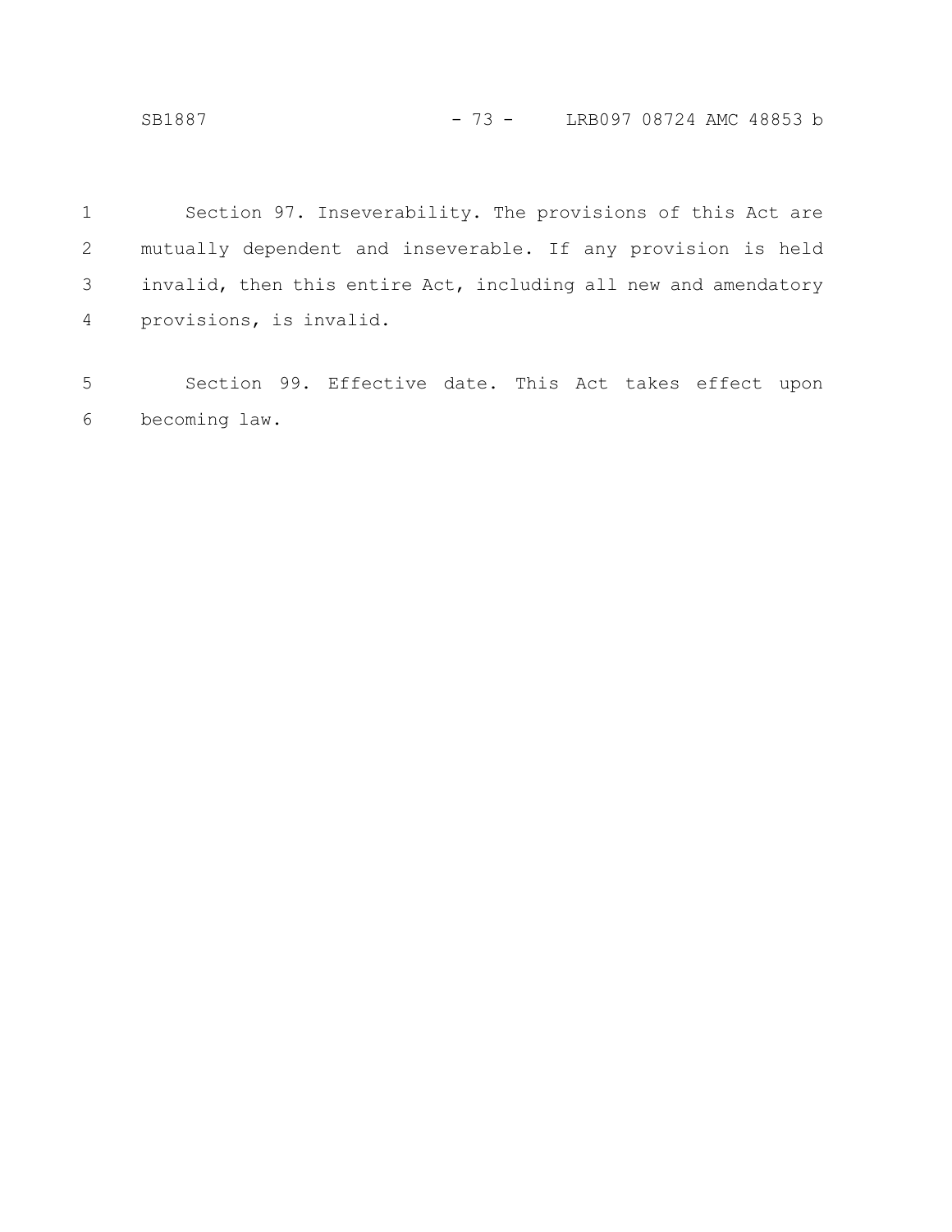Section 97. Inseverability. The provisions of this Act are mutually dependent and inseverable. If any provision is held invalid, then this entire Act, including all new and amendatory provisions, is invalid.

Section 99. Effective date. This Act takes effect upon becoming law.